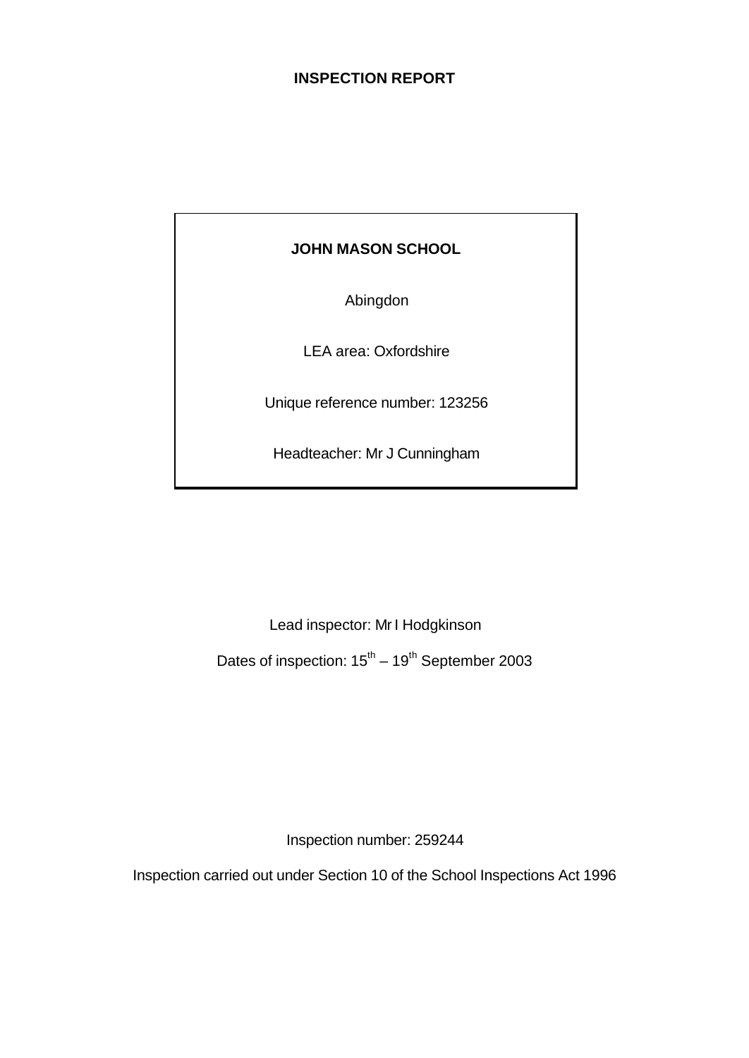# INSPECTION REPORT

**JOHN MASON SCHOOL**

Abingdon

LEA area: Oxfordshire

Unique reference number: 123256

Headteacher: Mr J Cunningham

Lead inspector: Mr I Hodgkinson

Dates of inspection: 15th – 19th September 2003

Inspection number: 259244

Inspection carried out under Section 10 of the School Inspections Act 1996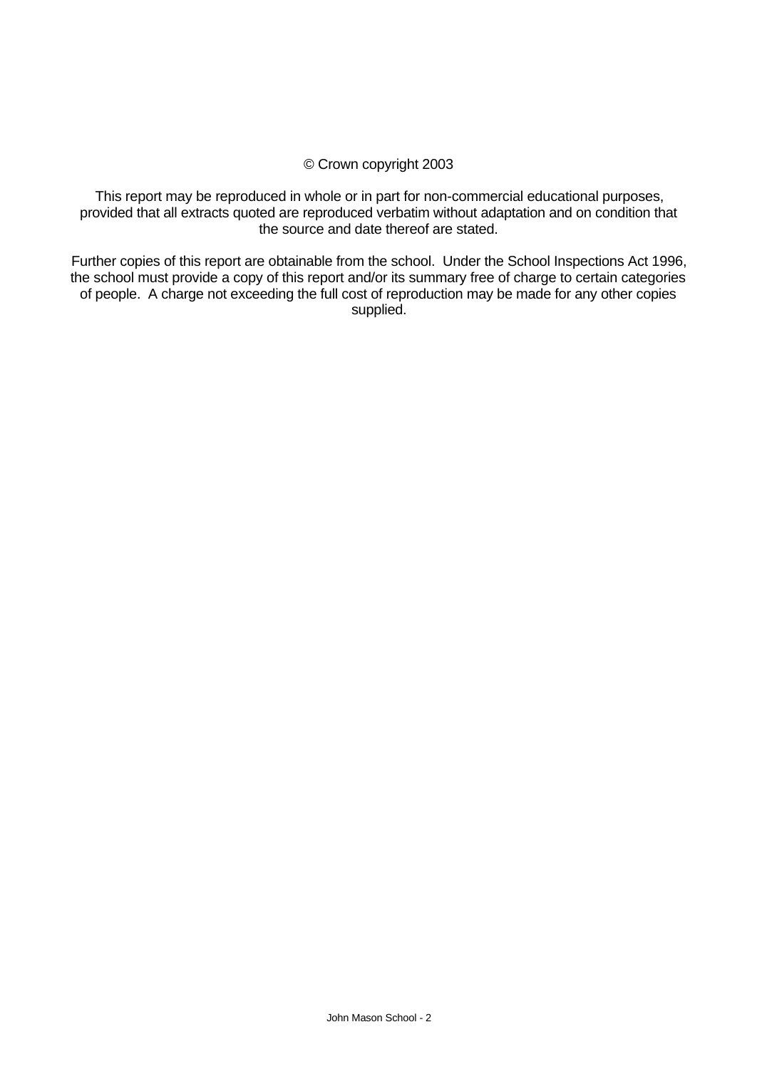© Crown copyright 2003

This report may be reproduced in whole or in part for non-commercial educational purposes, provided that all extracts quoted are reproduced verbatim without adaptation and on condition that the source and date thereof are stated.

Further copies of this report are obtainable from the school. Under the School Inspections Act 1996, the school must provide a copy of this report and/or its summary free of charge to certain categories of people. A charge not exceeding the full cost of reproduction may be made for any other copies supplied.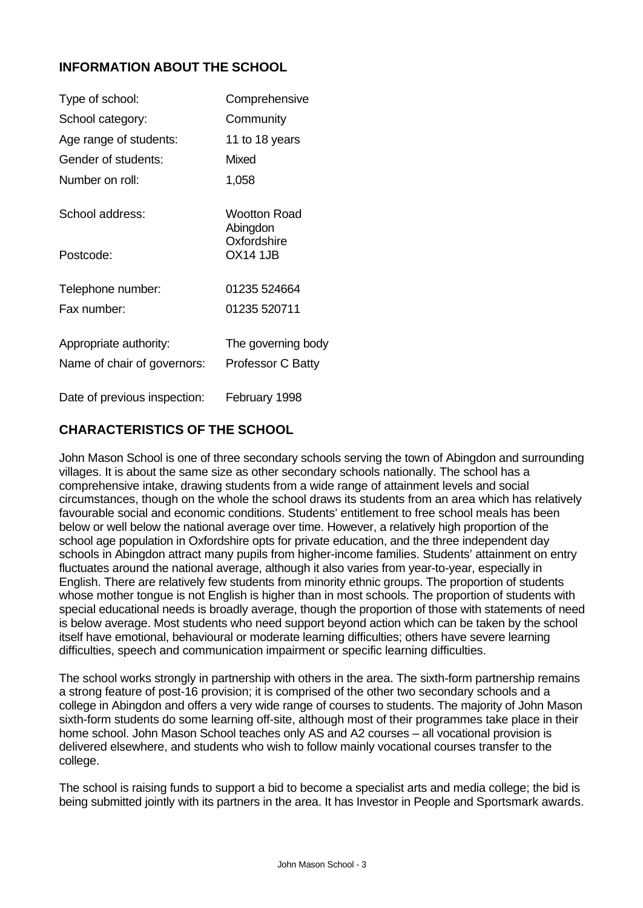## INFORMATION ABOUT THE SCHOOL

| | |
|---|---|
| Type of school: | Comprehensive |
| School category: | Community |
| Age range of students: | 11 to 18 years |
| Gender of students: | Mixed |
| Number on roll: | 1,058 |
| School address: | Wootton Road<br>Abingdon<br>Oxfordshire |
| Postcode: | OX14 1JB |
| Telephone number: | 01235 524664 |
| Fax number: | 01235 520711 |
| Appropriate authority: | The governing body |
| Name of chair of governors: | Professor C Batty |
| Date of previous inspection: | February 1998 |

## CHARACTERISTICS OF THE SCHOOL

John Mason School is one of three secondary schools serving the town of Abingdon and surrounding villages. It is about the same size as other secondary schools nationally. The school has a comprehensive intake, drawing students from a wide range of attainment levels and social circumstances, though on the whole the school draws its students from an area which has relatively favourable social and economic conditions. Students' entitlement to free school meals has been below or well below the national average over time. However, a relatively high proportion of the school age population in Oxfordshire opts for private education, and the three independent day schools in Abingdon attract many pupils from higher-income families. Students' attainment on entry fluctuates around the national average, although it also varies from year-to-year, especially in English. There are relatively few students from minority ethnic groups. The proportion of students whose mother tongue is not English is higher than in most schools. The proportion of students with special educational needs is broadly average, though the proportion of those with statements of need is below average. Most students who need support beyond action which can be taken by the school itself have emotional, behavioural or moderate learning difficulties; others have severe learning difficulties, speech and communication impairment or specific learning difficulties.

The school works strongly in partnership with others in the area. The sixth-form partnership remains a strong feature of post-16 provision; it is comprised of the other two secondary schools and a college in Abingdon and offers a very wide range of courses to students. The majority of John Mason sixth-form students do some learning off-site, although most of their programmes take place in their home school. John Mason School teaches only AS and A2 courses – all vocational provision is delivered elsewhere, and students who wish to follow mainly vocational courses transfer to the college.

The school is raising funds to support a bid to become a specialist arts and media college; the bid is being submitted jointly with its partners in the area. It has Investor in People and Sportsmark awards.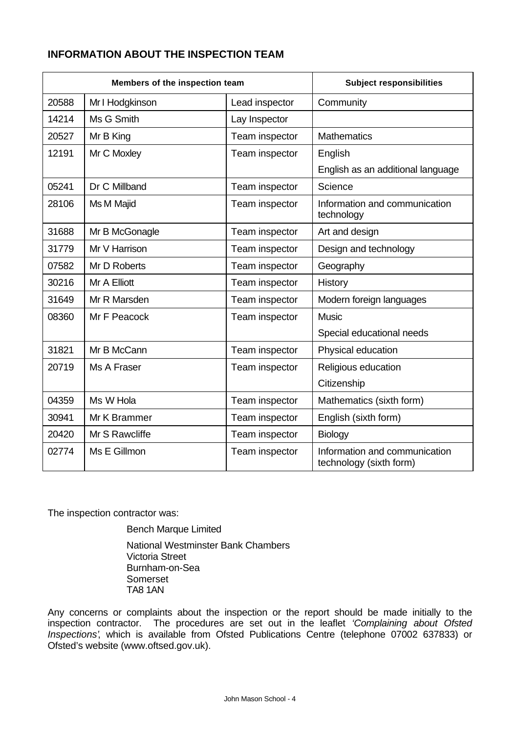## INFORMATION ABOUT THE INSPECTION TEAM

| Members of the inspection team | | | Subject responsibilities |
|---|---|---|---|
| 20588 | Mr I Hodgkinson | Lead inspector | Community |
| 14214 | Ms G Smith | Lay Inspector | |
| 20527 | Mr B King | Team inspector | Mathematics |
| 12191 | Mr C Moxley | Team inspector | English<br>English as an additional language |
| 05241 | Dr C Millband | Team inspector | Science |
| 28106 | Ms M Majid | Team inspector | Information and communication technology |
| 31688 | Mr B McGonagle | Team inspector | Art and design |
| 31779 | Mr V Harrison | Team inspector | Design and technology |
| 07582 | Mr D Roberts | Team inspector | Geography |
| 30216 | Mr A Elliott | Team inspector | History |
| 31649 | Mr R Marsden | Team inspector | Modern foreign languages |
| 08360 | Mr F Peacock | Team inspector | Music<br>Special educational needs |
| 31821 | Mr B McCann | Team inspector | Physical education |
| 20719 | Ms A Fraser | Team inspector | Religious education<br>Citizenship |
| 04359 | Ms W Hola | Team inspector | Mathematics (sixth form) |
| 30941 | Mr K Brammer | Team inspector | English (sixth form) |
| 20420 | Mr S Rawcliffe | Team inspector | Biology |
| 02774 | Ms E Gillmon | Team inspector | Information and communication technology (sixth form) |

The inspection contractor was:

Bench Marque Limited

National Westminster Bank Chambers
Victoria Street
Burnham-on-Sea
Somerset
TA8 1AN

Any concerns or complaints about the inspection or the report should be made initially to the inspection contractor. The procedures are set out in the leaflet *'Complaining about Ofsted Inspections'*, which is available from Ofsted Publications Centre (telephone 07002 637833) or Ofsted's website (www.oftsed.gov.uk).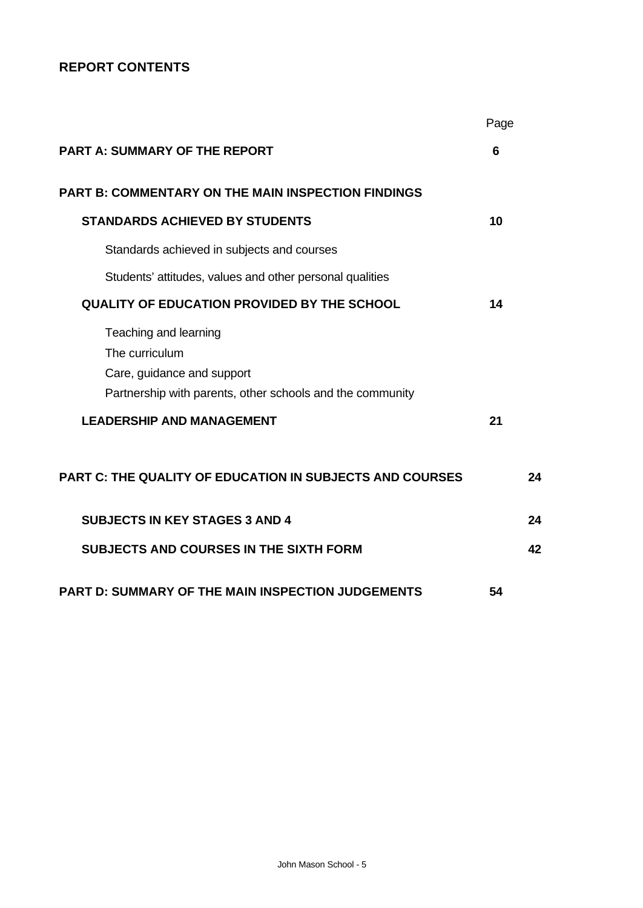## REPORT CONTENTS

| | Page |
|---|---|
| **PART A: SUMMARY OF THE REPORT** | **6** |
| **PART B: COMMENTARY ON THE MAIN INSPECTION FINDINGS** | |
| **STANDARDS ACHIEVED BY STUDENTS** | **10** |
| Standards achieved in subjects and courses | |
| Students' attitudes, values and other personal qualities | |
| **QUALITY OF EDUCATION PROVIDED BY THE SCHOOL** | **14** |
| Teaching and learning<br>The curriculum<br>Care, guidance and support<br>Partnership with parents, other schools and the community | |
| **LEADERSHIP AND MANAGEMENT** | **21** |
| **PART C: THE QUALITY OF EDUCATION IN SUBJECTS AND COURSES** | **24** |
| **SUBJECTS IN KEY STAGES 3 AND 4** | **24** |
| **SUBJECTS AND COURSES IN THE SIXTH FORM** | **42** |
| **PART D: SUMMARY OF THE MAIN INSPECTION JUDGEMENTS** | **54** |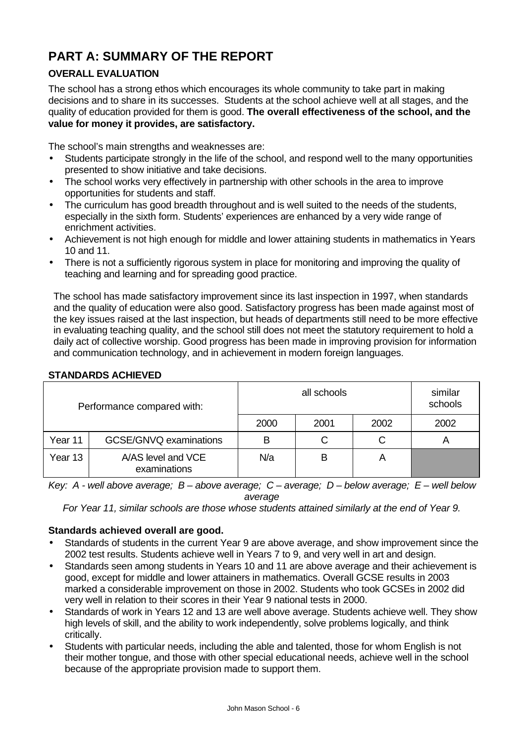# PART A: SUMMARY OF THE REPORT

## OVERALL EVALUATION

The school has a strong ethos which encourages its whole community to take part in making decisions and to share in its successes. Students at the school achieve well at all stages, and the quality of education provided for them is good. **The overall effectiveness of the school, and the value for money it provides, are satisfactory.**

The school's main strengths and weaknesses are:

- Students participate strongly in the life of the school, and respond well to the many opportunities presented to show initiative and take decisions.
- The school works very effectively in partnership with other schools in the area to improve opportunities for students and staff.
- The curriculum has good breadth throughout and is well suited to the needs of the students, especially in the sixth form. Students' experiences are enhanced by a very wide range of enrichment activities.
- Achievement is not high enough for middle and lower attaining students in mathematics in Years 10 and 11.
- There is not a sufficiently rigorous system in place for monitoring and improving the quality of teaching and learning and for spreading good practice.

The school has made satisfactory improvement since its last inspection in 1997, when standards and the quality of education were also good. Satisfactory progress has been made against most of the key issues raised at the last inspection, but heads of departments still need to be more effective in evaluating teaching quality, and the school still does not meet the statutory requirement to hold a daily act of collective worship. Good progress has been made in improving provision for information and communication technology, and in achievement in modern foreign languages.

## STANDARDS ACHIEVED

| Performance compared with: | | all schools | | | similar schools |
|---|---|---|---|---|---|
| | | 2000 | 2001 | 2002 | 2002 |
| Year 11 | GCSE/GNVQ examinations | B | C | C | A |
| Year 13 | A/AS level and VCE examinations | N/a | B | A | |

*Key: A - well above average; B – above average; C – average; D – below average; E – well below average*

*For Year 11, similar schools are those whose students attained similarly at the end of Year 9.*

**Standards achieved overall are good.**

- Standards of students in the current Year 9 are above average, and show improvement since the 2002 test results. Students achieve well in Years 7 to 9, and very well in art and design.
- Standards seen among students in Years 10 and 11 are above average and their achievement is good, except for middle and lower attainers in mathematics. Overall GCSE results in 2003 marked a considerable improvement on those in 2002. Students who took GCSEs in 2002 did very well in relation to their scores in their Year 9 national tests in 2000.
- Standards of work in Years 12 and 13 are well above average. Students achieve well. They show high levels of skill, and the ability to work independently, solve problems logically, and think critically.
- Students with particular needs, including the able and talented, those for whom English is not their mother tongue, and those with other special educational needs, achieve well in the school because of the appropriate provision made to support them.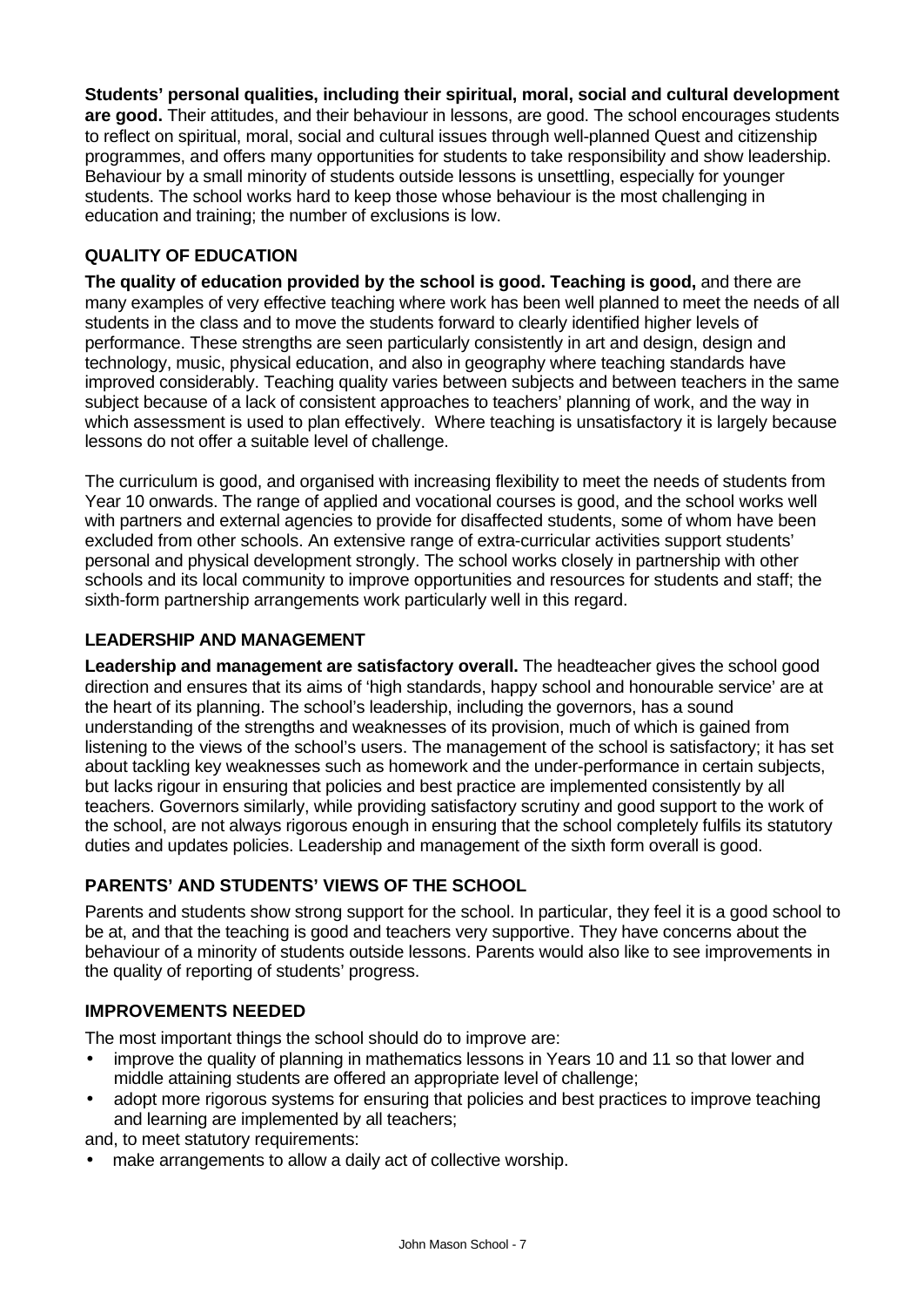**Students' personal qualities, including their spiritual, moral, social and cultural development are good.** Their attitudes, and their behaviour in lessons, are good. The school encourages students to reflect on spiritual, moral, social and cultural issues through well-planned Quest and citizenship programmes, and offers many opportunities for students to take responsibility and show leadership. Behaviour by a small minority of students outside lessons is unsettling, especially for younger students. The school works hard to keep those whose behaviour is the most challenging in education and training; the number of exclusions is low.

## QUALITY OF EDUCATION

**The quality of education provided by the school is good. Teaching is good,** and there are many examples of very effective teaching where work has been well planned to meet the needs of all students in the class and to move the students forward to clearly identified higher levels of performance. These strengths are seen particularly consistently in art and design, design and technology, music, physical education, and also in geography where teaching standards have improved considerably. Teaching quality varies between subjects and between teachers in the same subject because of a lack of consistent approaches to teachers' planning of work, and the way in which assessment is used to plan effectively. Where teaching is unsatisfactory it is largely because lessons do not offer a suitable level of challenge.

The curriculum is good, and organised with increasing flexibility to meet the needs of students from Year 10 onwards. The range of applied and vocational courses is good, and the school works well with partners and external agencies to provide for disaffected students, some of whom have been excluded from other schools. An extensive range of extra-curricular activities support students' personal and physical development strongly. The school works closely in partnership with other schools and its local community to improve opportunities and resources for students and staff; the sixth-form partnership arrangements work particularly well in this regard.

## LEADERSHIP AND MANAGEMENT

**Leadership and management are satisfactory overall.** The headteacher gives the school good direction and ensures that its aims of 'high standards, happy school and honourable service' are at the heart of its planning. The school's leadership, including the governors, has a sound understanding of the strengths and weaknesses of its provision, much of which is gained from listening to the views of the school's users. The management of the school is satisfactory; it has set about tackling key weaknesses such as homework and the under-performance in certain subjects, but lacks rigour in ensuring that policies and best practice are implemented consistently by all teachers. Governors similarly, while providing satisfactory scrutiny and good support to the work of the school, are not always rigorous enough in ensuring that the school completely fulfils its statutory duties and updates policies. Leadership and management of the sixth form overall is good.

## PARENTS' AND STUDENTS' VIEWS OF THE SCHOOL

Parents and students show strong support for the school. In particular, they feel it is a good school to be at, and that the teaching is good and teachers very supportive. They have concerns about the behaviour of a minority of students outside lessons. Parents would also like to see improvements in the quality of reporting of students' progress.

## IMPROVEMENTS NEEDED

The most important things the school should do to improve are:

- improve the quality of planning in mathematics lessons in Years 10 and 11 so that lower and middle attaining students are offered an appropriate level of challenge;
- adopt more rigorous systems for ensuring that policies and best practices to improve teaching and learning are implemented by all teachers;

and, to meet statutory requirements:

- make arrangements to allow a daily act of collective worship.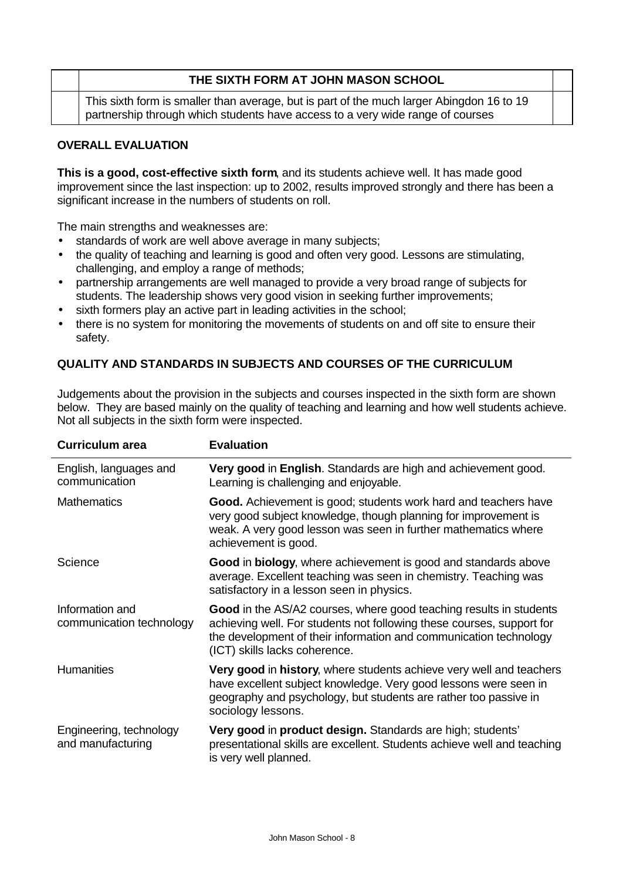| THE SIXTH FORM AT JOHN MASON SCHOOL |
| --- |
| This sixth form is smaller than average, but is part of the much larger Abingdon 16 to 19 partnership through which students have access to a very wide range of courses |

**OVERALL EVALUATION**

**This is a good, cost-effective sixth form**, and its students achieve well. It has made good improvement since the last inspection: up to 2002, results improved strongly and there has been a significant increase in the numbers of students on roll.

The main strengths and weaknesses are:

- standards of work are well above average in many subjects;
- the quality of teaching and learning is good and often very good. Lessons are stimulating, challenging, and employ a range of methods;
- partnership arrangements are well managed to provide a very broad range of subjects for students. The leadership shows very good vision in seeking further improvements;
- sixth formers play an active part in leading activities in the school;
- there is no system for monitoring the movements of students on and off site to ensure their safety.

**QUALITY AND STANDARDS IN SUBJECTS AND COURSES OF THE CURRICULUM**

Judgements about the provision in the subjects and courses inspected in the sixth form are shown below. They are based mainly on the quality of teaching and learning and how well students achieve. Not all subjects in the sixth form were inspected.

| Curriculum area | Evaluation |
| --- | --- |
| English, languages and communication | **Very good** in **English**. Standards are high and achievement good. Learning is challenging and enjoyable. |
| Mathematics | **Good.** Achievement is good; students work hard and teachers have very good subject knowledge, though planning for improvement is weak. A very good lesson was seen in further mathematics where achievement is good. |
| Science | **Good** in **biology**, where achievement is good and standards above average. Excellent teaching was seen in chemistry. Teaching was satisfactory in a lesson seen in physics. |
| Information and communication technology | **Good** in the AS/A2 courses, where good teaching results in students achieving well. For students not following these courses, support for the development of their information and communication technology (ICT) skills lacks coherence. |
| Humanities | **Very good** in **history**, where students achieve very well and teachers have excellent subject knowledge. Very good lessons were seen in geography and psychology, but students are rather too passive in sociology lessons. |
| Engineering, technology and manufacturing | **Very good** in **product design.** Standards are high; students' presentational skills are excellent. Students achieve well and teaching is very well planned. |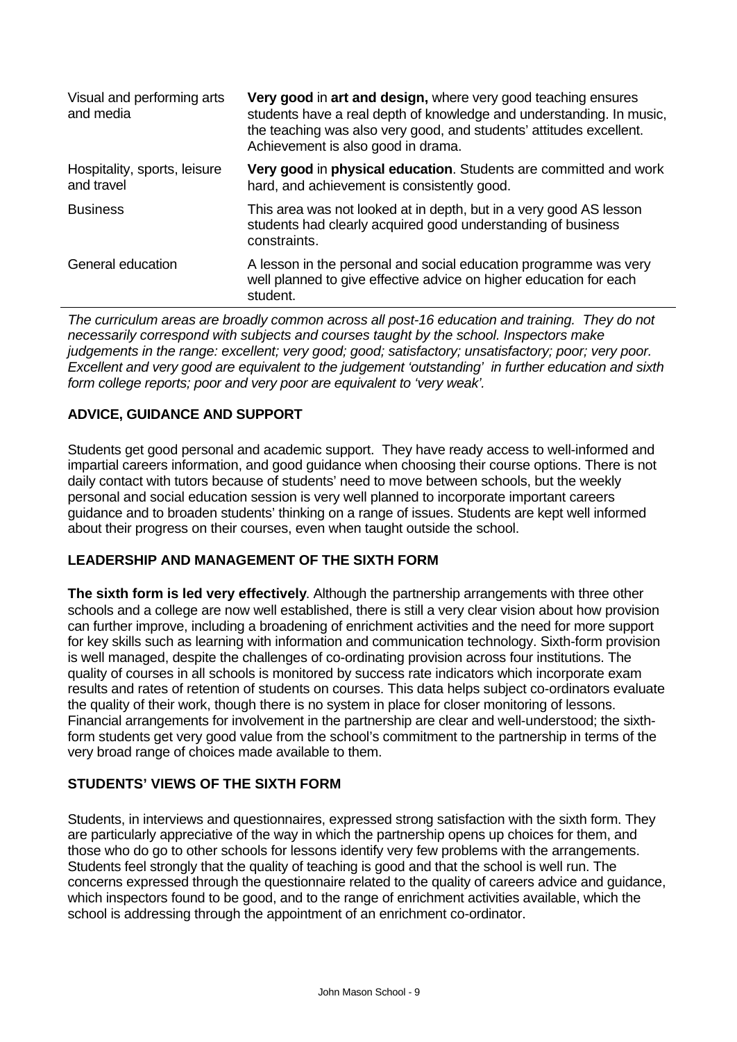| | |
|---|---|
| Visual and performing arts and media | **Very good** in **art and design,** where very good teaching ensures students have a real depth of knowledge and understanding. In music, the teaching was also very good, and students' attitudes excellent. Achievement is also good in drama. |
| Hospitality, sports, leisure and travel | **Very good** in **physical education**. Students are committed and work hard, and achievement is consistently good. |
| Business | This area was not looked at in depth, but in a very good AS lesson students had clearly acquired good understanding of business constraints. |
| General education | A lesson in the personal and social education programme was very well planned to give effective advice on higher education for each student. |

*The curriculum areas are broadly common across all post-16 education and training. They do not necessarily correspond with subjects and courses taught by the school. Inspectors make judgements in the range: excellent; very good; good; satisfactory; unsatisfactory; poor; very poor. Excellent and very good are equivalent to the judgement 'outstanding' in further education and sixth form college reports; poor and very poor are equivalent to 'very weak'.*

## ADVICE, GUIDANCE AND SUPPORT

Students get good personal and academic support. They have ready access to well-informed and impartial careers information, and good guidance when choosing their course options. There is not daily contact with tutors because of students' need to move between schools, but the weekly personal and social education session is very well planned to incorporate important careers guidance and to broaden students' thinking on a range of issues. Students are kept well informed about their progress on their courses, even when taught outside the school.

## LEADERSHIP AND MANAGEMENT OF THE SIXTH FORM

**The sixth form is led very effectively**. Although the partnership arrangements with three other schools and a college are now well established, there is still a very clear vision about how provision can further improve, including a broadening of enrichment activities and the need for more support for key skills such as learning with information and communication technology. Sixth-form provision is well managed, despite the challenges of co-ordinating provision across four institutions. The quality of courses in all schools is monitored by success rate indicators which incorporate exam results and rates of retention of students on courses. This data helps subject co-ordinators evaluate the quality of their work, though there is no system in place for closer monitoring of lessons. Financial arrangements for involvement in the partnership are clear and well-understood; the sixth-form students get very good value from the school's commitment to the partnership in terms of the very broad range of choices made available to them.

## STUDENTS' VIEWS OF THE SIXTH FORM

Students, in interviews and questionnaires, expressed strong satisfaction with the sixth form. They are particularly appreciative of the way in which the partnership opens up choices for them, and those who do go to other schools for lessons identify very few problems with the arrangements. Students feel strongly that the quality of teaching is good and that the school is well run. The concerns expressed through the questionnaire related to the quality of careers advice and guidance, which inspectors found to be good, and to the range of enrichment activities available, which the school is addressing through the appointment of an enrichment co-ordinator.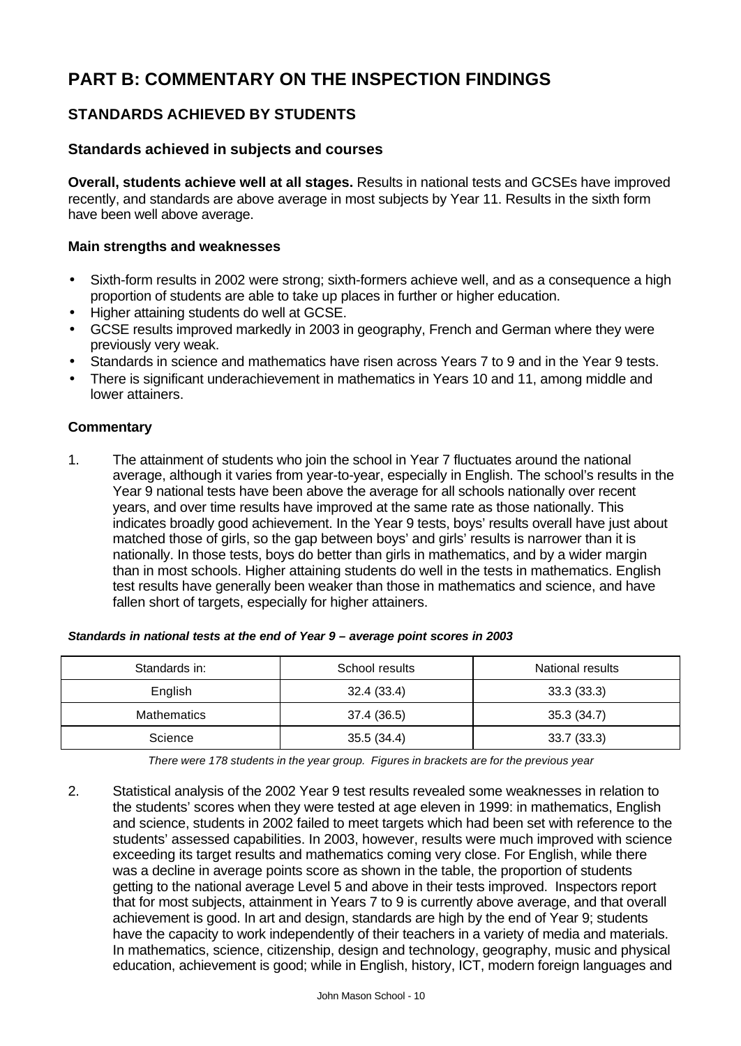# PART B: COMMENTARY ON THE INSPECTION FINDINGS

## STANDARDS ACHIEVED BY STUDENTS

### Standards achieved in subjects and courses

**Overall, students achieve well at all stages.** Results in national tests and GCSEs have improved recently, and standards are above average in most subjects by Year 11. Results in the sixth form have been well above average.

#### Main strengths and weaknesses

- Sixth-form results in 2002 were strong; sixth-formers achieve well, and as a consequence a high proportion of students are able to take up places in further or higher education.
- Higher attaining students do well at GCSE.
- GCSE results improved markedly in 2003 in geography, French and German where they were previously very weak.
- Standards in science and mathematics have risen across Years 7 to 9 and in the Year 9 tests.
- There is significant underachievement in mathematics in Years 10 and 11, among middle and lower attainers.

#### Commentary

1. The attainment of students who join the school in Year 7 fluctuates around the national average, although it varies from year-to-year, especially in English. The school's results in the Year 9 national tests have been above the average for all schools nationally over recent years, and over time results have improved at the same rate as those nationally. This indicates broadly good achievement. In the Year 9 tests, boys' results overall have just about matched those of girls, so the gap between boys' and girls' results is narrower than it is nationally. In those tests, boys do better than girls in mathematics, and by a wider margin than in most schools. Higher attaining students do well in the tests in mathematics. English test results have generally been weaker than those in mathematics and science, and have fallen short of targets, especially for higher attainers.

***Standards in national tests at the end of Year 9 – average point scores in 2003***

| Standards in: | School results | National results |
|---|---|---|
| English | 32.4 (33.4) | 33.3 (33.3) |
| Mathematics | 37.4 (36.5) | 35.3 (34.7) |
| Science | 35.5 (34.4) | 33.7 (33.3) |

*There were 178 students in the year group. Figures in brackets are for the previous year*

2. Statistical analysis of the 2002 Year 9 test results revealed some weaknesses in relation to the students' scores when they were tested at age eleven in 1999: in mathematics, English and science, students in 2002 failed to meet targets which had been set with reference to the students' assessed capabilities. In 2003, however, results were much improved with science exceeding its target results and mathematics coming very close. For English, while there was a decline in average points score as shown in the table, the proportion of students getting to the national average Level 5 and above in their tests improved. Inspectors report that for most subjects, attainment in Years 7 to 9 is currently above average, and that overall achievement is good. In art and design, standards are high by the end of Year 9; students have the capacity to work independently of their teachers in a variety of media and materials. In mathematics, science, citizenship, design and technology, geography, music and physical education, achievement is good; while in English, history, ICT, modern foreign languages and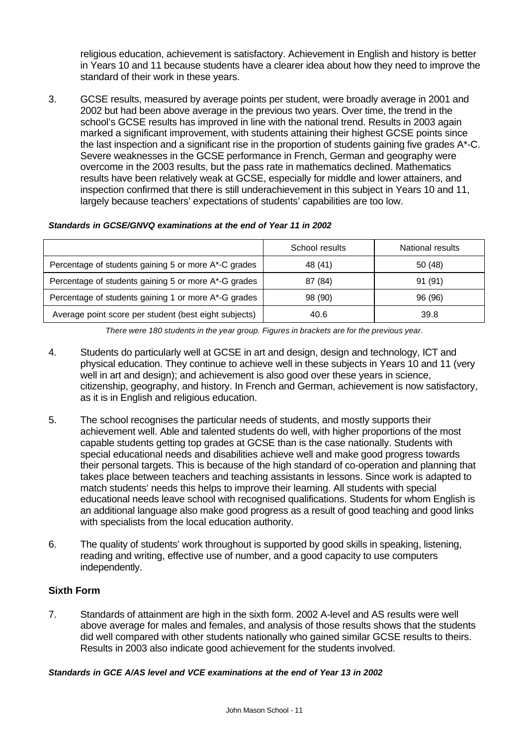religious education, achievement is satisfactory. Achievement in English and history is better in Years 10 and 11 because students have a clearer idea about how they need to improve the standard of their work in these years.

3. GCSE results, measured by average points per student, were broadly average in 2001 and 2002 but had been above average in the previous two years. Over time, the trend in the school's GCSE results has improved in line with the national trend. Results in 2003 again marked a significant improvement, with students attaining their highest GCSE points since the last inspection and a significant rise in the proportion of students gaining five grades A*-C. Severe weaknesses in the GCSE performance in French, German and geography were overcome in the 2003 results, but the pass rate in mathematics declined. Mathematics results have been relatively weak at GCSE, especially for middle and lower attainers, and inspection confirmed that there is still underachievement in this subject in Years 10 and 11, largely because teachers' expectations of students' capabilities are too low.

***Standards in GCSE/GNVQ examinations at the end of Year 11 in 2002***

| | School results | National results |
|---|---|---|
| Percentage of students gaining 5 or more A*-C grades | 48 (41) | 50 (48) |
| Percentage of students gaining 5 or more A*-G grades | 87 (84) | 91 (91) |
| Percentage of students gaining 1 or more A*-G grades | 98 (90) | 96 (96) |
| Average point score per student (best eight subjects) | 40.6 | 39.8 |

*There were 180 students in the year group. Figures in brackets are for the previous year.*

4. Students do particularly well at GCSE in art and design, design and technology, ICT and physical education. They continue to achieve well in these subjects in Years 10 and 11 (very well in art and design); and achievement is also good over these years in science, citizenship, geography, and history. In French and German, achievement is now satisfactory, as it is in English and religious education.

5. The school recognises the particular needs of students, and mostly supports their achievement well. Able and talented students do well, with higher proportions of the most capable students getting top grades at GCSE than is the case nationally. Students with special educational needs and disabilities achieve well and make good progress towards their personal targets. This is because of the high standard of co-operation and planning that takes place between teachers and teaching assistants in lessons. Since work is adapted to match students' needs this helps to improve their learning. All students with special educational needs leave school with recognised qualifications. Students for whom English is an additional language also make good progress as a result of good teaching and good links with specialists from the local education authority.

6. The quality of students' work throughout is supported by good skills in speaking, listening, reading and writing, effective use of number, and a good capacity to use computers independently.

## Sixth Form

7. Standards of attainment are high in the sixth form. 2002 A-level and AS results were well above average for males and females, and analysis of those results shows that the students did well compared with other students nationally who gained similar GCSE results to theirs. Results in 2003 also indicate good achievement for the students involved.

***Standards in GCE A/AS level and VCE examinations at the end of Year 13 in 2002***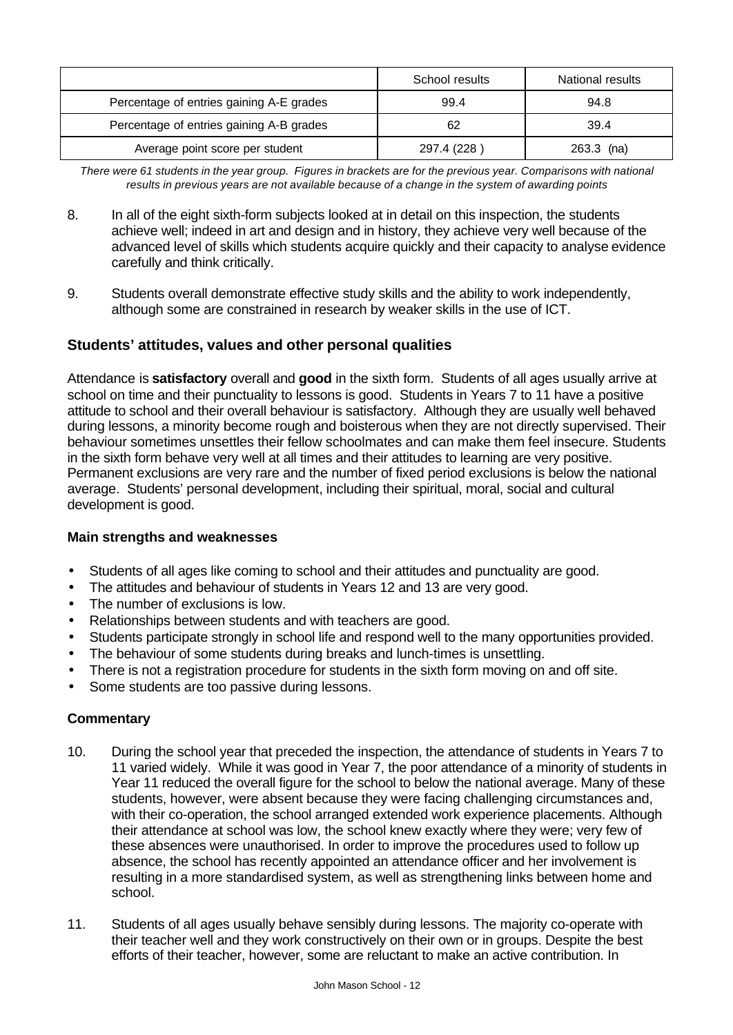|  | School results | National results |
| --- | --- | --- |
| Percentage of entries gaining A-E grades | 99.4 | 94.8 |
| Percentage of entries gaining A-B grades | 62 | 39.4 |
| Average point score per student | 297.4 (228 ) | 263.3 (na) |

*There were 61 students in the year group. Figures in brackets are for the previous year. Comparisons with national results in previous years are not available because of a change in the system of awarding points*

8. In all of the eight sixth-form subjects looked at in detail on this inspection, the students achieve well; indeed in art and design and in history, they achieve very well because of the advanced level of skills which students acquire quickly and their capacity to analyse evidence carefully and think critically.

9. Students overall demonstrate effective study skills and the ability to work independently, although some are constrained in research by weaker skills in the use of ICT.

## Students' attitudes, values and other personal qualities

Attendance is **satisfactory** overall and **good** in the sixth form. Students of all ages usually arrive at school on time and their punctuality to lessons is good. Students in Years 7 to 11 have a positive attitude to school and their overall behaviour is satisfactory. Although they are usually well behaved during lessons, a minority become rough and boisterous when they are not directly supervised. Their behaviour sometimes unsettles their fellow schoolmates and can make them feel insecure. Students in the sixth form behave very well at all times and their attitudes to learning are very positive. Permanent exclusions are very rare and the number of fixed period exclusions is below the national average. Students' personal development, including their spiritual, moral, social and cultural development is good.

### Main strengths and weaknesses

- Students of all ages like coming to school and their attitudes and punctuality are good.
- The attitudes and behaviour of students in Years 12 and 13 are very good.
- The number of exclusions is low.
- Relationships between students and with teachers are good.
- Students participate strongly in school life and respond well to the many opportunities provided.
- The behaviour of some students during breaks and lunch-times is unsettling.
- There is not a registration procedure for students in the sixth form moving on and off site.
- Some students are too passive during lessons.

### Commentary

10. During the school year that preceded the inspection, the attendance of students in Years 7 to 11 varied widely. While it was good in Year 7, the poor attendance of a minority of students in Year 11 reduced the overall figure for the school to below the national average. Many of these students, however, were absent because they were facing challenging circumstances and, with their co-operation, the school arranged extended work experience placements. Although their attendance at school was low, the school knew exactly where they were; very few of these absences were unauthorised. In order to improve the procedures used to follow up absence, the school has recently appointed an attendance officer and her involvement is resulting in a more standardised system, as well as strengthening links between home and school.

11. Students of all ages usually behave sensibly during lessons. The majority co-operate with their teacher well and they work constructively on their own or in groups. Despite the best efforts of their teacher, however, some are reluctant to make an active contribution. In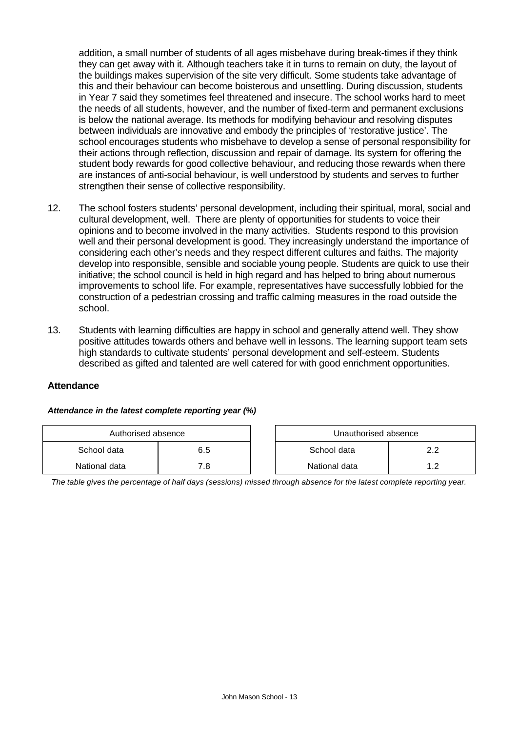addition, a small number of students of all ages misbehave during break-times if they think they can get away with it. Although teachers take it in turns to remain on duty, the layout of the buildings makes supervision of the site very difficult. Some students take advantage of this and their behaviour can become boisterous and unsettling. During discussion, students in Year 7 said they sometimes feel threatened and insecure. The school works hard to meet the needs of all students, however, and the number of fixed-term and permanent exclusions is below the national average. Its methods for modifying behaviour and resolving disputes between individuals are innovative and embody the principles of 'restorative justice'. The school encourages students who misbehave to develop a sense of personal responsibility for their actions through reflection, discussion and repair of damage. Its system for offering the student body rewards for good collective behaviour, and reducing those rewards when there are instances of anti-social behaviour, is well understood by students and serves to further strengthen their sense of collective responsibility.

12. The school fosters students' personal development, including their spiritual, moral, social and cultural development, well. There are plenty of opportunities for students to voice their opinions and to become involved in the many activities. Students respond to this provision well and their personal development is good. They increasingly understand the importance of considering each other's needs and they respect different cultures and faiths. The majority develop into responsible, sensible and sociable young people. Students are quick to use their initiative; the school council is held in high regard and has helped to bring about numerous improvements to school life. For example, representatives have successfully lobbied for the construction of a pedestrian crossing and traffic calming measures in the road outside the school.

13. Students with learning difficulties are happy in school and generally attend well. They show positive attitudes towards others and behave well in lessons. The learning support team sets high standards to cultivate students' personal development and self-esteem. Students described as gifted and talented are well catered for with good enrichment opportunities.

### Attendance

***Attendance in the latest complete reporting year (%)***

| Authorised absence | |
|---|---|
| School data | 6.5 |
| National data | 7.8 |

| Unauthorised absence | |
|---|---|
| School data | 2.2 |
| National data | 1.2 |

*The table gives the percentage of half days (sessions) missed through absence for the latest complete reporting year.*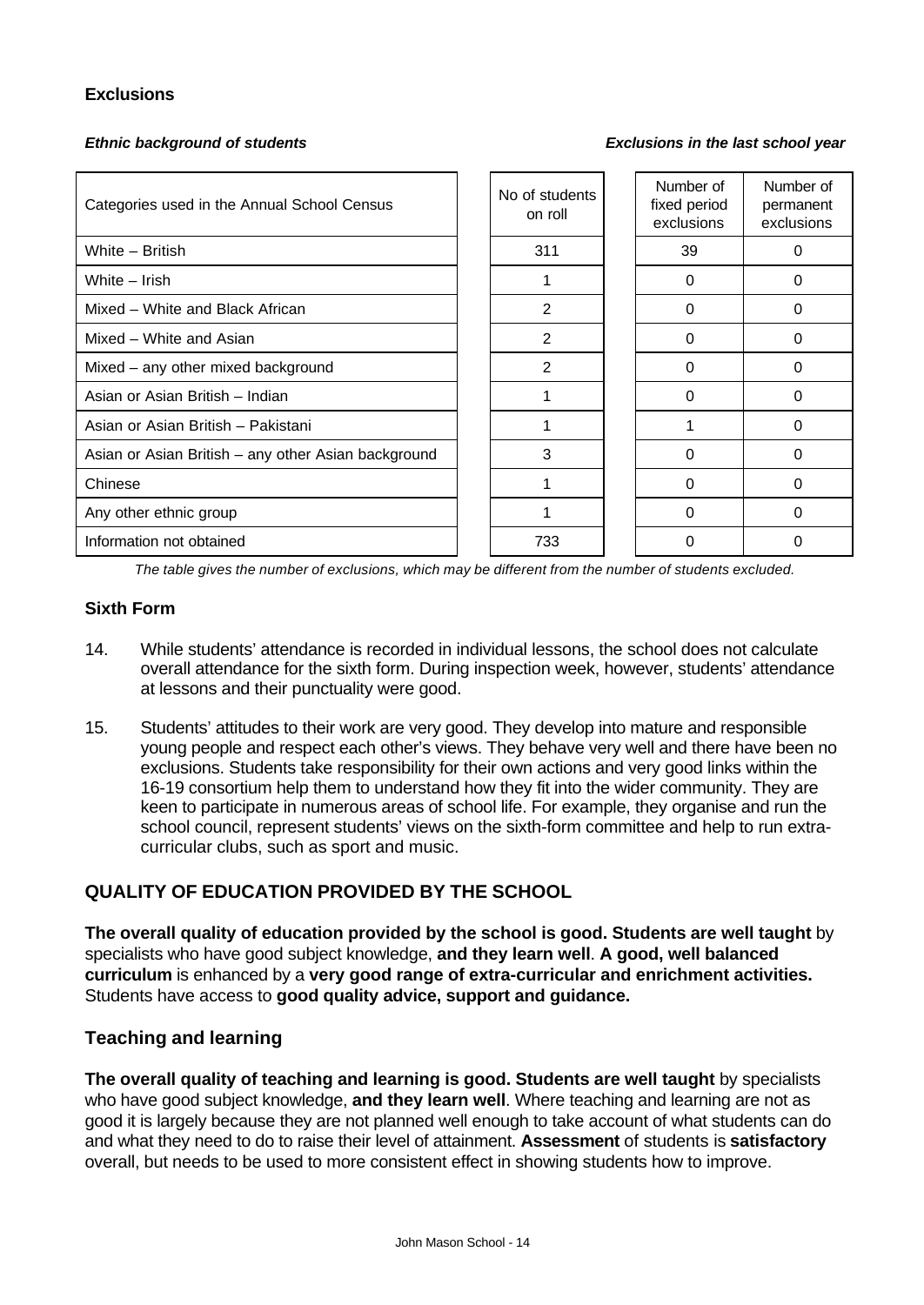### Exclusions

***Ethnic background of students*** ***Exclusions in the last school year***

| Categories used in the Annual School Census | No of students on roll | Number of fixed period exclusions | Number of permanent exclusions |
|---|---|---|---|
| White – British | 311 | 39 | 0 |
| White – Irish | 1 | 0 | 0 |
| Mixed – White and Black African | 2 | 0 | 0 |
| Mixed – White and Asian | 2 | 0 | 0 |
| Mixed – any other mixed background | 2 | 0 | 0 |
| Asian or Asian British – Indian | 1 | 0 | 0 |
| Asian or Asian British – Pakistani | 1 | 1 | 0 |
| Asian or Asian British – any other Asian background | 3 | 0 | 0 |
| Chinese | 1 | 0 | 0 |
| Any other ethnic group | 1 | 0 | 0 |
| Information not obtained | 733 | 0 | 0 |

*The table gives the number of exclusions, which may be different from the number of students excluded.*

### Sixth Form

14. While students' attendance is recorded in individual lessons, the school does not calculate overall attendance for the sixth form. During inspection week, however, students' attendance at lessons and their punctuality were good.

15. Students' attitudes to their work are very good. They develop into mature and responsible young people and respect each other's views. They behave very well and there have been no exclusions. Students take responsibility for their own actions and very good links within the 16-19 consortium help them to understand how they fit into the wider community. They are keen to participate in numerous areas of school life. For example, they organise and run the school council, represent students' views on the sixth-form committee and help to run extra-curricular clubs, such as sport and music.

## QUALITY OF EDUCATION PROVIDED BY THE SCHOOL

**The overall quality of education provided by the school is good. Students are well taught** by specialists who have good subject knowledge, **and they learn well**. **A good, well balanced curriculum** is enhanced by a **very good range of extra-curricular and enrichment activities.** Students have access to **good quality advice, support and guidance.**

### Teaching and learning

**The overall quality of teaching and learning is good. Students are well taught** by specialists who have good subject knowledge, **and they learn well**. Where teaching and learning are not as good it is largely because they are not planned well enough to take account of what students can do and what they need to do to raise their level of attainment. **Assessment** of students is **satisfactory** overall, but needs to be used to more consistent effect in showing students how to improve.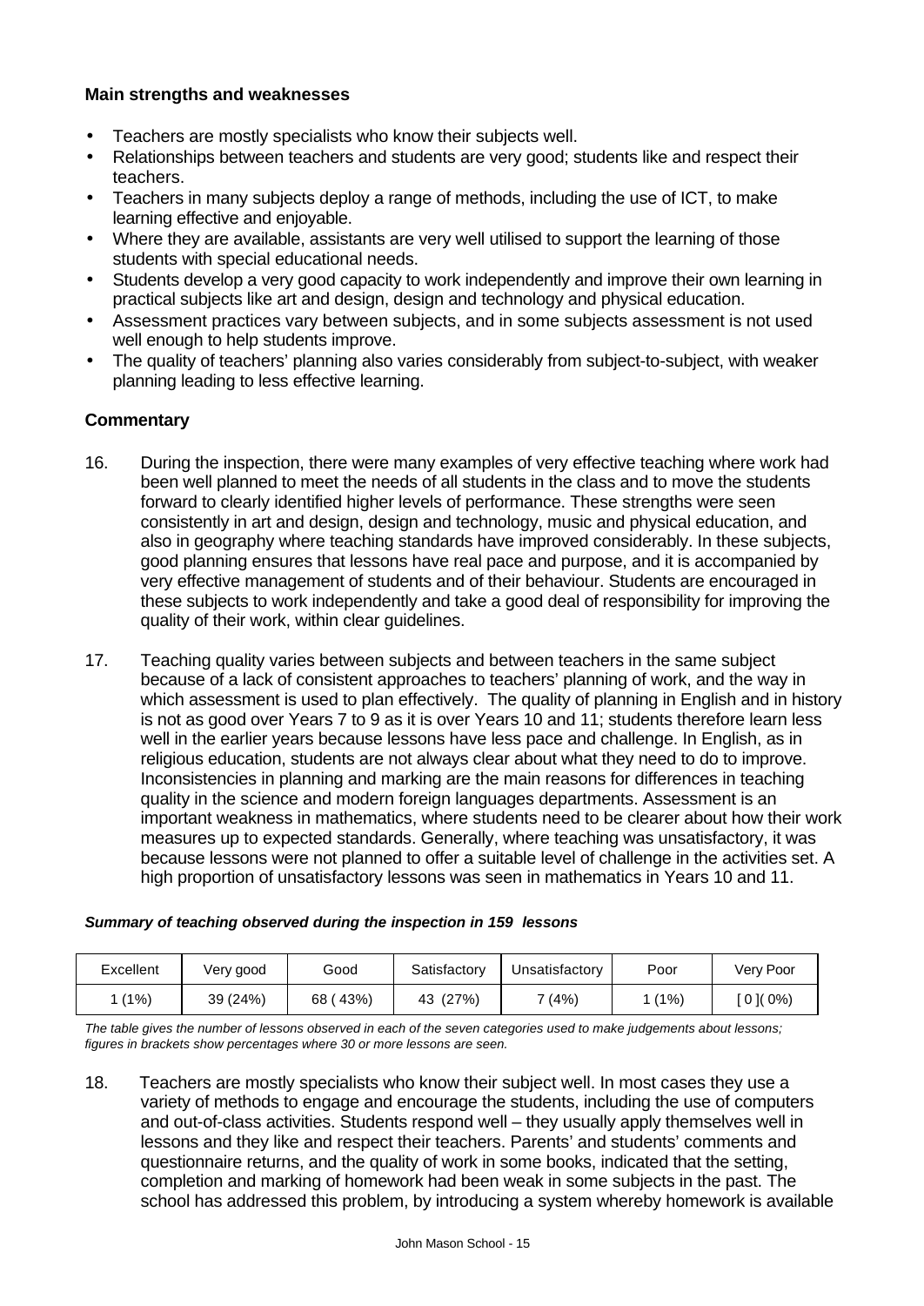### Main strengths and weaknesses

- Teachers are mostly specialists who know their subjects well.
- Relationships between teachers and students are very good; students like and respect their teachers.
- Teachers in many subjects deploy a range of methods, including the use of ICT, to make learning effective and enjoyable.
- Where they are available, assistants are very well utilised to support the learning of those students with special educational needs.
- Students develop a very good capacity to work independently and improve their own learning in practical subjects like art and design, design and technology and physical education.
- Assessment practices vary between subjects, and in some subjects assessment is not used well enough to help students improve.
- The quality of teachers' planning also varies considerably from subject-to-subject, with weaker planning leading to less effective learning.

### Commentary

16. During the inspection, there were many examples of very effective teaching where work had been well planned to meet the needs of all students in the class and to move the students forward to clearly identified higher levels of performance. These strengths were seen consistently in art and design, design and technology, music and physical education, and also in geography where teaching standards have improved considerably. In these subjects, good planning ensures that lessons have real pace and purpose, and it is accompanied by very effective management of students and of their behaviour. Students are encouraged in these subjects to work independently and take a good deal of responsibility for improving the quality of their work, within clear guidelines.

17. Teaching quality varies between subjects and between teachers in the same subject because of a lack of consistent approaches to teachers' planning of work, and the way in which assessment is used to plan effectively. The quality of planning in English and in history is not as good over Years 7 to 9 as it is over Years 10 and 11; students therefore learn less well in the earlier years because lessons have less pace and challenge. In English, as in religious education, students are not always clear about what they need to do to improve. Inconsistencies in planning and marking are the main reasons for differences in teaching quality in the science and modern foreign languages departments. Assessment is an important weakness in mathematics, where students need to be clearer about how their work measures up to expected standards. Generally, where teaching was unsatisfactory, it was because lessons were not planned to offer a suitable level of challenge in the activities set. A high proportion of unsatisfactory lessons was seen in mathematics in Years 10 and 11.

***Summary of teaching observed during the inspection in 159 lessons***

| Excellent | Very good | Good | Satisfactory | Unsatisfactory | Poor | Very Poor |
|---|---|---|---|---|---|---|
| 1 (1%) | 39 (24%) | 68 ( 43%) | 43 (27%) | 7 (4%) | 1 (1%) | [ 0 ]( 0%) |

*The table gives the number of lessons observed in each of the seven categories used to make judgements about lessons; figures in brackets show percentages where 30 or more lessons are seen.*

18. Teachers are mostly specialists who know their subject well. In most cases they use a variety of methods to engage and encourage the students, including the use of computers and out-of-class activities. Students respond well – they usually apply themselves well in lessons and they like and respect their teachers. Parents' and students' comments and questionnaire returns, and the quality of work in some books, indicated that the setting, completion and marking of homework had been weak in some subjects in the past. The school has addressed this problem, by introducing a system whereby homework is available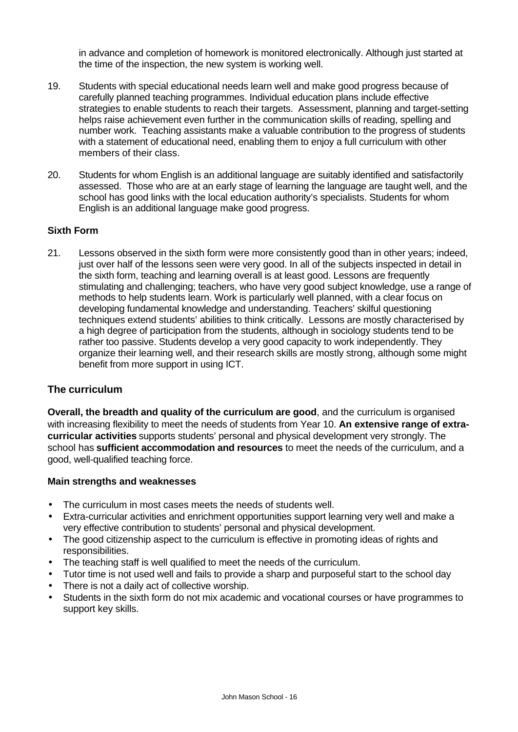in advance and completion of homework is monitored electronically. Although just started at the time of the inspection, the new system is working well.

19. Students with special educational needs learn well and make good progress because of carefully planned teaching programmes. Individual education plans include effective strategies to enable students to reach their targets. Assessment, planning and target-setting helps raise achievement even further in the communication skills of reading, spelling and number work. Teaching assistants make a valuable contribution to the progress of students with a statement of educational need, enabling them to enjoy a full curriculum with other members of their class.

20. Students for whom English is an additional language are suitably identified and satisfactorily assessed. Those who are at an early stage of learning the language are taught well, and the school has good links with the local education authority's specialists. Students for whom English is an additional language make good progress.

**Sixth Form**

21. Lessons observed in the sixth form were more consistently good than in other years; indeed, just over half of the lessons seen were very good. In all of the subjects inspected in detail in the sixth form, teaching and learning overall is at least good. Lessons are frequently stimulating and challenging; teachers, who have very good subject knowledge, use a range of methods to help students learn. Work is particularly well planned, with a clear focus on developing fundamental knowledge and understanding. Teachers' skilful questioning techniques extend students' abilities to think critically. Lessons are mostly characterised by a high degree of participation from the students, although in sociology students tend to be rather too passive. Students develop a very good capacity to work independently. They organize their learning well, and their research skills are mostly strong, although some might benefit from more support in using ICT.

## The curriculum

**Overall, the breadth and quality of the curriculum are good**, and the curriculum is organised with increasing flexibility to meet the needs of students from Year 10. **An extensive range of extra-curricular activities** supports students' personal and physical development very strongly. The school has **sufficient accommodation and resources** to meet the needs of the curriculum, and a good, well-qualified teaching force.

**Main strengths and weaknesses**

- The curriculum in most cases meets the needs of students well.
- Extra-curricular activities and enrichment opportunities support learning very well and make a very effective contribution to students' personal and physical development.
- The good citizenship aspect to the curriculum is effective in promoting ideas of rights and responsibilities.
- The teaching staff is well qualified to meet the needs of the curriculum.
- Tutor time is not used well and fails to provide a sharp and purposeful start to the school day
- There is not a daily act of collective worship.
- Students in the sixth form do not mix academic and vocational courses or have programmes to support key skills.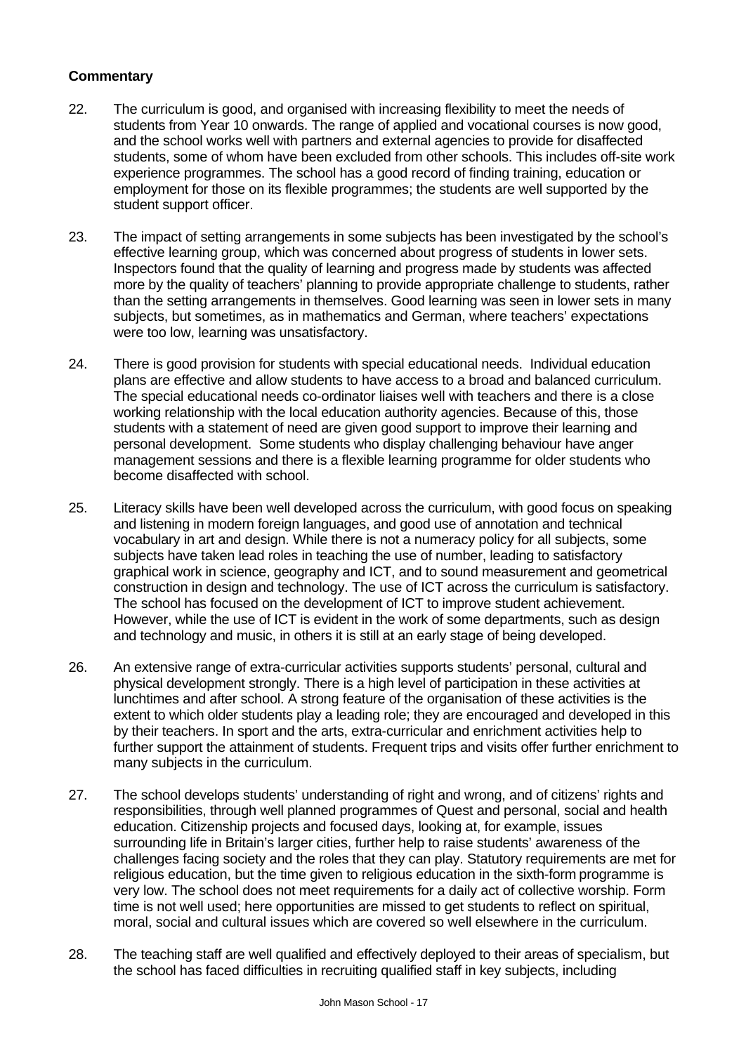**Commentary**

22. The curriculum is good, and organised with increasing flexibility to meet the needs of students from Year 10 onwards. The range of applied and vocational courses is now good, and the school works well with partners and external agencies to provide for disaffected students, some of whom have been excluded from other schools. This includes off-site work experience programmes. The school has a good record of finding training, education or employment for those on its flexible programmes; the students are well supported by the student support officer.

23. The impact of setting arrangements in some subjects has been investigated by the school's effective learning group, which was concerned about progress of students in lower sets. Inspectors found that the quality of learning and progress made by students was affected more by the quality of teachers' planning to provide appropriate challenge to students, rather than the setting arrangements in themselves. Good learning was seen in lower sets in many subjects, but sometimes, as in mathematics and German, where teachers' expectations were too low, learning was unsatisfactory.

24. There is good provision for students with special educational needs. Individual education plans are effective and allow students to have access to a broad and balanced curriculum. The special educational needs co-ordinator liaises well with teachers and there is a close working relationship with the local education authority agencies. Because of this, those students with a statement of need are given good support to improve their learning and personal development. Some students who display challenging behaviour have anger management sessions and there is a flexible learning programme for older students who become disaffected with school.

25. Literacy skills have been well developed across the curriculum, with good focus on speaking and listening in modern foreign languages, and good use of annotation and technical vocabulary in art and design. While there is not a numeracy policy for all subjects, some subjects have taken lead roles in teaching the use of number, leading to satisfactory graphical work in science, geography and ICT, and to sound measurement and geometrical construction in design and technology. The use of ICT across the curriculum is satisfactory. The school has focused on the development of ICT to improve student achievement. However, while the use of ICT is evident in the work of some departments, such as design and technology and music, in others it is still at an early stage of being developed.

26. An extensive range of extra-curricular activities supports students' personal, cultural and physical development strongly. There is a high level of participation in these activities at lunchtimes and after school. A strong feature of the organisation of these activities is the extent to which older students play a leading role; they are encouraged and developed in this by their teachers. In sport and the arts, extra-curricular and enrichment activities help to further support the attainment of students. Frequent trips and visits offer further enrichment to many subjects in the curriculum.

27. The school develops students' understanding of right and wrong, and of citizens' rights and responsibilities, through well planned programmes of Quest and personal, social and health education. Citizenship projects and focused days, looking at, for example, issues surrounding life in Britain's larger cities, further help to raise students' awareness of the challenges facing society and the roles that they can play. Statutory requirements are met for religious education, but the time given to religious education in the sixth-form programme is very low. The school does not meet requirements for a daily act of collective worship. Form time is not well used; here opportunities are missed to get students to reflect on spiritual, moral, social and cultural issues which are covered so well elsewhere in the curriculum.

28. The teaching staff are well qualified and effectively deployed to their areas of specialism, but the school has faced difficulties in recruiting qualified staff in key subjects, including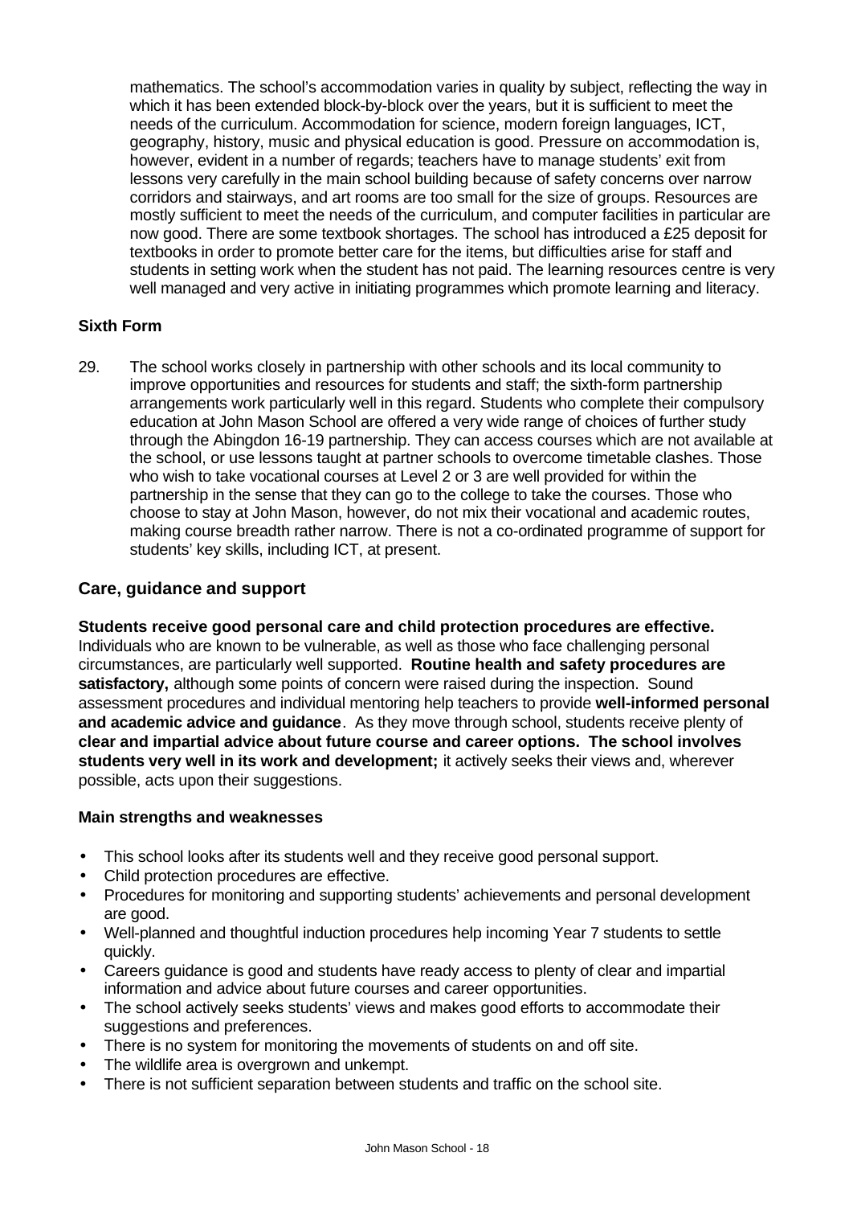mathematics. The school's accommodation varies in quality by subject, reflecting the way in which it has been extended block-by-block over the years, but it is sufficient to meet the needs of the curriculum. Accommodation for science, modern foreign languages, ICT, geography, history, music and physical education is good. Pressure on accommodation is, however, evident in a number of regards; teachers have to manage students' exit from lessons very carefully in the main school building because of safety concerns over narrow corridors and stairways, and art rooms are too small for the size of groups. Resources are mostly sufficient to meet the needs of the curriculum, and computer facilities in particular are now good. There are some textbook shortages. The school has introduced a £25 deposit for textbooks in order to promote better care for the items, but difficulties arise for staff and students in setting work when the student has not paid. The learning resources centre is very well managed and very active in initiating programmes which promote learning and literacy.

**Sixth Form**

29. The school works closely in partnership with other schools and its local community to improve opportunities and resources for students and staff; the sixth-form partnership arrangements work particularly well in this regard. Students who complete their compulsory education at John Mason School are offered a very wide range of choices of further study through the Abingdon 16-19 partnership. They can access courses which are not available at the school, or use lessons taught at partner schools to overcome timetable clashes. Those who wish to take vocational courses at Level 2 or 3 are well provided for within the partnership in the sense that they can go to the college to take the courses. Those who choose to stay at John Mason, however, do not mix their vocational and academic routes, making course breadth rather narrow. There is not a co-ordinated programme of support for students' key skills, including ICT, at present.

## Care, guidance and support

**Students receive good personal care and child protection procedures are effective.** Individuals who are known to be vulnerable, as well as those who face challenging personal circumstances, are particularly well supported. **Routine health and safety procedures are satisfactory,** although some points of concern were raised during the inspection. Sound assessment procedures and individual mentoring help teachers to provide **well-informed personal and academic advice and guidance**. As they move through school, students receive plenty of **clear and impartial advice about future course and career options. The school involves students very well in its work and development;** it actively seeks their views and, wherever possible, acts upon their suggestions.

**Main strengths and weaknesses**

- This school looks after its students well and they receive good personal support.
- Child protection procedures are effective.
- Procedures for monitoring and supporting students' achievements and personal development are good.
- Well-planned and thoughtful induction procedures help incoming Year 7 students to settle quickly.
- Careers guidance is good and students have ready access to plenty of clear and impartial information and advice about future courses and career opportunities.
- The school actively seeks students' views and makes good efforts to accommodate their suggestions and preferences.
- There is no system for monitoring the movements of students on and off site.
- The wildlife area is overgrown and unkempt.
- There is not sufficient separation between students and traffic on the school site.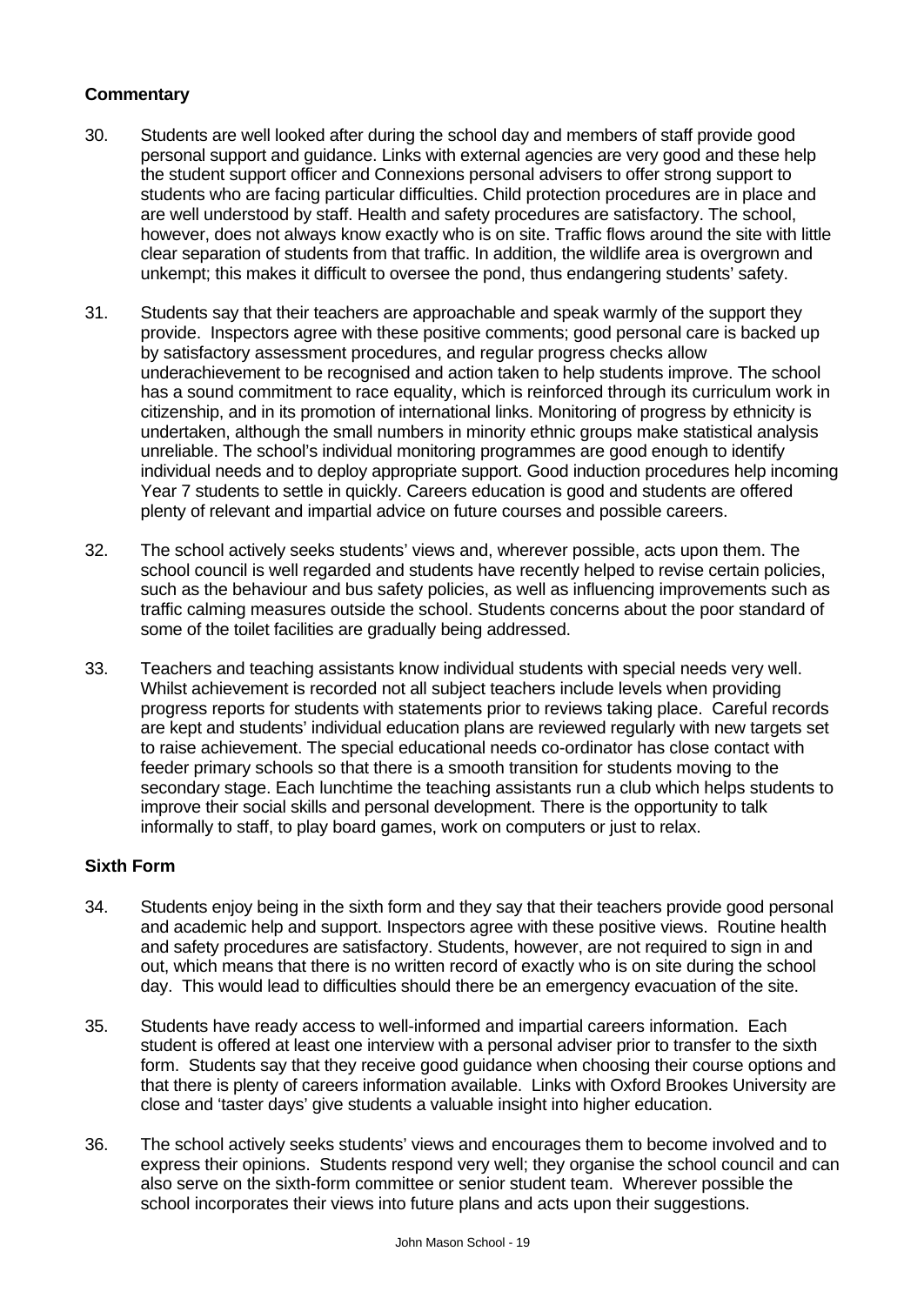### Commentary

30. Students are well looked after during the school day and members of staff provide good personal support and guidance. Links with external agencies are very good and these help the student support officer and Connexions personal advisers to offer strong support to students who are facing particular difficulties. Child protection procedures are in place and are well understood by staff. Health and safety procedures are satisfactory. The school, however, does not always know exactly who is on site. Traffic flows around the site with little clear separation of students from that traffic. In addition, the wildlife area is overgrown and unkempt; this makes it difficult to oversee the pond, thus endangering students' safety.

31. Students say that their teachers are approachable and speak warmly of the support they provide. Inspectors agree with these positive comments; good personal care is backed up by satisfactory assessment procedures, and regular progress checks allow underachievement to be recognised and action taken to help students improve. The school has a sound commitment to race equality, which is reinforced through its curriculum work in citizenship, and in its promotion of international links. Monitoring of progress by ethnicity is undertaken, although the small numbers in minority ethnic groups make statistical analysis unreliable. The school's individual monitoring programmes are good enough to identify individual needs and to deploy appropriate support. Good induction procedures help incoming Year 7 students to settle in quickly. Careers education is good and students are offered plenty of relevant and impartial advice on future courses and possible careers.

32. The school actively seeks students' views and, wherever possible, acts upon them. The school council is well regarded and students have recently helped to revise certain policies, such as the behaviour and bus safety policies, as well as influencing improvements such as traffic calming measures outside the school. Students concerns about the poor standard of some of the toilet facilities are gradually being addressed.

33. Teachers and teaching assistants know individual students with special needs very well. Whilst achievement is recorded not all subject teachers include levels when providing progress reports for students with statements prior to reviews taking place. Careful records are kept and students' individual education plans are reviewed regularly with new targets set to raise achievement. The special educational needs co-ordinator has close contact with feeder primary schools so that there is a smooth transition for students moving to the secondary stage. Each lunchtime the teaching assistants run a club which helps students to improve their social skills and personal development. There is the opportunity to talk informally to staff, to play board games, work on computers or just to relax.

### Sixth Form

34. Students enjoy being in the sixth form and they say that their teachers provide good personal and academic help and support. Inspectors agree with these positive views. Routine health and safety procedures are satisfactory. Students, however, are not required to sign in and out, which means that there is no written record of exactly who is on site during the school day. This would lead to difficulties should there be an emergency evacuation of the site.

35. Students have ready access to well-informed and impartial careers information. Each student is offered at least one interview with a personal adviser prior to transfer to the sixth form. Students say that they receive good guidance when choosing their course options and that there is plenty of careers information available. Links with Oxford Brookes University are close and 'taster days' give students a valuable insight into higher education.

36. The school actively seeks students' views and encourages them to become involved and to express their opinions. Students respond very well; they organise the school council and can also serve on the sixth-form committee or senior student team. Wherever possible the school incorporates their views into future plans and acts upon their suggestions.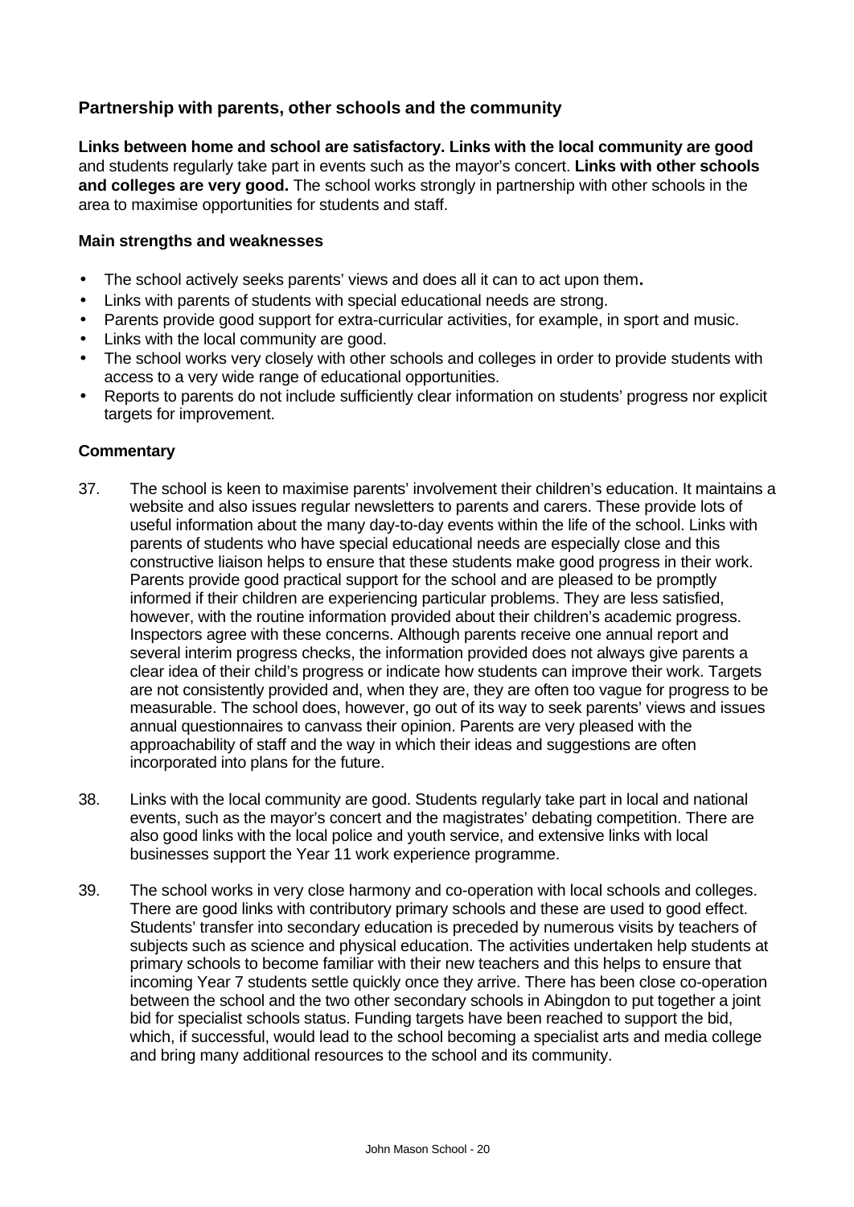### Partnership with parents, other schools and the community

**Links between home and school are satisfactory. Links with the local community are good** and students regularly take part in events such as the mayor's concert. **Links with other schools and colleges are very good.** The school works strongly in partnership with other schools in the area to maximise opportunities for students and staff.

#### Main strengths and weaknesses

- The school actively seeks parents' views and does all it can to act upon them**.**
- Links with parents of students with special educational needs are strong.
- Parents provide good support for extra-curricular activities, for example, in sport and music.
- Links with the local community are good.
- The school works very closely with other schools and colleges in order to provide students with access to a very wide range of educational opportunities.
- Reports to parents do not include sufficiently clear information on students' progress nor explicit targets for improvement.

#### Commentary

37. The school is keen to maximise parents' involvement their children's education. It maintains a website and also issues regular newsletters to parents and carers. These provide lots of useful information about the many day-to-day events within the life of the school. Links with parents of students who have special educational needs are especially close and this constructive liaison helps to ensure that these students make good progress in their work. Parents provide good practical support for the school and are pleased to be promptly informed if their children are experiencing particular problems. They are less satisfied, however, with the routine information provided about their children's academic progress. Inspectors agree with these concerns. Although parents receive one annual report and several interim progress checks, the information provided does not always give parents a clear idea of their child's progress or indicate how students can improve their work. Targets are not consistently provided and, when they are, they are often too vague for progress to be measurable. The school does, however, go out of its way to seek parents' views and issues annual questionnaires to canvass their opinion. Parents are very pleased with the approachability of staff and the way in which their ideas and suggestions are often incorporated into plans for the future.

38. Links with the local community are good. Students regularly take part in local and national events, such as the mayor's concert and the magistrates' debating competition. There are also good links with the local police and youth service, and extensive links with local businesses support the Year 11 work experience programme.

39. The school works in very close harmony and co-operation with local schools and colleges. There are good links with contributory primary schools and these are used to good effect. Students' transfer into secondary education is preceded by numerous visits by teachers of subjects such as science and physical education. The activities undertaken help students at primary schools to become familiar with their new teachers and this helps to ensure that incoming Year 7 students settle quickly once they arrive. There has been close co-operation between the school and the two other secondary schools in Abingdon to put together a joint bid for specialist schools status. Funding targets have been reached to support the bid, which, if successful, would lead to the school becoming a specialist arts and media college and bring many additional resources to the school and its community.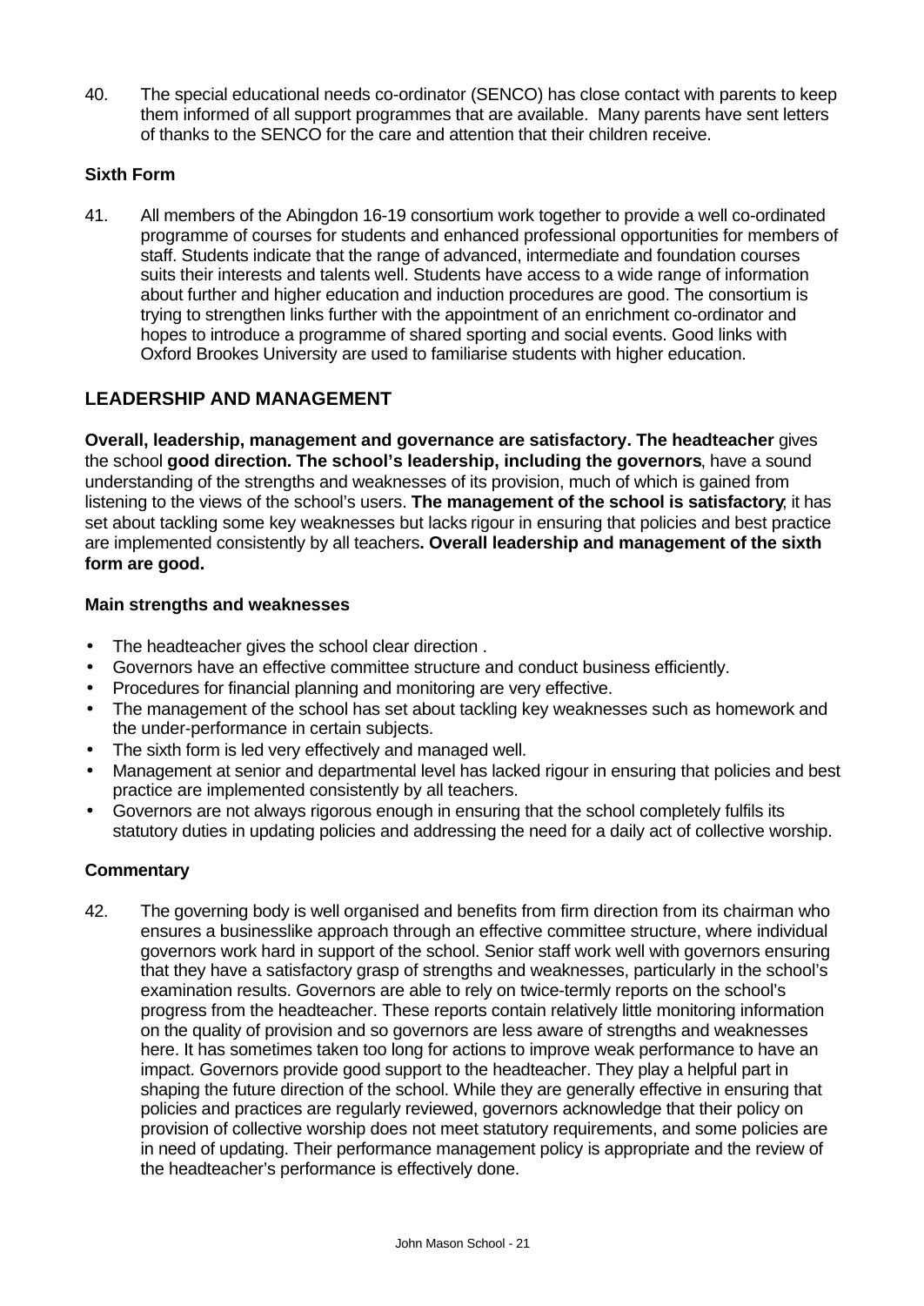40. The special educational needs co-ordinator (SENCO) has close contact with parents to keep them informed of all support programmes that are available. Many parents have sent letters of thanks to the SENCO for the care and attention that their children receive.

**Sixth Form**

41. All members of the Abingdon 16-19 consortium work together to provide a well co-ordinated programme of courses for students and enhanced professional opportunities for members of staff. Students indicate that the range of advanced, intermediate and foundation courses suits their interests and talents well. Students have access to a wide range of information about further and higher education and induction procedures are good. The consortium is trying to strengthen links further with the appointment of an enrichment co-ordinator and hopes to introduce a programme of shared sporting and social events. Good links with Oxford Brookes University are used to familiarise students with higher education.

## LEADERSHIP AND MANAGEMENT

**Overall, leadership, management and governance are satisfactory. The headteacher** gives the school **good direction. The school's leadership, including the governors**, have a sound understanding of the strengths and weaknesses of its provision, much of which is gained from listening to the views of the school's users. **The management of the school is satisfactory**; it has set about tackling some key weaknesses but lacks rigour in ensuring that policies and best practice are implemented consistently by all teachers**. Overall leadership and management of the sixth form are good.**

**Main strengths and weaknesses**

- The headteacher gives the school clear direction .
- Governors have an effective committee structure and conduct business efficiently.
- Procedures for financial planning and monitoring are very effective.
- The management of the school has set about tackling key weaknesses such as homework and the under-performance in certain subjects.
- The sixth form is led very effectively and managed well.
- Management at senior and departmental level has lacked rigour in ensuring that policies and best practice are implemented consistently by all teachers.
- Governors are not always rigorous enough in ensuring that the school completely fulfils its statutory duties in updating policies and addressing the need for a daily act of collective worship.

**Commentary**

42. The governing body is well organised and benefits from firm direction from its chairman who ensures a businesslike approach through an effective committee structure, where individual governors work hard in support of the school. Senior staff work well with governors ensuring that they have a satisfactory grasp of strengths and weaknesses, particularly in the school's examination results. Governors are able to rely on twice-termly reports on the school's progress from the headteacher. These reports contain relatively little monitoring information on the quality of provision and so governors are less aware of strengths and weaknesses here. It has sometimes taken too long for actions to improve weak performance to have an impact. Governors provide good support to the headteacher. They play a helpful part in shaping the future direction of the school. While they are generally effective in ensuring that policies and practices are regularly reviewed, governors acknowledge that their policy on provision of collective worship does not meet statutory requirements, and some policies are in need of updating. Their performance management policy is appropriate and the review of the headteacher's performance is effectively done.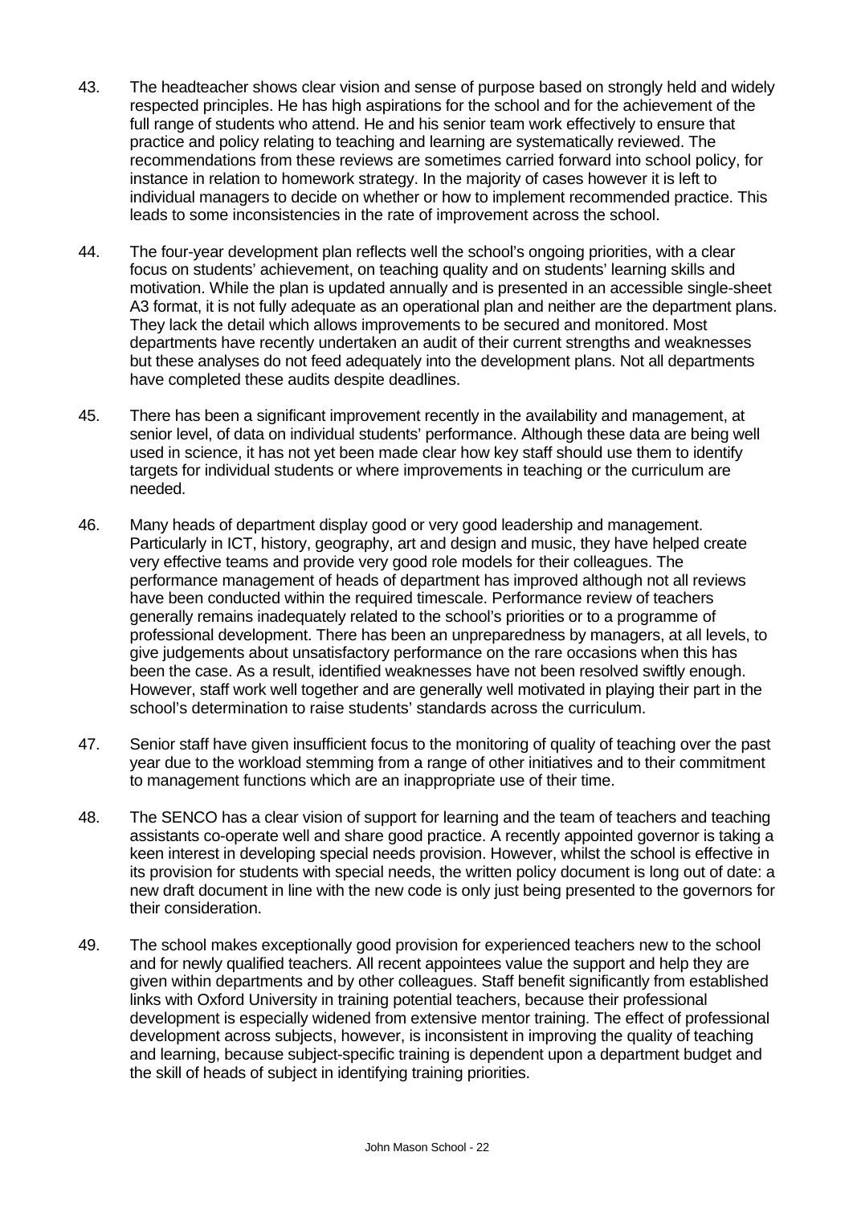43. The headteacher shows clear vision and sense of purpose based on strongly held and widely respected principles. He has high aspirations for the school and for the achievement of the full range of students who attend. He and his senior team work effectively to ensure that practice and policy relating to teaching and learning are systematically reviewed. The recommendations from these reviews are sometimes carried forward into school policy, for instance in relation to homework strategy. In the majority of cases however it is left to individual managers to decide on whether or how to implement recommended practice. This leads to some inconsistencies in the rate of improvement across the school.

44. The four-year development plan reflects well the school's ongoing priorities, with a clear focus on students' achievement, on teaching quality and on students' learning skills and motivation. While the plan is updated annually and is presented in an accessible single-sheet A3 format, it is not fully adequate as an operational plan and neither are the department plans. They lack the detail which allows improvements to be secured and monitored. Most departments have recently undertaken an audit of their current strengths and weaknesses but these analyses do not feed adequately into the development plans. Not all departments have completed these audits despite deadlines.

45. There has been a significant improvement recently in the availability and management, at senior level, of data on individual students' performance. Although these data are being well used in science, it has not yet been made clear how key staff should use them to identify targets for individual students or where improvements in teaching or the curriculum are needed.

46. Many heads of department display good or very good leadership and management. Particularly in ICT, history, geography, art and design and music, they have helped create very effective teams and provide very good role models for their colleagues. The performance management of heads of department has improved although not all reviews have been conducted within the required timescale. Performance review of teachers generally remains inadequately related to the school's priorities or to a programme of professional development. There has been an unpreparedness by managers, at all levels, to give judgements about unsatisfactory performance on the rare occasions when this has been the case. As a result, identified weaknesses have not been resolved swiftly enough. However, staff work well together and are generally well motivated in playing their part in the school's determination to raise students' standards across the curriculum.

47. Senior staff have given insufficient focus to the monitoring of quality of teaching over the past year due to the workload stemming from a range of other initiatives and to their commitment to management functions which are an inappropriate use of their time.

48. The SENCO has a clear vision of support for learning and the team of teachers and teaching assistants co-operate well and share good practice. A recently appointed governor is taking a keen interest in developing special needs provision. However, whilst the school is effective in its provision for students with special needs, the written policy document is long out of date: a new draft document in line with the new code is only just being presented to the governors for their consideration.

49. The school makes exceptionally good provision for experienced teachers new to the school and for newly qualified teachers. All recent appointees value the support and help they are given within departments and by other colleagues. Staff benefit significantly from established links with Oxford University in training potential teachers, because their professional development is especially widened from extensive mentor training. The effect of professional development across subjects, however, is inconsistent in improving the quality of teaching and learning, because subject-specific training is dependent upon a department budget and the skill of heads of subject in identifying training priorities.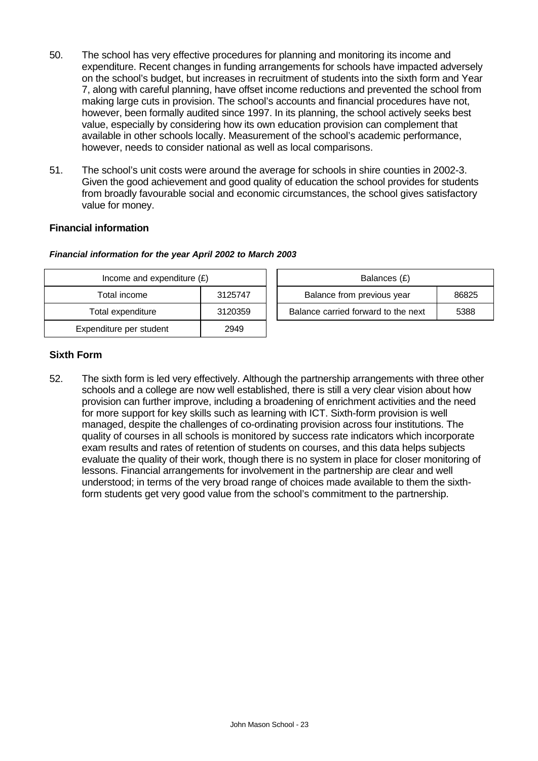50. The school has very effective procedures for planning and monitoring its income and expenditure. Recent changes in funding arrangements for schools have impacted adversely on the school's budget, but increases in recruitment of students into the sixth form and Year 7, along with careful planning, have offset income reductions and prevented the school from making large cuts in provision. The school's accounts and financial procedures have not, however, been formally audited since 1997. In its planning, the school actively seeks best value, especially by considering how its own education provision can complement that available in other schools locally. Measurement of the school's academic performance, however, needs to consider national as well as local comparisons.

51. The school's unit costs were around the average for schools in shire counties in 2002-3. Given the good achievement and good quality of education the school provides for students from broadly favourable social and economic circumstances, the school gives satisfactory value for money.

**Financial information**

***Financial information for the year April 2002 to March 2003***

| Income and expenditure (£) | |
|---|---|
| Total income | 3125747 |
| Total expenditure | 3120359 |
| Expenditure per student | 2949 |

| Balances (£) | |
|---|---|
| Balance from previous year | 86825 |
| Balance carried forward to the next | 5388 |

**Sixth Form**

52. The sixth form is led very effectively. Although the partnership arrangements with three other schools and a college are now well established, there is still a very clear vision about how provision can further improve, including a broadening of enrichment activities and the need for more support for key skills such as learning with ICT. Sixth-form provision is well managed, despite the challenges of co-ordinating provision across four institutions. The quality of courses in all schools is monitored by success rate indicators which incorporate exam results and rates of retention of students on courses, and this data helps subjects evaluate the quality of their work, though there is no system in place for closer monitoring of lessons. Financial arrangements for involvement in the partnership are clear and well understood; in terms of the very broad range of choices made available to them the sixth-form students get very good value from the school's commitment to the partnership.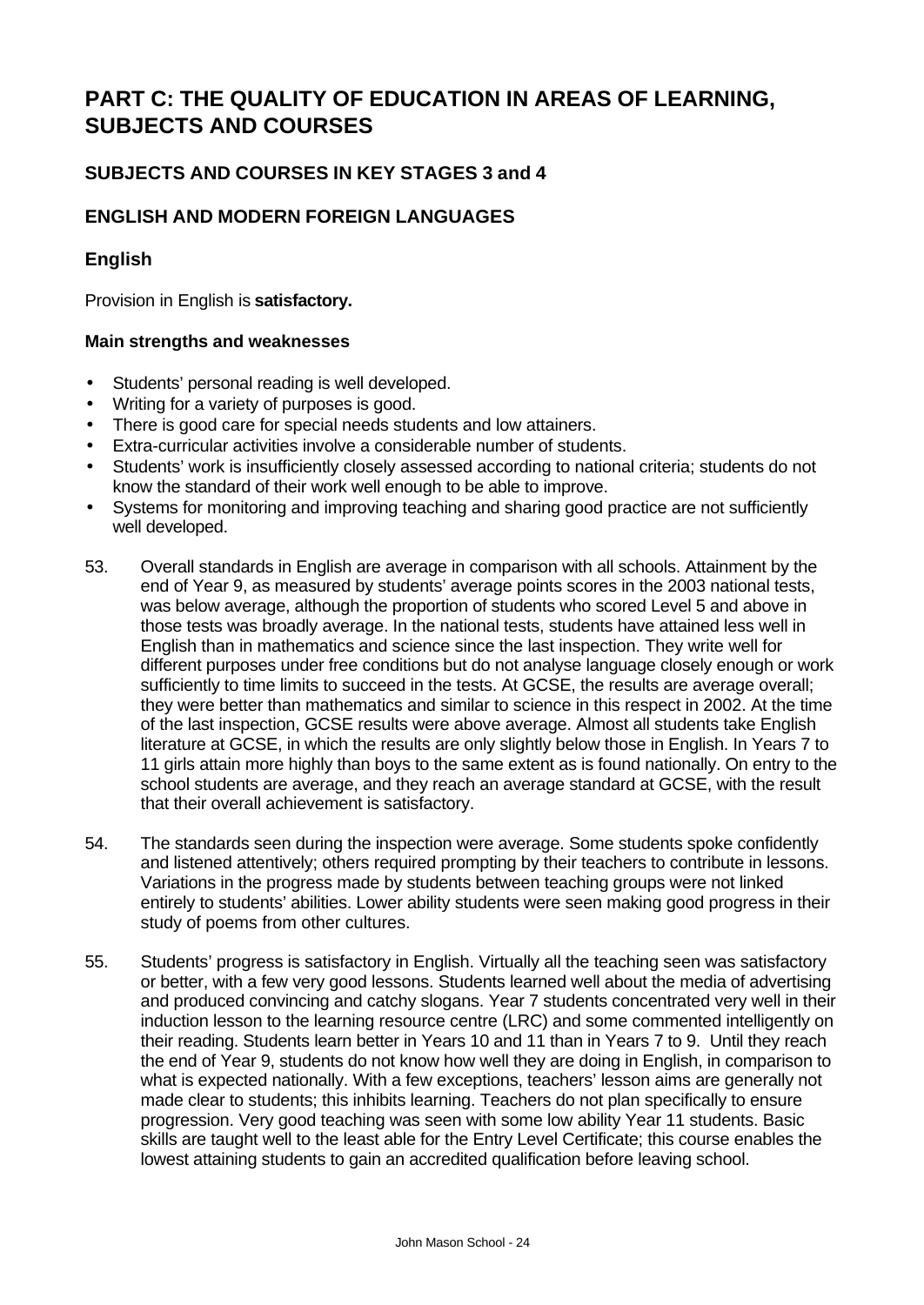# PART C: THE QUALITY OF EDUCATION IN AREAS OF LEARNING, SUBJECTS AND COURSES

## SUBJECTS AND COURSES IN KEY STAGES 3 and 4

## ENGLISH AND MODERN FOREIGN LANGUAGES

### English

Provision in English is **satisfactory.**

**Main strengths and weaknesses**

- Students' personal reading is well developed.
- Writing for a variety of purposes is good.
- There is good care for special needs students and low attainers.
- Extra-curricular activities involve a considerable number of students.
- Students' work is insufficiently closely assessed according to national criteria; students do not know the standard of their work well enough to be able to improve.
- Systems for monitoring and improving teaching and sharing good practice are not sufficiently well developed.

53. Overall standards in English are average in comparison with all schools. Attainment by the end of Year 9, as measured by students' average points scores in the 2003 national tests, was below average, although the proportion of students who scored Level 5 and above in those tests was broadly average. In the national tests, students have attained less well in English than in mathematics and science since the last inspection. They write well for different purposes under free conditions but do not analyse language closely enough or work sufficiently to time limits to succeed in the tests. At GCSE, the results are average overall; they were better than mathematics and similar to science in this respect in 2002. At the time of the last inspection, GCSE results were above average. Almost all students take English literature at GCSE, in which the results are only slightly below those in English. In Years 7 to 11 girls attain more highly than boys to the same extent as is found nationally. On entry to the school students are average, and they reach an average standard at GCSE, with the result that their overall achievement is satisfactory.

54. The standards seen during the inspection were average. Some students spoke confidently and listened attentively; others required prompting by their teachers to contribute in lessons. Variations in the progress made by students between teaching groups were not linked entirely to students' abilities. Lower ability students were seen making good progress in their study of poems from other cultures.

55. Students' progress is satisfactory in English. Virtually all the teaching seen was satisfactory or better, with a few very good lessons. Students learned well about the media of advertising and produced convincing and catchy slogans. Year 7 students concentrated very well in their induction lesson to the learning resource centre (LRC) and some commented intelligently on their reading. Students learn better in Years 10 and 11 than in Years 7 to 9. Until they reach the end of Year 9, students do not know how well they are doing in English, in comparison to what is expected nationally. With a few exceptions, teachers' lesson aims are generally not made clear to students; this inhibits learning. Teachers do not plan specifically to ensure progression. Very good teaching was seen with some low ability Year 11 students. Basic skills are taught well to the least able for the Entry Level Certificate; this course enables the lowest attaining students to gain an accredited qualification before leaving school.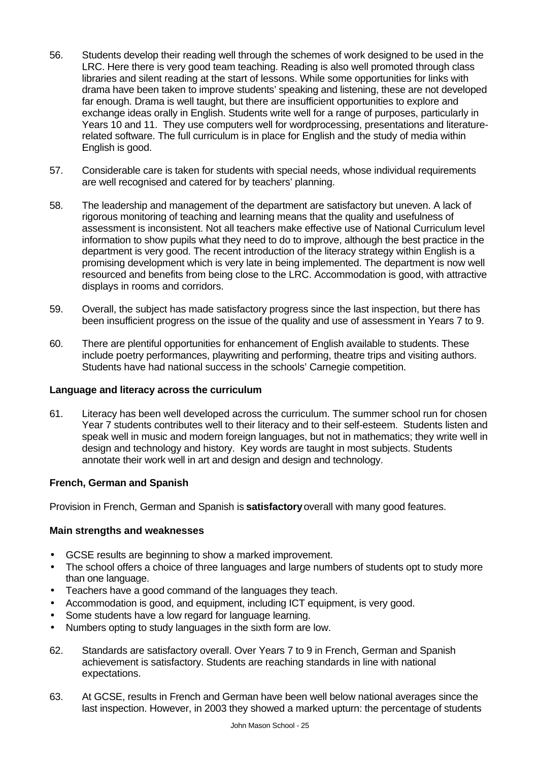56. Students develop their reading well through the schemes of work designed to be used in the LRC. Here there is very good team teaching. Reading is also well promoted through class libraries and silent reading at the start of lessons. While some opportunities for links with drama have been taken to improve students' speaking and listening, these are not developed far enough. Drama is well taught, but there are insufficient opportunities to explore and exchange ideas orally in English. Students write well for a range of purposes, particularly in Years 10 and 11. They use computers well for wordprocessing, presentations and literature-related software. The full curriculum is in place for English and the study of media within English is good.

57. Considerable care is taken for students with special needs, whose individual requirements are well recognised and catered for by teachers' planning.

58. The leadership and management of the department are satisfactory but uneven. A lack of rigorous monitoring of teaching and learning means that the quality and usefulness of assessment is inconsistent. Not all teachers make effective use of National Curriculum level information to show pupils what they need to do to improve, although the best practice in the department is very good. The recent introduction of the literacy strategy within English is a promising development which is very late in being implemented. The department is now well resourced and benefits from being close to the LRC. Accommodation is good, with attractive displays in rooms and corridors.

59. Overall, the subject has made satisfactory progress since the last inspection, but there has been insufficient progress on the issue of the quality and use of assessment in Years 7 to 9.

60. There are plentiful opportunities for enhancement of English available to students. These include poetry performances, playwriting and performing, theatre trips and visiting authors. Students have had national success in the schools' Carnegie competition.

### Language and literacy across the curriculum

61. Literacy has been well developed across the curriculum. The summer school run for chosen Year 7 students contributes well to their literacy and to their self-esteem. Students listen and speak well in music and modern foreign languages, but not in mathematics; they write well in design and technology and history. Key words are taught in most subjects. Students annotate their work well in art and design and design and technology.

### French, German and Spanish

Provision in French, German and Spanish is **satisfactory** overall with many good features.

#### Main strengths and weaknesses

- GCSE results are beginning to show a marked improvement.
- The school offers a choice of three languages and large numbers of students opt to study more than one language.
- Teachers have a good command of the languages they teach.
- Accommodation is good, and equipment, including ICT equipment, is very good.
- Some students have a low regard for language learning.
- Numbers opting to study languages in the sixth form are low.

62. Standards are satisfactory overall. Over Years 7 to 9 in French, German and Spanish achievement is satisfactory. Students are reaching standards in line with national expectations.

63. At GCSE, results in French and German have been well below national averages since the last inspection. However, in 2003 they showed a marked upturn: the percentage of students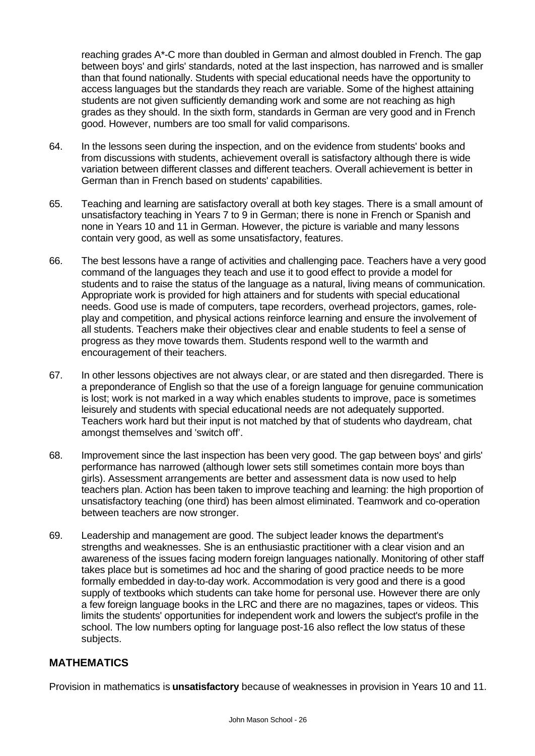reaching grades A*-C more than doubled in German and almost doubled in French. The gap between boys' and girls' standards, noted at the last inspection, has narrowed and is smaller than that found nationally. Students with special educational needs have the opportunity to access languages but the standards they reach are variable. Some of the highest attaining students are not given sufficiently demanding work and some are not reaching as high grades as they should. In the sixth form, standards in German are very good and in French good. However, numbers are too small for valid comparisons.

64. In the lessons seen during the inspection, and on the evidence from students' books and from discussions with students, achievement overall is satisfactory although there is wide variation between different classes and different teachers. Overall achievement is better in German than in French based on students' capabilities.

65. Teaching and learning are satisfactory overall at both key stages. There is a small amount of unsatisfactory teaching in Years 7 to 9 in German; there is none in French or Spanish and none in Years 10 and 11 in German. However, the picture is variable and many lessons contain very good, as well as some unsatisfactory, features.

66. The best lessons have a range of activities and challenging pace. Teachers have a very good command of the languages they teach and use it to good effect to provide a model for students and to raise the status of the language as a natural, living means of communication. Appropriate work is provided for high attainers and for students with special educational needs. Good use is made of computers, tape recorders, overhead projectors, games, role-play and competition, and physical actions reinforce learning and ensure the involvement of all students. Teachers make their objectives clear and enable students to feel a sense of progress as they move towards them. Students respond well to the warmth and encouragement of their teachers.

67. In other lessons objectives are not always clear, or are stated and then disregarded. There is a preponderance of English so that the use of a foreign language for genuine communication is lost; work is not marked in a way which enables students to improve, pace is sometimes leisurely and students with special educational needs are not adequately supported. Teachers work hard but their input is not matched by that of students who daydream, chat amongst themselves and 'switch off'.

68. Improvement since the last inspection has been very good. The gap between boys' and girls' performance has narrowed (although lower sets still sometimes contain more boys than girls). Assessment arrangements are better and assessment data is now used to help teachers plan. Action has been taken to improve teaching and learning: the high proportion of unsatisfactory teaching (one third) has been almost eliminated. Teamwork and co-operation between teachers are now stronger.

69. Leadership and management are good. The subject leader knows the department's strengths and weaknesses. She is an enthusiastic practitioner with a clear vision and an awareness of the issues facing modern foreign languages nationally. Monitoring of other staff takes place but is sometimes ad hoc and the sharing of good practice needs to be more formally embedded in day-to-day work. Accommodation is very good and there is a good supply of textbooks which students can take home for personal use. However there are only a few foreign language books in the LRC and there are no magazines, tapes or videos. This limits the students' opportunities for independent work and lowers the subject's profile in the school. The low numbers opting for language post-16 also reflect the low status of these subjects.

## MATHEMATICS

Provision in mathematics is **unsatisfactory** because of weaknesses in provision in Years 10 and 11.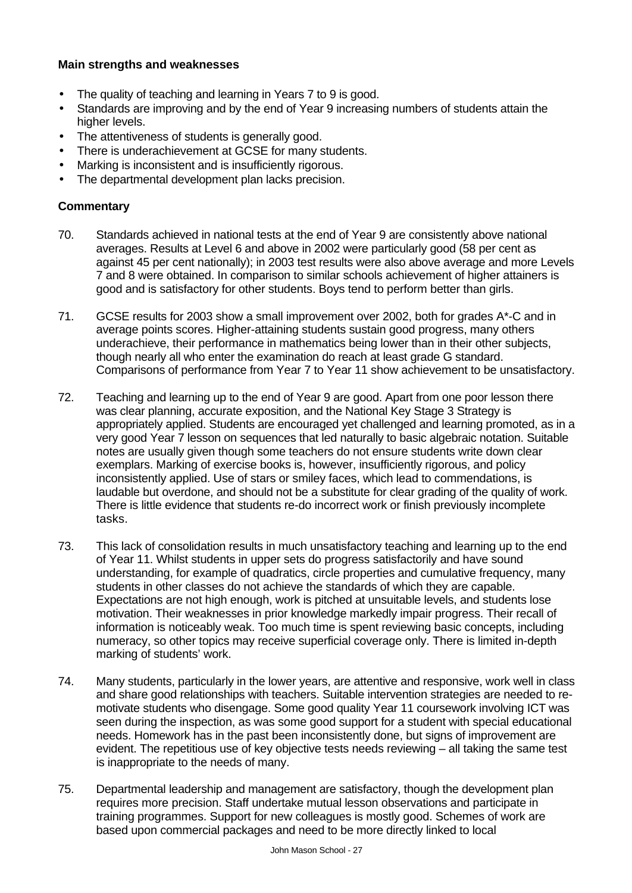**Main strengths and weaknesses**

- The quality of teaching and learning in Years 7 to 9 is good.
- Standards are improving and by the end of Year 9 increasing numbers of students attain the higher levels.
- The attentiveness of students is generally good.
- There is underachievement at GCSE for many students.
- Marking is inconsistent and is insufficiently rigorous.
- The departmental development plan lacks precision.

**Commentary**

70. Standards achieved in national tests at the end of Year 9 are consistently above national averages. Results at Level 6 and above in 2002 were particularly good (58 per cent as against 45 per cent nationally); in 2003 test results were also above average and more Levels 7 and 8 were obtained. In comparison to similar schools achievement of higher attainers is good and is satisfactory for other students. Boys tend to perform better than girls.

71. GCSE results for 2003 show a small improvement over 2002, both for grades A*-C and in average points scores. Higher-attaining students sustain good progress, many others underachieve, their performance in mathematics being lower than in their other subjects, though nearly all who enter the examination do reach at least grade G standard. Comparisons of performance from Year 7 to Year 11 show achievement to be unsatisfactory.

72. Teaching and learning up to the end of Year 9 are good. Apart from one poor lesson there was clear planning, accurate exposition, and the National Key Stage 3 Strategy is appropriately applied. Students are encouraged yet challenged and learning promoted, as in a very good Year 7 lesson on sequences that led naturally to basic algebraic notation. Suitable notes are usually given though some teachers do not ensure students write down clear exemplars. Marking of exercise books is, however, insufficiently rigorous, and policy inconsistently applied. Use of stars or smiley faces, which lead to commendations, is laudable but overdone, and should not be a substitute for clear grading of the quality of work. There is little evidence that students re-do incorrect work or finish previously incomplete tasks.

73. This lack of consolidation results in much unsatisfactory teaching and learning up to the end of Year 11. Whilst students in upper sets do progress satisfactorily and have sound understanding, for example of quadratics, circle properties and cumulative frequency, many students in other classes do not achieve the standards of which they are capable. Expectations are not high enough, work is pitched at unsuitable levels, and students lose motivation. Their weaknesses in prior knowledge markedly impair progress. Their recall of information is noticeably weak. Too much time is spent reviewing basic concepts, including numeracy, so other topics may receive superficial coverage only. There is limited in-depth marking of students' work.

74. Many students, particularly in the lower years, are attentive and responsive, work well in class and share good relationships with teachers. Suitable intervention strategies are needed to re-motivate students who disengage. Some good quality Year 11 coursework involving ICT was seen during the inspection, as was some good support for a student with special educational needs. Homework has in the past been inconsistently done, but signs of improvement are evident. The repetitious use of key objective tests needs reviewing – all taking the same test is inappropriate to the needs of many.

75. Departmental leadership and management are satisfactory, though the development plan requires more precision. Staff undertake mutual lesson observations and participate in training programmes. Support for new colleagues is mostly good. Schemes of work are based upon commercial packages and need to be more directly linked to local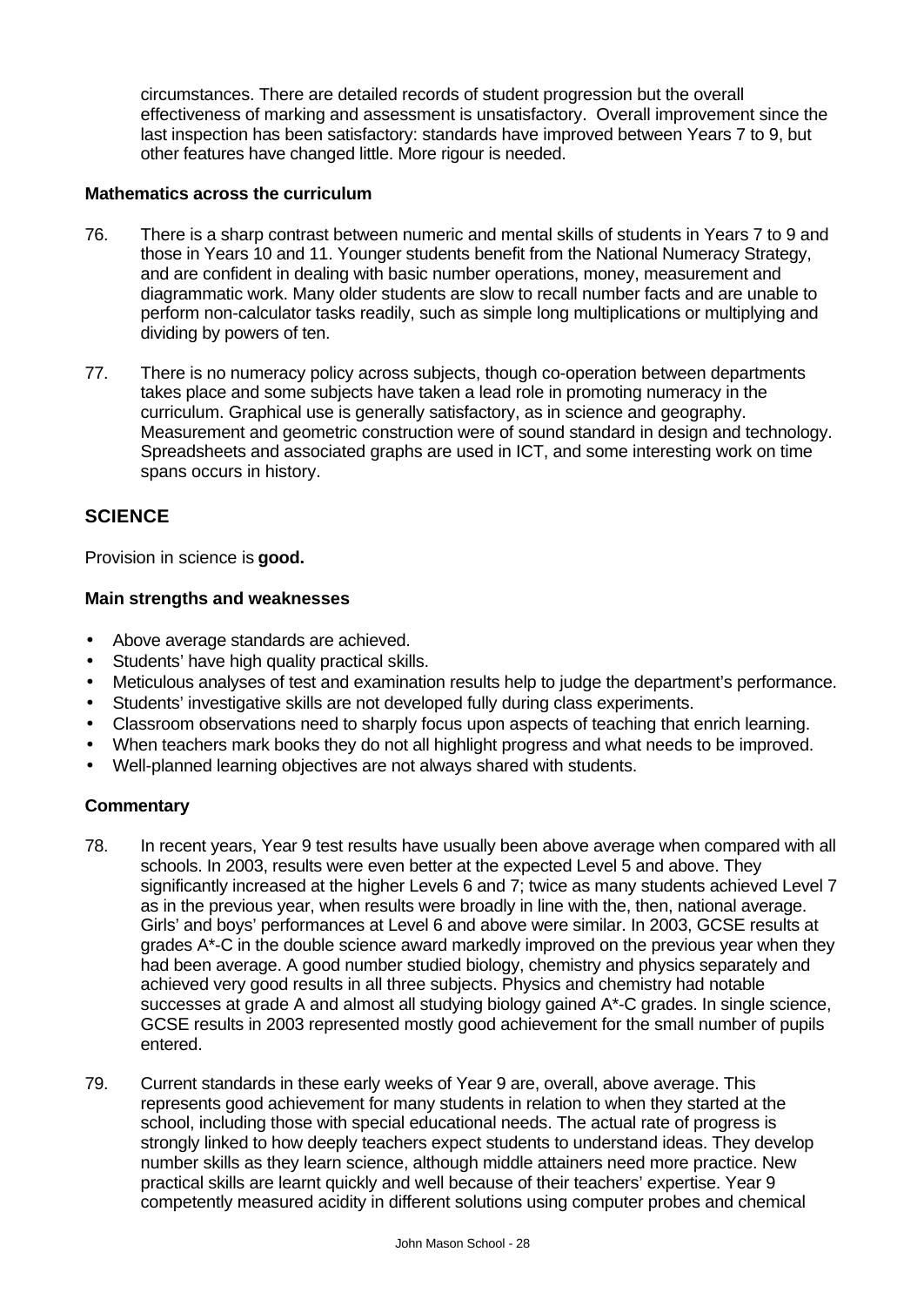circumstances. There are detailed records of student progression but the overall effectiveness of marking and assessment is unsatisfactory. Overall improvement since the last inspection has been satisfactory: standards have improved between Years 7 to 9, but other features have changed little. More rigour is needed.

**Mathematics across the curriculum**

76. There is a sharp contrast between numeric and mental skills of students in Years 7 to 9 and those in Years 10 and 11. Younger students benefit from the National Numeracy Strategy, and are confident in dealing with basic number operations, money, measurement and diagrammatic work. Many older students are slow to recall number facts and are unable to perform non-calculator tasks readily, such as simple long multiplications or multiplying and dividing by powers of ten.

77. There is no numeracy policy across subjects, though co-operation between departments takes place and some subjects have taken a lead role in promoting numeracy in the curriculum. Graphical use is generally satisfactory, as in science and geography. Measurement and geometric construction were of sound standard in design and technology. Spreadsheets and associated graphs are used in ICT, and some interesting work on time spans occurs in history.

## SCIENCE

Provision in science is **good.**

**Main strengths and weaknesses**

- Above average standards are achieved.
- Students' have high quality practical skills.
- Meticulous analyses of test and examination results help to judge the department's performance.
- Students' investigative skills are not developed fully during class experiments.
- Classroom observations need to sharply focus upon aspects of teaching that enrich learning.
- When teachers mark books they do not all highlight progress and what needs to be improved.
- Well-planned learning objectives are not always shared with students.

**Commentary**

78. In recent years, Year 9 test results have usually been above average when compared with all schools. In 2003, results were even better at the expected Level 5 and above. They significantly increased at the higher Levels 6 and 7; twice as many students achieved Level 7 as in the previous year, when results were broadly in line with the, then, national average. Girls' and boys' performances at Level 6 and above were similar. In 2003, GCSE results at grades A*-C in the double science award markedly improved on the previous year when they had been average. A good number studied biology, chemistry and physics separately and achieved very good results in all three subjects. Physics and chemistry had notable successes at grade A and almost all studying biology gained A*-C grades. In single science, GCSE results in 2003 represented mostly good achievement for the small number of pupils entered.

79. Current standards in these early weeks of Year 9 are, overall, above average. This represents good achievement for many students in relation to when they started at the school, including those with special educational needs. The actual rate of progress is strongly linked to how deeply teachers expect students to understand ideas. They develop number skills as they learn science, although middle attainers need more practice. New practical skills are learnt quickly and well because of their teachers' expertise. Year 9 competently measured acidity in different solutions using computer probes and chemical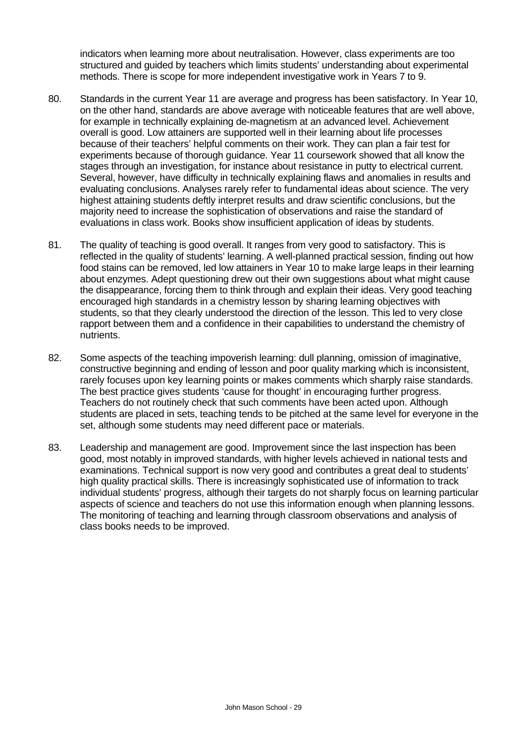indicators when learning more about neutralisation. However, class experiments are too structured and guided by teachers which limits students' understanding about experimental methods. There is scope for more independent investigative work in Years 7 to 9.

80. Standards in the current Year 11 are average and progress has been satisfactory. In Year 10, on the other hand, standards are above average with noticeable features that are well above, for example in technically explaining de-magnetism at an advanced level. Achievement overall is good. Low attainers are supported well in their learning about life processes because of their teachers' helpful comments on their work. They can plan a fair test for experiments because of thorough guidance. Year 11 coursework showed that all know the stages through an investigation, for instance about resistance in putty to electrical current. Several, however, have difficulty in technically explaining flaws and anomalies in results and evaluating conclusions. Analyses rarely refer to fundamental ideas about science. The very highest attaining students deftly interpret results and draw scientific conclusions, but the majority need to increase the sophistication of observations and raise the standard of evaluations in class work. Books show insufficient application of ideas by students.

81. The quality of teaching is good overall. It ranges from very good to satisfactory. This is reflected in the quality of students' learning. A well-planned practical session, finding out how food stains can be removed, led low attainers in Year 10 to make large leaps in their learning about enzymes. Adept questioning drew out their own suggestions about what might cause the disappearance, forcing them to think through and explain their ideas. Very good teaching encouraged high standards in a chemistry lesson by sharing learning objectives with students, so that they clearly understood the direction of the lesson. This led to very close rapport between them and a confidence in their capabilities to understand the chemistry of nutrients.

82. Some aspects of the teaching impoverish learning: dull planning, omission of imaginative, constructive beginning and ending of lesson and poor quality marking which is inconsistent, rarely focuses upon key learning points or makes comments which sharply raise standards. The best practice gives students 'cause for thought' in encouraging further progress. Teachers do not routinely check that such comments have been acted upon. Although students are placed in sets, teaching tends to be pitched at the same level for everyone in the set, although some students may need different pace or materials.

83. Leadership and management are good. Improvement since the last inspection has been good, most notably in improved standards, with higher levels achieved in national tests and examinations. Technical support is now very good and contributes a great deal to students' high quality practical skills. There is increasingly sophisticated use of information to track individual students' progress, although their targets do not sharply focus on learning particular aspects of science and teachers do not use this information enough when planning lessons. The monitoring of teaching and learning through classroom observations and analysis of class books needs to be improved.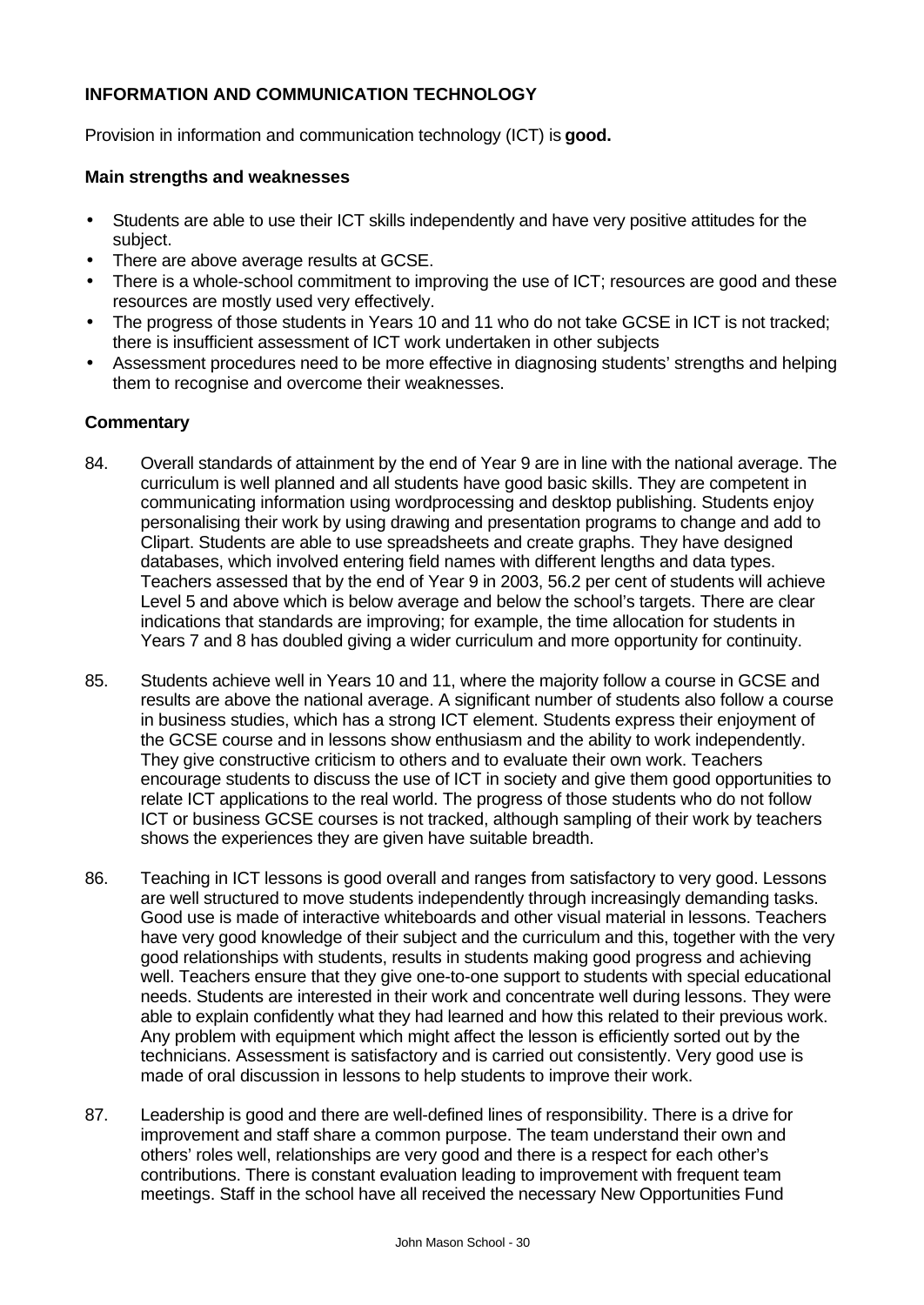**INFORMATION AND COMMUNICATION TECHNOLOGY**

Provision in information and communication technology (ICT) is **good.**

**Main strengths and weaknesses**

- Students are able to use their ICT skills independently and have very positive attitudes for the subject.
- There are above average results at GCSE.
- There is a whole-school commitment to improving the use of ICT; resources are good and these resources are mostly used very effectively.
- The progress of those students in Years 10 and 11 who do not take GCSE in ICT is not tracked; there is insufficient assessment of ICT work undertaken in other subjects
- Assessment procedures need to be more effective in diagnosing students' strengths and helping them to recognise and overcome their weaknesses.

**Commentary**

84. Overall standards of attainment by the end of Year 9 are in line with the national average. The curriculum is well planned and all students have good basic skills. They are competent in communicating information using wordprocessing and desktop publishing. Students enjoy personalising their work by using drawing and presentation programs to change and add to Clipart. Students are able to use spreadsheets and create graphs. They have designed databases, which involved entering field names with different lengths and data types. Teachers assessed that by the end of Year 9 in 2003, 56.2 per cent of students will achieve Level 5 and above which is below average and below the school's targets. There are clear indications that standards are improving; for example, the time allocation for students in Years 7 and 8 has doubled giving a wider curriculum and more opportunity for continuity.

85. Students achieve well in Years 10 and 11, where the majority follow a course in GCSE and results are above the national average. A significant number of students also follow a course in business studies, which has a strong ICT element. Students express their enjoyment of the GCSE course and in lessons show enthusiasm and the ability to work independently. They give constructive criticism to others and to evaluate their own work. Teachers encourage students to discuss the use of ICT in society and give them good opportunities to relate ICT applications to the real world. The progress of those students who do not follow ICT or business GCSE courses is not tracked, although sampling of their work by teachers shows the experiences they are given have suitable breadth.

86. Teaching in ICT lessons is good overall and ranges from satisfactory to very good. Lessons are well structured to move students independently through increasingly demanding tasks. Good use is made of interactive whiteboards and other visual material in lessons. Teachers have very good knowledge of their subject and the curriculum and this, together with the very good relationships with students, results in students making good progress and achieving well. Teachers ensure that they give one-to-one support to students with special educational needs. Students are interested in their work and concentrate well during lessons. They were able to explain confidently what they had learned and how this related to their previous work. Any problem with equipment which might affect the lesson is efficiently sorted out by the technicians. Assessment is satisfactory and is carried out consistently. Very good use is made of oral discussion in lessons to help students to improve their work.

87. Leadership is good and there are well-defined lines of responsibility. There is a drive for improvement and staff share a common purpose. The team understand their own and others' roles well, relationships are very good and there is a respect for each other's contributions. There is constant evaluation leading to improvement with frequent team meetings. Staff in the school have all received the necessary New Opportunities Fund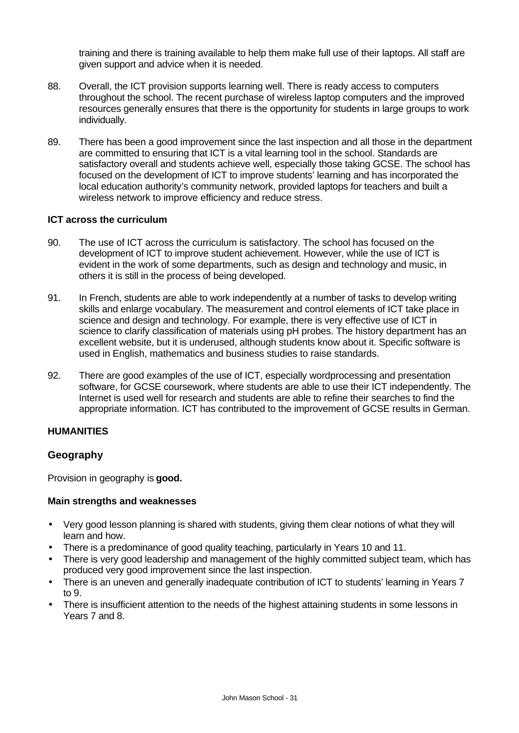training and there is training available to help them make full use of their laptops. All staff are given support and advice when it is needed.

88. Overall, the ICT provision supports learning well. There is ready access to computers throughout the school. The recent purchase of wireless laptop computers and the improved resources generally ensures that there is the opportunity for students in large groups to work individually.

89. There has been a good improvement since the last inspection and all those in the department are committed to ensuring that ICT is a vital learning tool in the school. Standards are satisfactory overall and students achieve well, especially those taking GCSE. The school has focused on the development of ICT to improve students' learning and has incorporated the local education authority's community network, provided laptops for teachers and built a wireless network to improve efficiency and reduce stress.

**ICT across the curriculum**

90. The use of ICT across the curriculum is satisfactory. The school has focused on the development of ICT to improve student achievement. However, while the use of ICT is evident in the work of some departments, such as design and technology and music, in others it is still in the process of being developed.

91. In French, students are able to work independently at a number of tasks to develop writing skills and enlarge vocabulary. The measurement and control elements of ICT take place in science and design and technology. For example, there is very effective use of ICT in science to clarify classification of materials using pH probes. The history department has an excellent website, but it is underused, although students know about it. Specific software is used in English, mathematics and business studies to raise standards.

92. There are good examples of the use of ICT, especially wordprocessing and presentation software, for GCSE coursework, where students are able to use their ICT independently. The Internet is used well for research and students are able to refine their searches to find the appropriate information. ICT has contributed to the improvement of GCSE results in German.

**HUMANITIES**

## Geography

Provision in geography is **good.**

**Main strengths and weaknesses**

- Very good lesson planning is shared with students, giving them clear notions of what they will learn and how.
- There is a predominance of good quality teaching, particularly in Years 10 and 11.
- There is very good leadership and management of the highly committed subject team, which has produced very good improvement since the last inspection.
- There is an uneven and generally inadequate contribution of ICT to students' learning in Years 7 to 9.
- There is insufficient attention to the needs of the highest attaining students in some lessons in Years 7 and 8.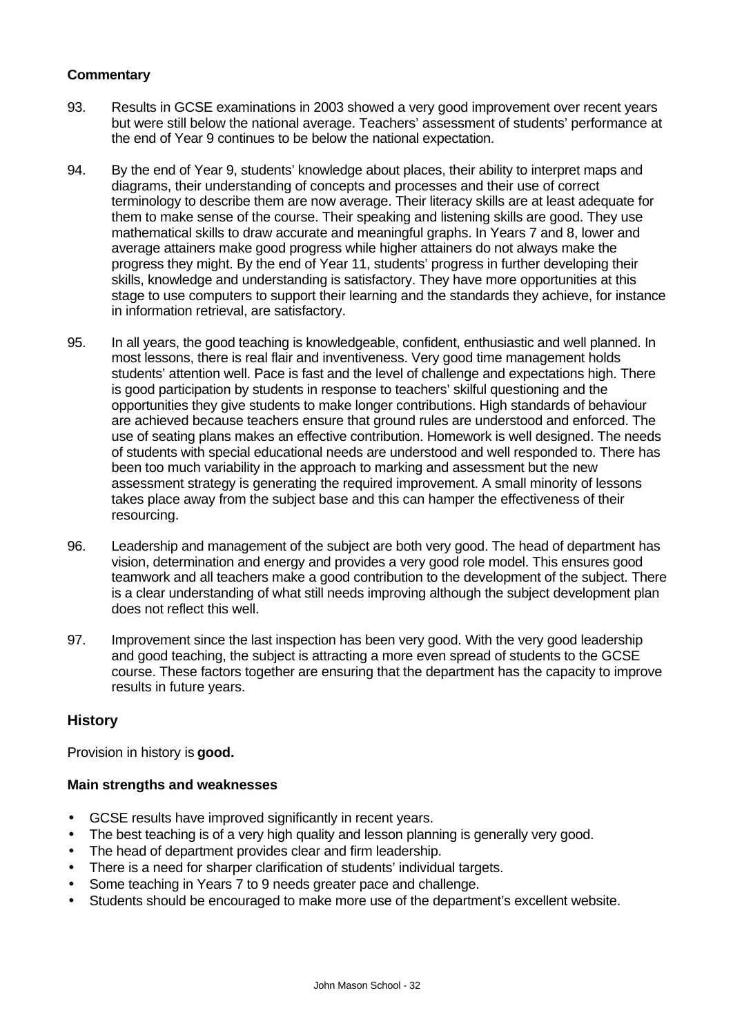**Commentary**

93. Results in GCSE examinations in 2003 showed a very good improvement over recent years but were still below the national average. Teachers' assessment of students' performance at the end of Year 9 continues to be below the national expectation.

94. By the end of Year 9, students' knowledge about places, their ability to interpret maps and diagrams, their understanding of concepts and processes and their use of correct terminology to describe them are now average. Their literacy skills are at least adequate for them to make sense of the course. Their speaking and listening skills are good. They use mathematical skills to draw accurate and meaningful graphs. In Years 7 and 8, lower and average attainers make good progress while higher attainers do not always make the progress they might. By the end of Year 11, students' progress in further developing their skills, knowledge and understanding is satisfactory. They have more opportunities at this stage to use computers to support their learning and the standards they achieve, for instance in information retrieval, are satisfactory.

95. In all years, the good teaching is knowledgeable, confident, enthusiastic and well planned. In most lessons, there is real flair and inventiveness. Very good time management holds students' attention well. Pace is fast and the level of challenge and expectations high. There is good participation by students in response to teachers' skilful questioning and the opportunities they give students to make longer contributions. High standards of behaviour are achieved because teachers ensure that ground rules are understood and enforced. The use of seating plans makes an effective contribution. Homework is well designed. The needs of students with special educational needs are understood and well responded to. There has been too much variability in the approach to marking and assessment but the new assessment strategy is generating the required improvement. A small minority of lessons takes place away from the subject base and this can hamper the effectiveness of their resourcing.

96. Leadership and management of the subject are both very good. The head of department has vision, determination and energy and provides a very good role model. This ensures good teamwork and all teachers make a good contribution to the development of the subject. There is a clear understanding of what still needs improving although the subject development plan does not reflect this well.

97. Improvement since the last inspection has been very good. With the very good leadership and good teaching, the subject is attracting a more even spread of students to the GCSE course. These factors together are ensuring that the department has the capacity to improve results in future years.

## History

Provision in history is **good.**

**Main strengths and weaknesses**

- GCSE results have improved significantly in recent years.
- The best teaching is of a very high quality and lesson planning is generally very good.
- The head of department provides clear and firm leadership.
- There is a need for sharper clarification of students' individual targets.
- Some teaching in Years 7 to 9 needs greater pace and challenge.
- Students should be encouraged to make more use of the department's excellent website.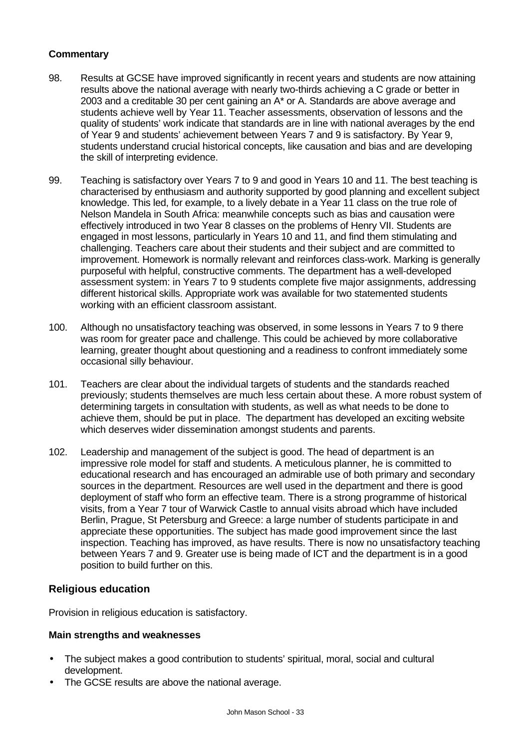**Commentary**

98. Results at GCSE have improved significantly in recent years and students are now attaining results above the national average with nearly two-thirds achieving a C grade or better in 2003 and a creditable 30 per cent gaining an A* or A. Standards are above average and students achieve well by Year 11. Teacher assessments, observation of lessons and the quality of students' work indicate that standards are in line with national averages by the end of Year 9 and students' achievement between Years 7 and 9 is satisfactory. By Year 9, students understand crucial historical concepts, like causation and bias and are developing the skill of interpreting evidence.

99. Teaching is satisfactory over Years 7 to 9 and good in Years 10 and 11. The best teaching is characterised by enthusiasm and authority supported by good planning and excellent subject knowledge. This led, for example, to a lively debate in a Year 11 class on the true role of Nelson Mandela in South Africa: meanwhile concepts such as bias and causation were effectively introduced in two Year 8 classes on the problems of Henry VII. Students are engaged in most lessons, particularly in Years 10 and 11, and find them stimulating and challenging. Teachers care about their students and their subject and are committed to improvement. Homework is normally relevant and reinforces class-work. Marking is generally purposeful with helpful, constructive comments. The department has a well-developed assessment system: in Years 7 to 9 students complete five major assignments, addressing different historical skills. Appropriate work was available for two statemented students working with an efficient classroom assistant.

100. Although no unsatisfactory teaching was observed, in some lessons in Years 7 to 9 there was room for greater pace and challenge. This could be achieved by more collaborative learning, greater thought about questioning and a readiness to confront immediately some occasional silly behaviour.

101. Teachers are clear about the individual targets of students and the standards reached previously; students themselves are much less certain about these. A more robust system of determining targets in consultation with students, as well as what needs to be done to achieve them, should be put in place. The department has developed an exciting website which deserves wider dissemination amongst students and parents.

102. Leadership and management of the subject is good. The head of department is an impressive role model for staff and students. A meticulous planner, he is committed to educational research and has encouraged an admirable use of both primary and secondary sources in the department. Resources are well used in the department and there is good deployment of staff who form an effective team. There is a strong programme of historical visits, from a Year 7 tour of Warwick Castle to annual visits abroad which have included Berlin, Prague, St Petersburg and Greece: a large number of students participate in and appreciate these opportunities. The subject has made good improvement since the last inspection. Teaching has improved, as have results. There is now no unsatisfactory teaching between Years 7 and 9. Greater use is being made of ICT and the department is in a good position to build further on this.

## Religious education

Provision in religious education is satisfactory.

**Main strengths and weaknesses**

- The subject makes a good contribution to students' spiritual, moral, social and cultural development.
- The GCSE results are above the national average.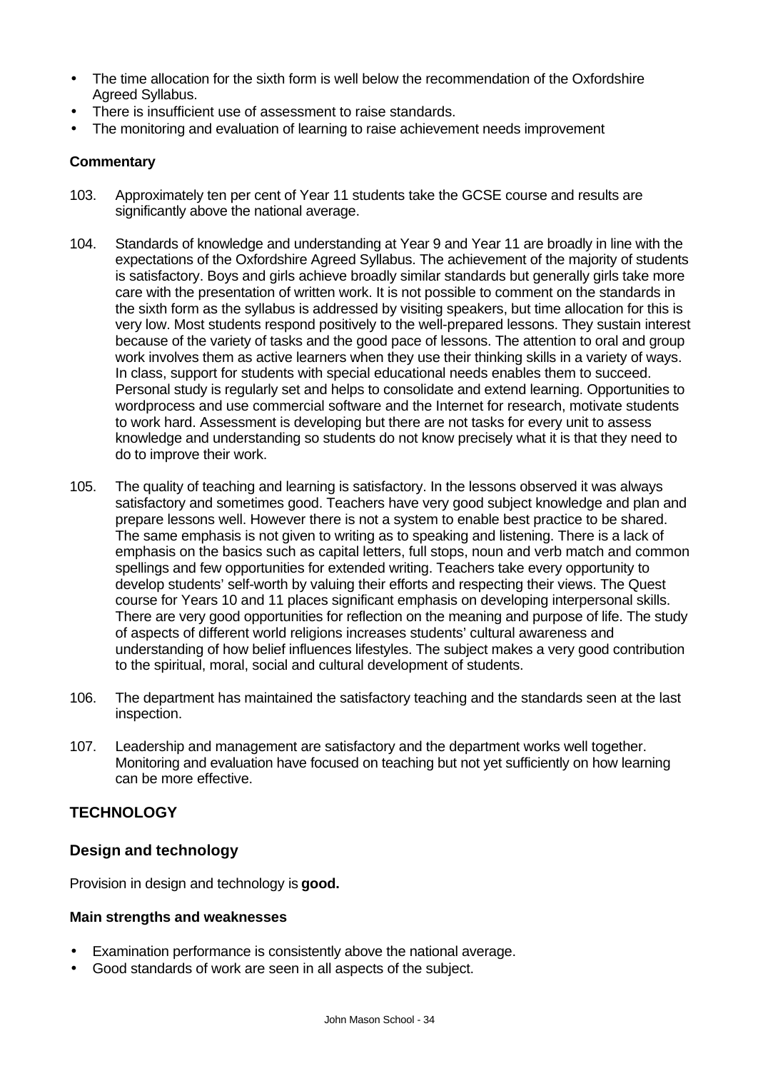- The time allocation for the sixth form is well below the recommendation of the Oxfordshire Agreed Syllabus.
- There is insufficient use of assessment to raise standards.
- The monitoring and evaluation of learning to raise achievement needs improvement

**Commentary**

103. Approximately ten per cent of Year 11 students take the GCSE course and results are significantly above the national average.

104. Standards of knowledge and understanding at Year 9 and Year 11 are broadly in line with the expectations of the Oxfordshire Agreed Syllabus. The achievement of the majority of students is satisfactory. Boys and girls achieve broadly similar standards but generally girls take more care with the presentation of written work. It is not possible to comment on the standards in the sixth form as the syllabus is addressed by visiting speakers, but time allocation for this is very low. Most students respond positively to the well-prepared lessons. They sustain interest because of the variety of tasks and the good pace of lessons. The attention to oral and group work involves them as active learners when they use their thinking skills in a variety of ways. In class, support for students with special educational needs enables them to succeed. Personal study is regularly set and helps to consolidate and extend learning. Opportunities to wordprocess and use commercial software and the Internet for research, motivate students to work hard. Assessment is developing but there are not tasks for every unit to assess knowledge and understanding so students do not know precisely what it is that they need to do to improve their work.

105. The quality of teaching and learning is satisfactory. In the lessons observed it was always satisfactory and sometimes good. Teachers have very good subject knowledge and plan and prepare lessons well. However there is not a system to enable best practice to be shared. The same emphasis is not given to writing as to speaking and listening. There is a lack of emphasis on the basics such as capital letters, full stops, noun and verb match and common spellings and few opportunities for extended writing. Teachers take every opportunity to develop students' self-worth by valuing their efforts and respecting their views. The Quest course for Years 10 and 11 places significant emphasis on developing interpersonal skills. There are very good opportunities for reflection on the meaning and purpose of life. The study of aspects of different world religions increases students' cultural awareness and understanding of how belief influences lifestyles. The subject makes a very good contribution to the spiritual, moral, social and cultural development of students.

106. The department has maintained the satisfactory teaching and the standards seen at the last inspection.

107. Leadership and management are satisfactory and the department works well together. Monitoring and evaluation have focused on teaching but not yet sufficiently on how learning can be more effective.

## TECHNOLOGY

### Design and technology

Provision in design and technology is **good.**

**Main strengths and weaknesses**

- Examination performance is consistently above the national average.
- Good standards of work are seen in all aspects of the subject.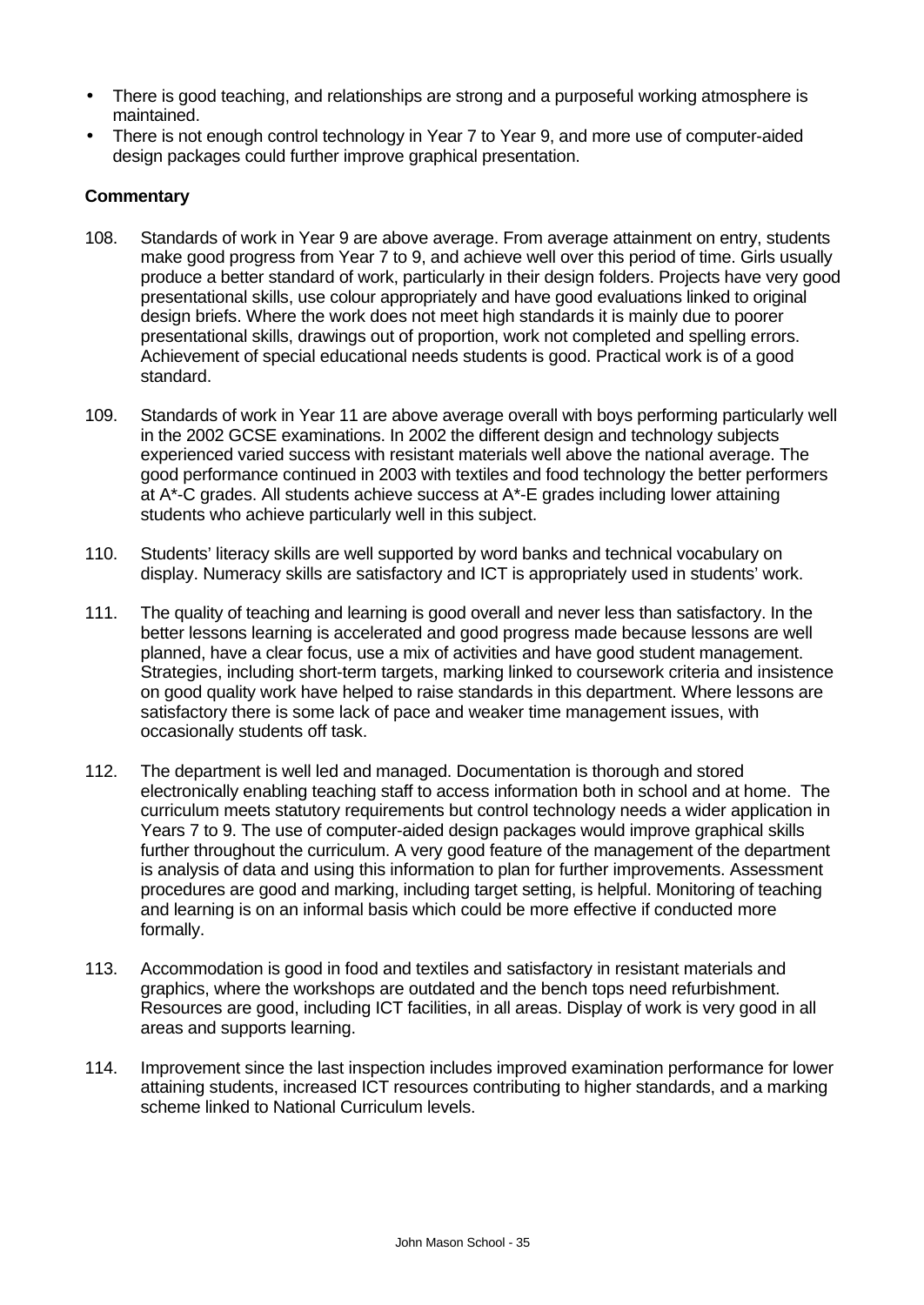- There is good teaching, and relationships are strong and a purposeful working atmosphere is maintained.
- There is not enough control technology in Year 7 to Year 9, and more use of computer-aided design packages could further improve graphical presentation.

**Commentary**

108. Standards of work in Year 9 are above average. From average attainment on entry, students make good progress from Year 7 to 9, and achieve well over this period of time. Girls usually produce a better standard of work, particularly in their design folders. Projects have very good presentational skills, use colour appropriately and have good evaluations linked to original design briefs. Where the work does not meet high standards it is mainly due to poorer presentational skills, drawings out of proportion, work not completed and spelling errors. Achievement of special educational needs students is good. Practical work is of a good standard.

109. Standards of work in Year 11 are above average overall with boys performing particularly well in the 2002 GCSE examinations. In 2002 the different design and technology subjects experienced varied success with resistant materials well above the national average. The good performance continued in 2003 with textiles and food technology the better performers at A*-C grades. All students achieve success at A*-E grades including lower attaining students who achieve particularly well in this subject.

110. Students' literacy skills are well supported by word banks and technical vocabulary on display. Numeracy skills are satisfactory and ICT is appropriately used in students' work.

111. The quality of teaching and learning is good overall and never less than satisfactory. In the better lessons learning is accelerated and good progress made because lessons are well planned, have a clear focus, use a mix of activities and have good student management. Strategies, including short-term targets, marking linked to coursework criteria and insistence on good quality work have helped to raise standards in this department. Where lessons are satisfactory there is some lack of pace and weaker time management issues, with occasionally students off task.

112. The department is well led and managed. Documentation is thorough and stored electronically enabling teaching staff to access information both in school and at home. The curriculum meets statutory requirements but control technology needs a wider application in Years 7 to 9. The use of computer-aided design packages would improve graphical skills further throughout the curriculum. A very good feature of the management of the department is analysis of data and using this information to plan for further improvements. Assessment procedures are good and marking, including target setting, is helpful. Monitoring of teaching and learning is on an informal basis which could be more effective if conducted more formally.

113. Accommodation is good in food and textiles and satisfactory in resistant materials and graphics, where the workshops are outdated and the bench tops need refurbishment. Resources are good, including ICT facilities, in all areas. Display of work is very good in all areas and supports learning.

114. Improvement since the last inspection includes improved examination performance for lower attaining students, increased ICT resources contributing to higher standards, and a marking scheme linked to National Curriculum levels.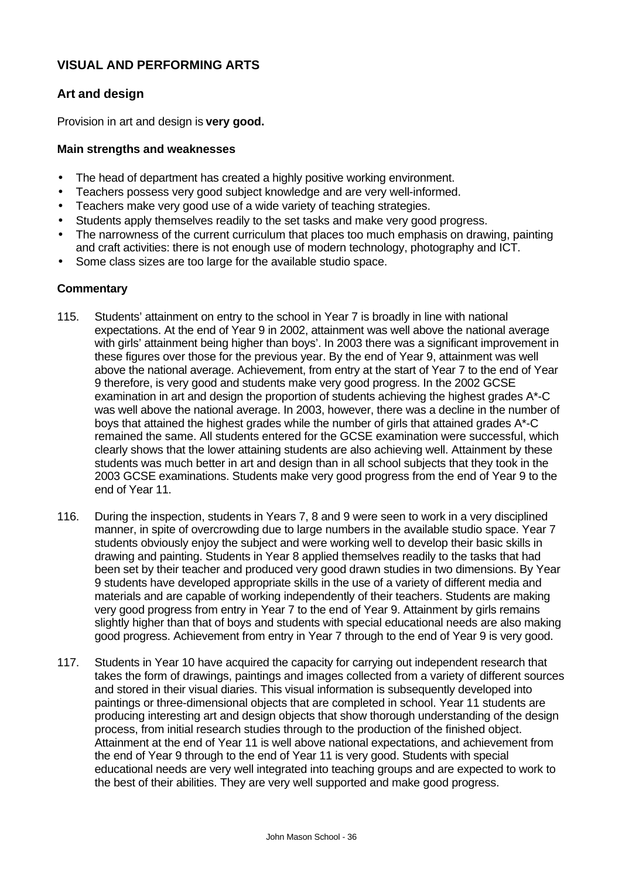## VISUAL AND PERFORMING ARTS

### Art and design

Provision in art and design is **very good.**

#### Main strengths and weaknesses

- The head of department has created a highly positive working environment.
- Teachers possess very good subject knowledge and are very well-informed.
- Teachers make very good use of a wide variety of teaching strategies.
- Students apply themselves readily to the set tasks and make very good progress.
- The narrowness of the current curriculum that places too much emphasis on drawing, painting and craft activities: there is not enough use of modern technology, photography and ICT.
- Some class sizes are too large for the available studio space.

#### Commentary

115. Students' attainment on entry to the school in Year 7 is broadly in line with national expectations. At the end of Year 9 in 2002, attainment was well above the national average with girls' attainment being higher than boys'. In 2003 there was a significant improvement in these figures over those for the previous year. By the end of Year 9, attainment was well above the national average. Achievement, from entry at the start of Year 7 to the end of Year 9 therefore, is very good and students make very good progress. In the 2002 GCSE examination in art and design the proportion of students achieving the highest grades A*-C was well above the national average. In 2003, however, there was a decline in the number of boys that attained the highest grades while the number of girls that attained grades A*-C remained the same. All students entered for the GCSE examination were successful, which clearly shows that the lower attaining students are also achieving well. Attainment by these students was much better in art and design than in all school subjects that they took in the 2003 GCSE examinations. Students make very good progress from the end of Year 9 to the end of Year 11.

116. During the inspection, students in Years 7, 8 and 9 were seen to work in a very disciplined manner, in spite of overcrowding due to large numbers in the available studio space. Year 7 students obviously enjoy the subject and were working well to develop their basic skills in drawing and painting. Students in Year 8 applied themselves readily to the tasks that had been set by their teacher and produced very good drawn studies in two dimensions. By Year 9 students have developed appropriate skills in the use of a variety of different media and materials and are capable of working independently of their teachers. Students are making very good progress from entry in Year 7 to the end of Year 9. Attainment by girls remains slightly higher than that of boys and students with special educational needs are also making good progress. Achievement from entry in Year 7 through to the end of Year 9 is very good.

117. Students in Year 10 have acquired the capacity for carrying out independent research that takes the form of drawings, paintings and images collected from a variety of different sources and stored in their visual diaries. This visual information is subsequently developed into paintings or three-dimensional objects that are completed in school. Year 11 students are producing interesting art and design objects that show thorough understanding of the design process, from initial research studies through to the production of the finished object. Attainment at the end of Year 11 is well above national expectations, and achievement from the end of Year 9 through to the end of Year 11 is very good. Students with special educational needs are very well integrated into teaching groups and are expected to work to the best of their abilities. They are very well supported and make good progress.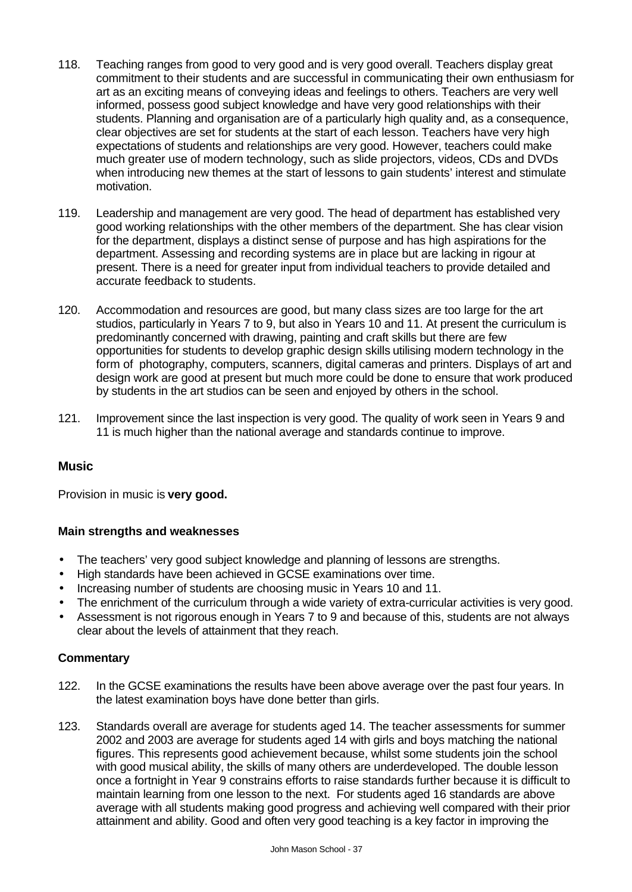118. Teaching ranges from good to very good and is very good overall. Teachers display great commitment to their students and are successful in communicating their own enthusiasm for art as an exciting means of conveying ideas and feelings to others. Teachers are very well informed, possess good subject knowledge and have very good relationships with their students. Planning and organisation are of a particularly high quality and, as a consequence, clear objectives are set for students at the start of each lesson. Teachers have very high expectations of students and relationships are very good. However, teachers could make much greater use of modern technology, such as slide projectors, videos, CDs and DVDs when introducing new themes at the start of lessons to gain students' interest and stimulate motivation.

119. Leadership and management are very good. The head of department has established very good working relationships with the other members of the department. She has clear vision for the department, displays a distinct sense of purpose and has high aspirations for the department. Assessing and recording systems are in place but are lacking in rigour at present. There is a need for greater input from individual teachers to provide detailed and accurate feedback to students.

120. Accommodation and resources are good, but many class sizes are too large for the art studios, particularly in Years 7 to 9, but also in Years 10 and 11. At present the curriculum is predominantly concerned with drawing, painting and craft skills but there are few opportunities for students to develop graphic design skills utilising modern technology in the form of photography, computers, scanners, digital cameras and printers. Displays of art and design work are good at present but much more could be done to ensure that work produced by students in the art studios can be seen and enjoyed by others in the school.

121. Improvement since the last inspection is very good. The quality of work seen in Years 9 and 11 is much higher than the national average and standards continue to improve.

## Music

Provision in music is **very good.**

### Main strengths and weaknesses

- The teachers' very good subject knowledge and planning of lessons are strengths.
- High standards have been achieved in GCSE examinations over time.
- Increasing number of students are choosing music in Years 10 and 11.
- The enrichment of the curriculum through a wide variety of extra-curricular activities is very good.
- Assessment is not rigorous enough in Years 7 to 9 and because of this, students are not always clear about the levels of attainment that they reach.

### Commentary

122. In the GCSE examinations the results have been above average over the past four years. In the latest examination boys have done better than girls.

123. Standards overall are average for students aged 14. The teacher assessments for summer 2002 and 2003 are average for students aged 14 with girls and boys matching the national figures. This represents good achievement because, whilst some students join the school with good musical ability, the skills of many others are underdeveloped. The double lesson once a fortnight in Year 9 constrains efforts to raise standards further because it is difficult to maintain learning from one lesson to the next. For students aged 16 standards are above average with all students making good progress and achieving well compared with their prior attainment and ability. Good and often very good teaching is a key factor in improving the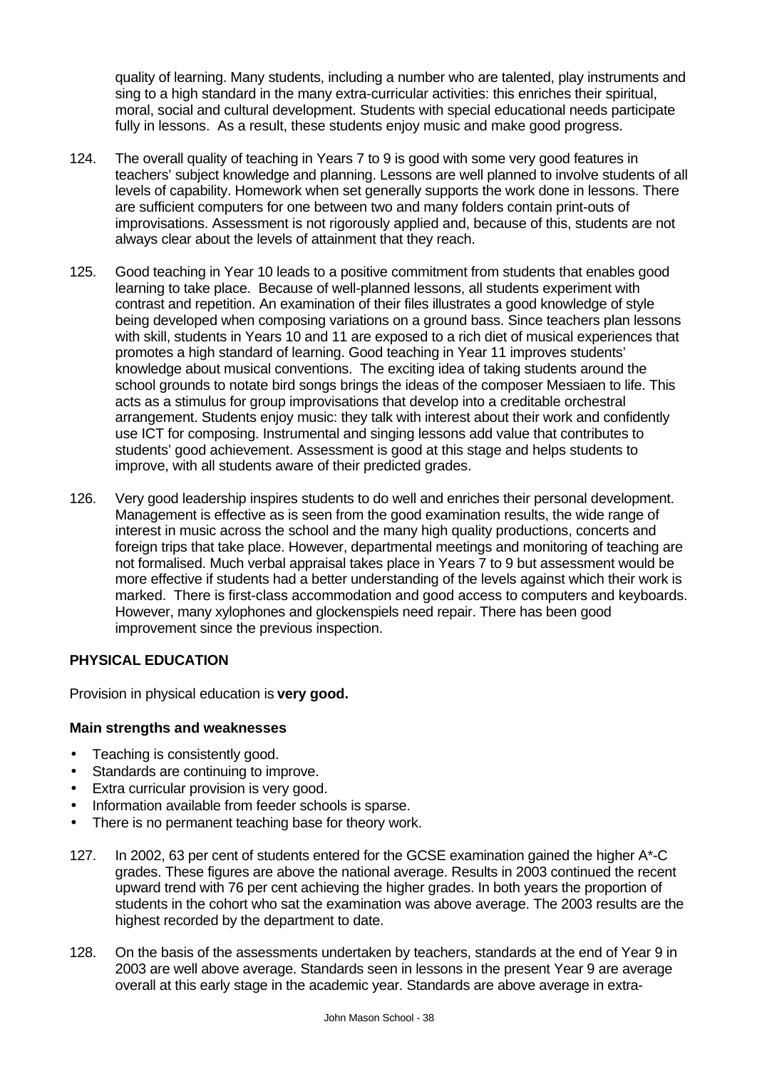quality of learning. Many students, including a number who are talented, play instruments and sing to a high standard in the many extra-curricular activities: this enriches their spiritual, moral, social and cultural development. Students with special educational needs participate fully in lessons. As a result, these students enjoy music and make good progress.

124. The overall quality of teaching in Years 7 to 9 is good with some very good features in teachers' subject knowledge and planning. Lessons are well planned to involve students of all levels of capability. Homework when set generally supports the work done in lessons. There are sufficient computers for one between two and many folders contain print-outs of improvisations. Assessment is not rigorously applied and, because of this, students are not always clear about the levels of attainment that they reach.

125. Good teaching in Year 10 leads to a positive commitment from students that enables good learning to take place. Because of well-planned lessons, all students experiment with contrast and repetition. An examination of their files illustrates a good knowledge of style being developed when composing variations on a ground bass. Since teachers plan lessons with skill, students in Years 10 and 11 are exposed to a rich diet of musical experiences that promotes a high standard of learning. Good teaching in Year 11 improves students' knowledge about musical conventions. The exciting idea of taking students around the school grounds to notate bird songs brings the ideas of the composer Messiaen to life. This acts as a stimulus for group improvisations that develop into a creditable orchestral arrangement. Students enjoy music: they talk with interest about their work and confidently use ICT for composing. Instrumental and singing lessons add value that contributes to students' good achievement. Assessment is good at this stage and helps students to improve, with all students aware of their predicted grades.

126. Very good leadership inspires students to do well and enriches their personal development. Management is effective as is seen from the good examination results, the wide range of interest in music across the school and the many high quality productions, concerts and foreign trips that take place. However, departmental meetings and monitoring of teaching are not formalised. Much verbal appraisal takes place in Years 7 to 9 but assessment would be more effective if students had a better understanding of the levels against which their work is marked. There is first-class accommodation and good access to computers and keyboards. However, many xylophones and glockenspiels need repair. There has been good improvement since the previous inspection.

## PHYSICAL EDUCATION

Provision in physical education is **very good.**

### Main strengths and weaknesses

- Teaching is consistently good.
- Standards are continuing to improve.
- Extra curricular provision is very good.
- Information available from feeder schools is sparse.
- There is no permanent teaching base for theory work.

127. In 2002, 63 per cent of students entered for the GCSE examination gained the higher A*-C grades. These figures are above the national average. Results in 2003 continued the recent upward trend with 76 per cent achieving the higher grades. In both years the proportion of students in the cohort who sat the examination was above average. The 2003 results are the highest recorded by the department to date.

128. On the basis of the assessments undertaken by teachers, standards at the end of Year 9 in 2003 are well above average. Standards seen in lessons in the present Year 9 are average overall at this early stage in the academic year. Standards are above average in extra-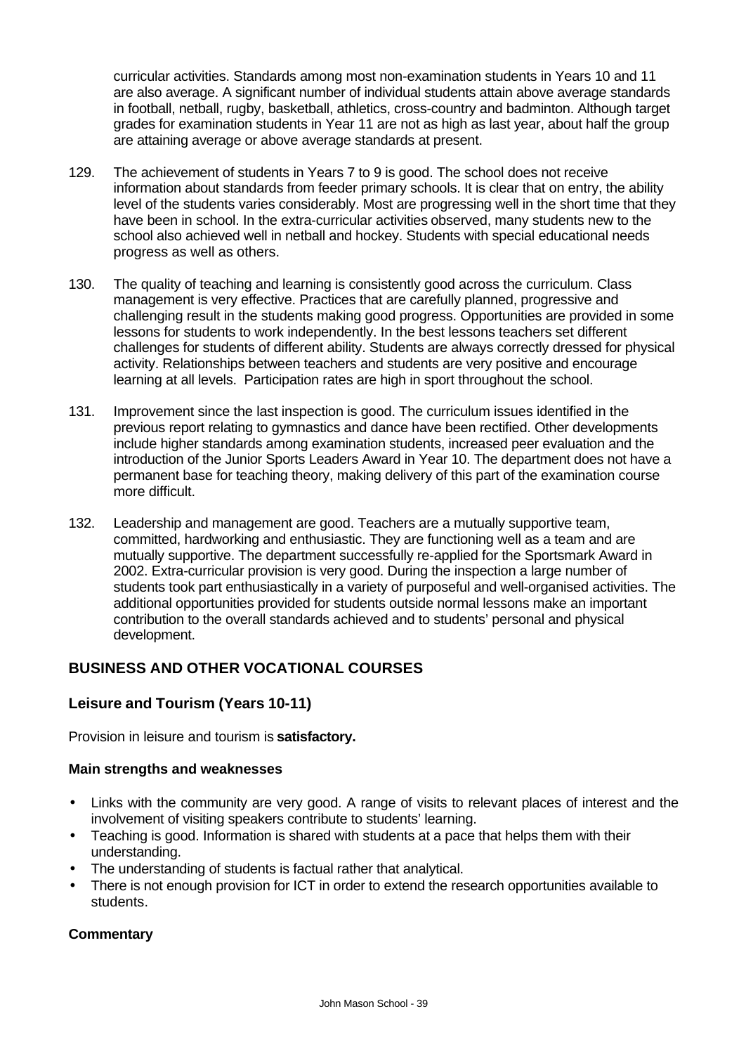curricular activities. Standards among most non-examination students in Years 10 and 11 are also average. A significant number of individual students attain above average standards in football, netball, rugby, basketball, athletics, cross-country and badminton. Although target grades for examination students in Year 11 are not as high as last year, about half the group are attaining average or above average standards at present.

129. The achievement of students in Years 7 to 9 is good. The school does not receive information about standards from feeder primary schools. It is clear that on entry, the ability level of the students varies considerably. Most are progressing well in the short time that they have been in school. In the extra-curricular activities observed, many students new to the school also achieved well in netball and hockey. Students with special educational needs progress as well as others.

130. The quality of teaching and learning is consistently good across the curriculum. Class management is very effective. Practices that are carefully planned, progressive and challenging result in the students making good progress. Opportunities are provided in some lessons for students to work independently. In the best lessons teachers set different challenges for students of different ability. Students are always correctly dressed for physical activity. Relationships between teachers and students are very positive and encourage learning at all levels. Participation rates are high in sport throughout the school.

131. Improvement since the last inspection is good. The curriculum issues identified in the previous report relating to gymnastics and dance have been rectified. Other developments include higher standards among examination students, increased peer evaluation and the introduction of the Junior Sports Leaders Award in Year 10. The department does not have a permanent base for teaching theory, making delivery of this part of the examination course more difficult.

132. Leadership and management are good. Teachers are a mutually supportive team, committed, hardworking and enthusiastic. They are functioning well as a team and are mutually supportive. The department successfully re-applied for the Sportsmark Award in 2002. Extra-curricular provision is very good. During the inspection a large number of students took part enthusiastically in a variety of purposeful and well-organised activities. The additional opportunities provided for students outside normal lessons make an important contribution to the overall standards achieved and to students' personal and physical development.

## BUSINESS AND OTHER VOCATIONAL COURSES

### Leisure and Tourism (Years 10-11)

Provision in leisure and tourism is **satisfactory.**

#### Main strengths and weaknesses

- Links with the community are very good. A range of visits to relevant places of interest and the involvement of visiting speakers contribute to students' learning.
- Teaching is good. Information is shared with students at a pace that helps them with their understanding.
- The understanding of students is factual rather that analytical.
- There is not enough provision for ICT in order to extend the research opportunities available to students.

#### Commentary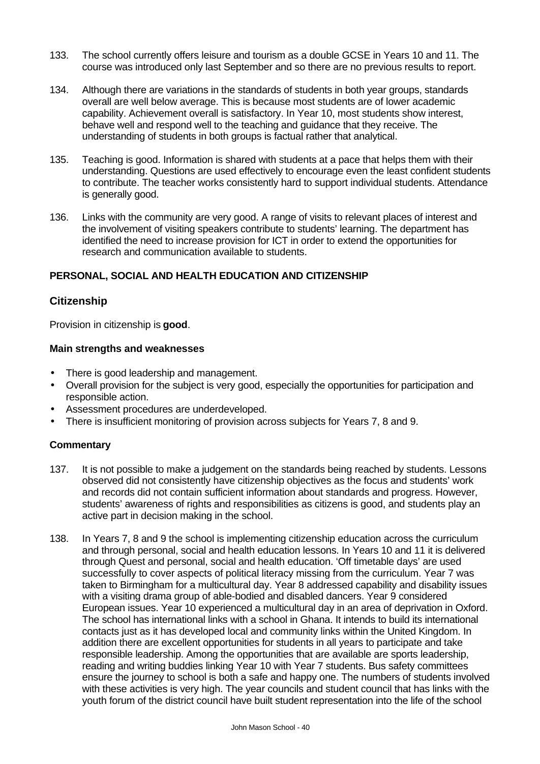133. The school currently offers leisure and tourism as a double GCSE in Years 10 and 11. The course was introduced only last September and so there are no previous results to report.

134. Although there are variations in the standards of students in both year groups, standards overall are well below average. This is because most students are of lower academic capability. Achievement overall is satisfactory. In Year 10, most students show interest, behave well and respond well to the teaching and guidance that they receive. The understanding of students in both groups is factual rather that analytical.

135. Teaching is good. Information is shared with students at a pace that helps them with their understanding. Questions are used effectively to encourage even the least confident students to contribute. The teacher works consistently hard to support individual students. Attendance is generally good.

136. Links with the community are very good. A range of visits to relevant places of interest and the involvement of visiting speakers contribute to students' learning. The department has identified the need to increase provision for ICT in order to extend the opportunities for research and communication available to students.

## PERSONAL, SOCIAL AND HEALTH EDUCATION AND CITIZENSHIP

### Citizenship

Provision in citizenship is **good**.

#### Main strengths and weaknesses

- There is good leadership and management.
- Overall provision for the subject is very good, especially the opportunities for participation and responsible action.
- Assessment procedures are underdeveloped.
- There is insufficient monitoring of provision across subjects for Years 7, 8 and 9.

#### Commentary

137. It is not possible to make a judgement on the standards being reached by students. Lessons observed did not consistently have citizenship objectives as the focus and students' work and records did not contain sufficient information about standards and progress. However, students' awareness of rights and responsibilities as citizens is good, and students play an active part in decision making in the school.

138. In Years 7, 8 and 9 the school is implementing citizenship education across the curriculum and through personal, social and health education lessons. In Years 10 and 11 it is delivered through Quest and personal, social and health education. 'Off timetable days' are used successfully to cover aspects of political literacy missing from the curriculum. Year 7 was taken to Birmingham for a multicultural day. Year 8 addressed capability and disability issues with a visiting drama group of able-bodied and disabled dancers. Year 9 considered European issues. Year 10 experienced a multicultural day in an area of deprivation in Oxford. The school has international links with a school in Ghana. It intends to build its international contacts just as it has developed local and community links within the United Kingdom. In addition there are excellent opportunities for students in all years to participate and take responsible leadership. Among the opportunities that are available are sports leadership, reading and writing buddies linking Year 10 with Year 7 students. Bus safety committees ensure the journey to school is both a safe and happy one. The numbers of students involved with these activities is very high. The year councils and student council that has links with the youth forum of the district council have built student representation into the life of the school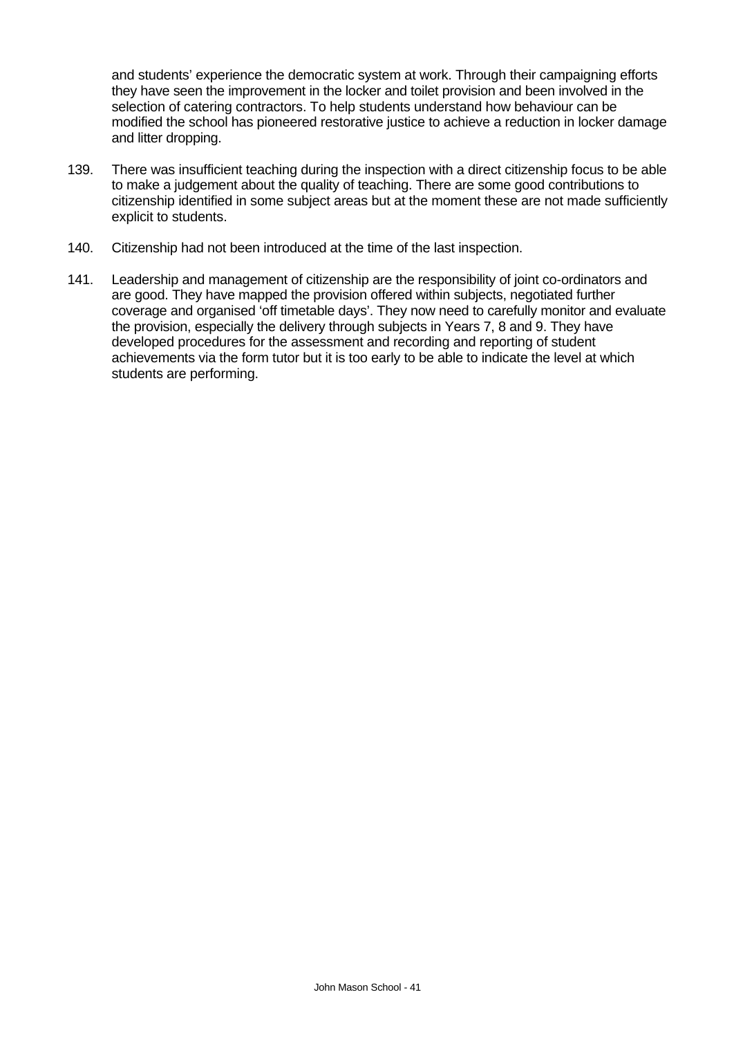and students' experience the democratic system at work. Through their campaigning efforts they have seen the improvement in the locker and toilet provision and been involved in the selection of catering contractors. To help students understand how behaviour can be modified the school has pioneered restorative justice to achieve a reduction in locker damage and litter dropping.

139. There was insufficient teaching during the inspection with a direct citizenship focus to be able to make a judgement about the quality of teaching. There are some good contributions to citizenship identified in some subject areas but at the moment these are not made sufficiently explicit to students.

140. Citizenship had not been introduced at the time of the last inspection.

141. Leadership and management of citizenship are the responsibility of joint co-ordinators and are good. They have mapped the provision offered within subjects, negotiated further coverage and organised 'off timetable days'. They now need to carefully monitor and evaluate the provision, especially the delivery through subjects in Years 7, 8 and 9. They have developed procedures for the assessment and recording and reporting of student achievements via the form tutor but it is too early to be able to indicate the level at which students are performing.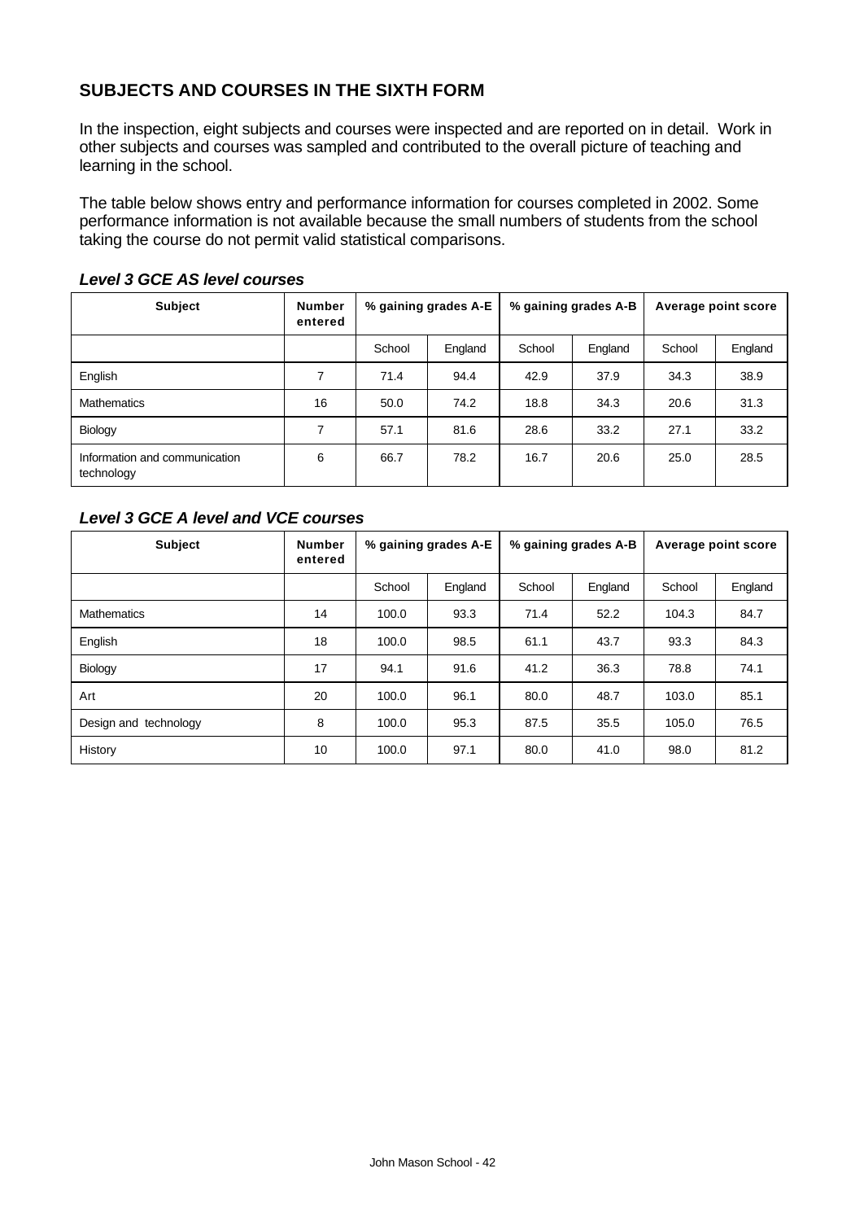## SUBJECTS AND COURSES IN THE SIXTH FORM

In the inspection, eight subjects and courses were inspected and are reported on in detail. Work in other subjects and courses was sampled and contributed to the overall picture of teaching and learning in the school.

The table below shows entry and performance information for courses completed in 2002. Some performance information is not available because the small numbers of students from the school taking the course do not permit valid statistical comparisons.

### *Level 3 GCE AS level courses*

| Subject | Number entered | % gaining grades A-E | | % gaining grades A-B | | Average point score | |
|---|---|---|---|---|---|---|---|
| | | School | England | School | England | School | England |
| English | 7 | 71.4 | 94.4 | 42.9 | 37.9 | 34.3 | 38.9 |
| Mathematics | 16 | 50.0 | 74.2 | 18.8 | 34.3 | 20.6 | 31.3 |
| Biology | 7 | 57.1 | 81.6 | 28.6 | 33.2 | 27.1 | 33.2 |
| Information and communication technology | 6 | 66.7 | 78.2 | 16.7 | 20.6 | 25.0 | 28.5 |

### *Level 3 GCE A level and VCE courses*

| Subject | Number entered | % gaining grades A-E | | % gaining grades A-B | | Average point score | |
|---|---|---|---|---|---|---|---|
| | | School | England | School | England | School | England |
| Mathematics | 14 | 100.0 | 93.3 | 71.4 | 52.2 | 104.3 | 84.7 |
| English | 18 | 100.0 | 98.5 | 61.1 | 43.7 | 93.3 | 84.3 |
| Biology | 17 | 94.1 | 91.6 | 41.2 | 36.3 | 78.8 | 74.1 |
| Art | 20 | 100.0 | 96.1 | 80.0 | 48.7 | 103.0 | 85.1 |
| Design and technology | 8 | 100.0 | 95.3 | 87.5 | 35.5 | 105.0 | 76.5 |
| History | 10 | 100.0 | 97.1 | 80.0 | 41.0 | 98.0 | 81.2 |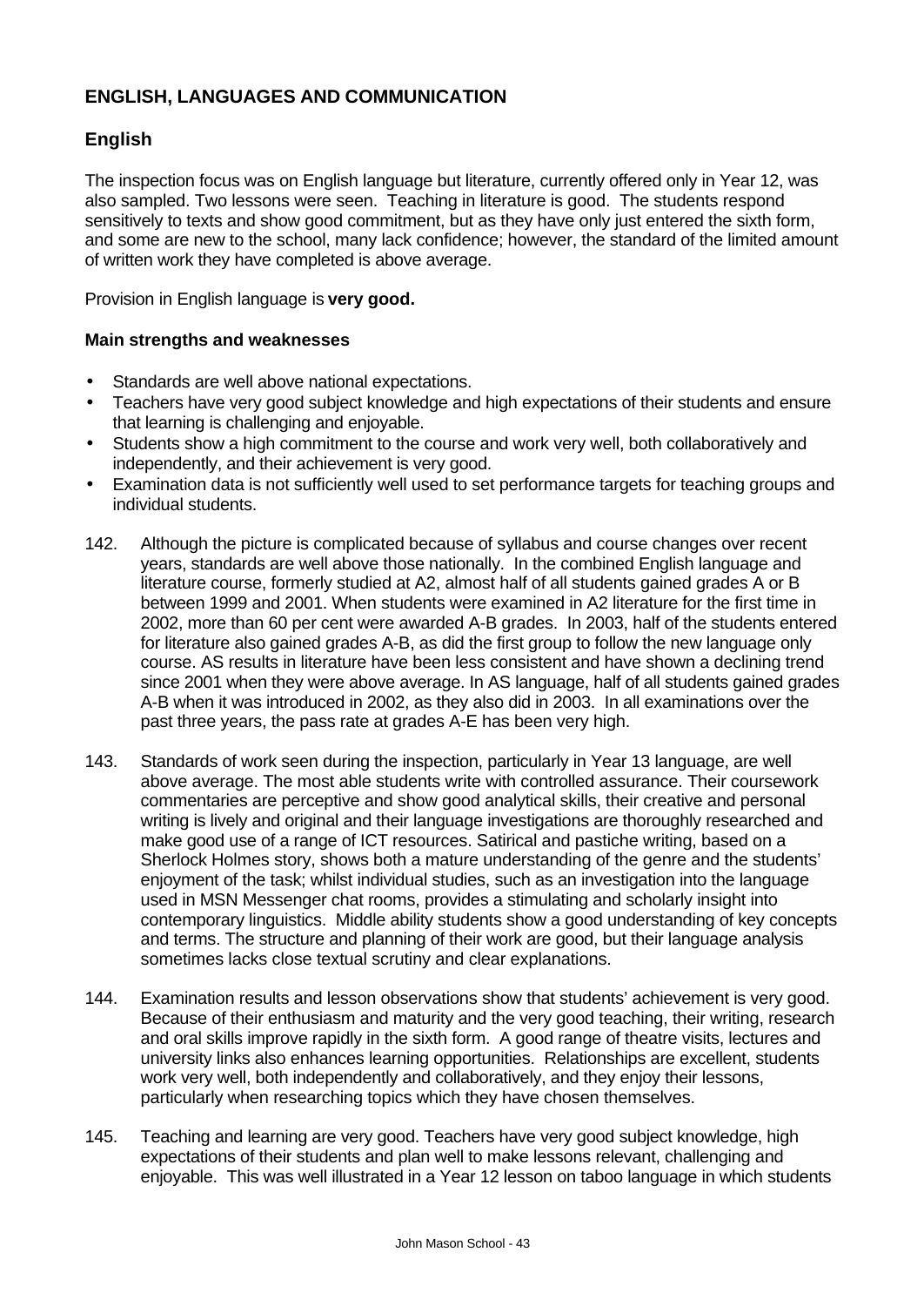## ENGLISH, LANGUAGES AND COMMUNICATION

### English

The inspection focus was on English language but literature, currently offered only in Year 12, was also sampled. Two lessons were seen. Teaching in literature is good. The students respond sensitively to texts and show good commitment, but as they have only just entered the sixth form, and some are new to the school, many lack confidence; however, the standard of the limited amount of written work they have completed is above average.

Provision in English language is **very good.**

**Main strengths and weaknesses**

- Standards are well above national expectations.
- Teachers have very good subject knowledge and high expectations of their students and ensure that learning is challenging and enjoyable.
- Students show a high commitment to the course and work very well, both collaboratively and independently, and their achievement is very good.
- Examination data is not sufficiently well used to set performance targets for teaching groups and individual students.

142. Although the picture is complicated because of syllabus and course changes over recent years, standards are well above those nationally. In the combined English language and literature course, formerly studied at A2, almost half of all students gained grades A or B between 1999 and 2001. When students were examined in A2 literature for the first time in 2002, more than 60 per cent were awarded A-B grades. In 2003, half of the students entered for literature also gained grades A-B, as did the first group to follow the new language only course. AS results in literature have been less consistent and have shown a declining trend since 2001 when they were above average. In AS language, half of all students gained grades A-B when it was introduced in 2002, as they also did in 2003. In all examinations over the past three years, the pass rate at grades A-E has been very high.

143. Standards of work seen during the inspection, particularly in Year 13 language, are well above average. The most able students write with controlled assurance. Their coursework commentaries are perceptive and show good analytical skills, their creative and personal writing is lively and original and their language investigations are thoroughly researched and make good use of a range of ICT resources. Satirical and pastiche writing, based on a Sherlock Holmes story, shows both a mature understanding of the genre and the students' enjoyment of the task; whilst individual studies, such as an investigation into the language used in MSN Messenger chat rooms, provides a stimulating and scholarly insight into contemporary linguistics. Middle ability students show a good understanding of key concepts and terms. The structure and planning of their work are good, but their language analysis sometimes lacks close textual scrutiny and clear explanations.

144. Examination results and lesson observations show that students' achievement is very good. Because of their enthusiasm and maturity and the very good teaching, their writing, research and oral skills improve rapidly in the sixth form. A good range of theatre visits, lectures and university links also enhances learning opportunities. Relationships are excellent, students work very well, both independently and collaboratively, and they enjoy their lessons, particularly when researching topics which they have chosen themselves.

145. Teaching and learning are very good. Teachers have very good subject knowledge, high expectations of their students and plan well to make lessons relevant, challenging and enjoyable. This was well illustrated in a Year 12 lesson on taboo language in which students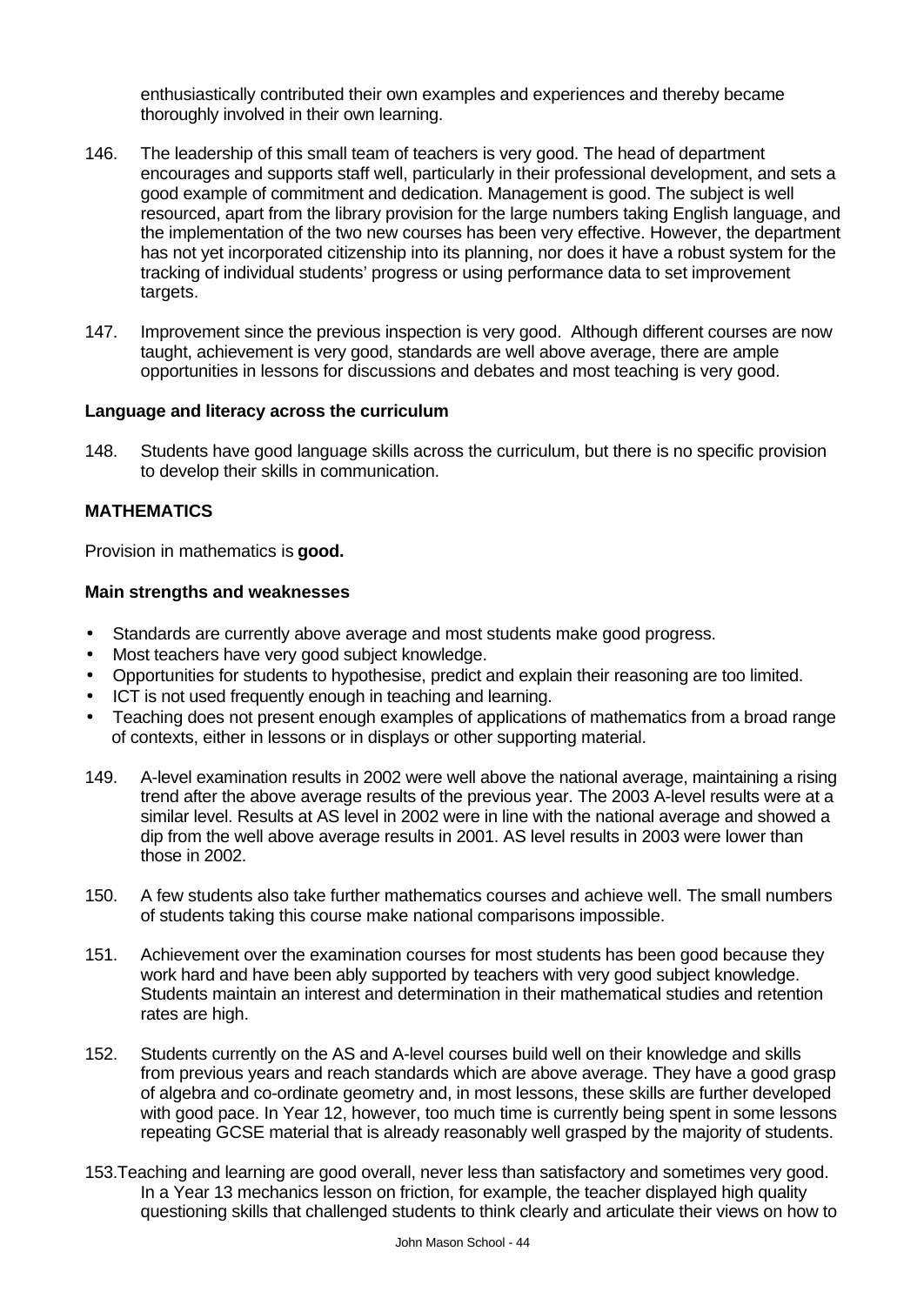enthusiastically contributed their own examples and experiences and thereby became thoroughly involved in their own learning.

146. The leadership of this small team of teachers is very good. The head of department encourages and supports staff well, particularly in their professional development, and sets a good example of commitment and dedication. Management is good. The subject is well resourced, apart from the library provision for the large numbers taking English language, and the implementation of the two new courses has been very effective. However, the department has not yet incorporated citizenship into its planning, nor does it have a robust system for the tracking of individual students' progress or using performance data to set improvement targets.

147. Improvement since the previous inspection is very good. Although different courses are now taught, achievement is very good, standards are well above average, there are ample opportunities in lessons for discussions and debates and most teaching is very good.

**Language and literacy across the curriculum**

148. Students have good language skills across the curriculum, but there is no specific provision to develop their skills in communication.

**MATHEMATICS**

Provision in mathematics is **good.**

**Main strengths and weaknesses**

- Standards are currently above average and most students make good progress.
- Most teachers have very good subject knowledge.
- Opportunities for students to hypothesise, predict and explain their reasoning are too limited.
- ICT is not used frequently enough in teaching and learning.
- Teaching does not present enough examples of applications of mathematics from a broad range of contexts, either in lessons or in displays or other supporting material.

149. A-level examination results in 2002 were well above the national average, maintaining a rising trend after the above average results of the previous year. The 2003 A-level results were at a similar level. Results at AS level in 2002 were in line with the national average and showed a dip from the well above average results in 2001. AS level results in 2003 were lower than those in 2002.

150. A few students also take further mathematics courses and achieve well. The small numbers of students taking this course make national comparisons impossible.

151. Achievement over the examination courses for most students has been good because they work hard and have been ably supported by teachers with very good subject knowledge. Students maintain an interest and determination in their mathematical studies and retention rates are high.

152. Students currently on the AS and A-level courses build well on their knowledge and skills from previous years and reach standards which are above average. They have a good grasp of algebra and co-ordinate geometry and, in most lessons, these skills are further developed with good pace. In Year 12, however, too much time is currently being spent in some lessons repeating GCSE material that is already reasonably well grasped by the majority of students.

153. Teaching and learning are good overall, never less than satisfactory and sometimes very good. In a Year 13 mechanics lesson on friction, for example, the teacher displayed high quality questioning skills that challenged students to think clearly and articulate their views on how to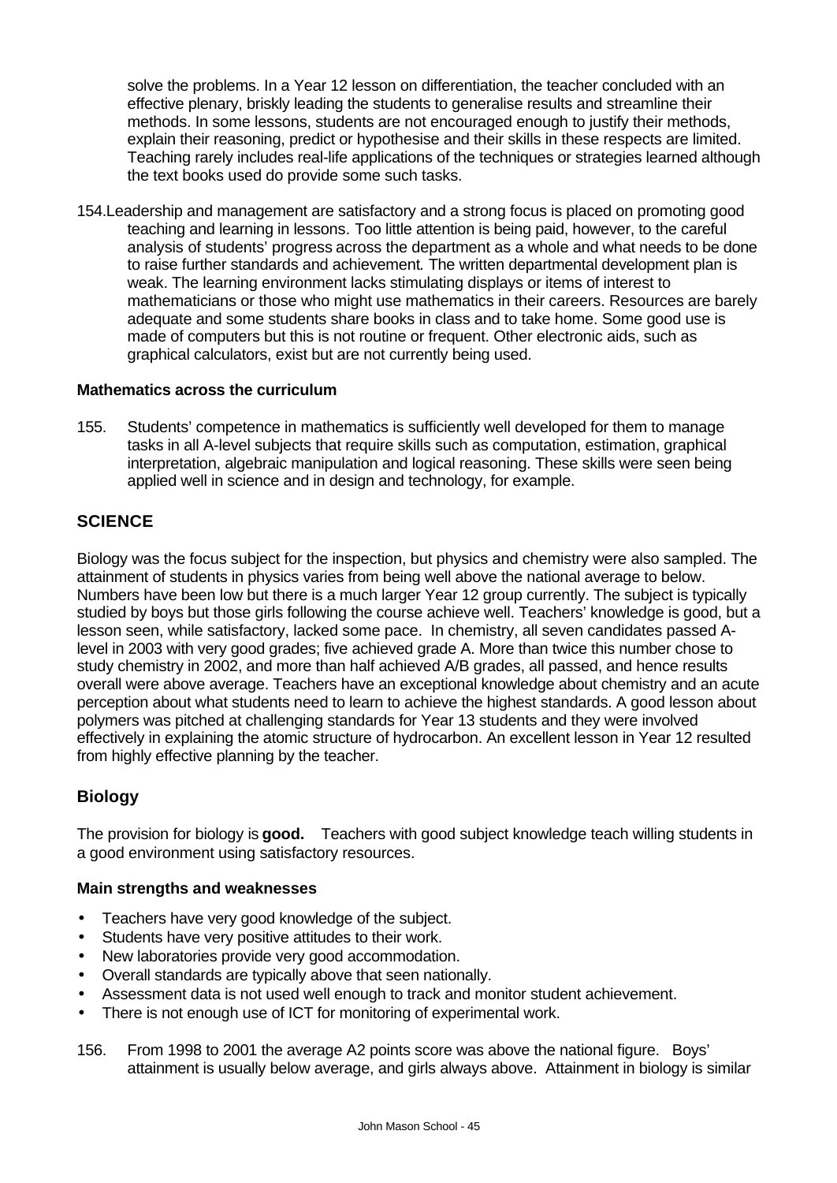solve the problems. In a Year 12 lesson on differentiation, the teacher concluded with an effective plenary, briskly leading the students to generalise results and streamline their methods. In some lessons, students are not encouraged enough to justify their methods, explain their reasoning, predict or hypothesise and their skills in these respects are limited. Teaching rarely includes real-life applications of the techniques or strategies learned although the text books used do provide some such tasks.

154. Leadership and management are satisfactory and a strong focus is placed on promoting good teaching and learning in lessons. Too little attention is being paid, however, to the careful analysis of students' progress across the department as a whole and what needs to be done to raise further standards and achievement. The written departmental development plan is weak. The learning environment lacks stimulating displays or items of interest to mathematicians or those who might use mathematics in their careers. Resources are barely adequate and some students share books in class and to take home. Some good use is made of computers but this is not routine or frequent. Other electronic aids, such as graphical calculators, exist but are not currently being used.

**Mathematics across the curriculum**

155. Students' competence in mathematics is sufficiently well developed for them to manage tasks in all A-level subjects that require skills such as computation, estimation, graphical interpretation, algebraic manipulation and logical reasoning. These skills were seen being applied well in science and in design and technology, for example.

## SCIENCE

Biology was the focus subject for the inspection, but physics and chemistry were also sampled. The attainment of students in physics varies from being well above the national average to below. Numbers have been low but there is a much larger Year 12 group currently. The subject is typically studied by boys but those girls following the course achieve well. Teachers' knowledge is good, but a lesson seen, while satisfactory, lacked some pace. In chemistry, all seven candidates passed A-level in 2003 with very good grades; five achieved grade A. More than twice this number chose to study chemistry in 2002, and more than half achieved A/B grades, all passed, and hence results overall were above average. Teachers have an exceptional knowledge about chemistry and an acute perception about what students need to learn to achieve the highest standards. A good lesson about polymers was pitched at challenging standards for Year 13 students and they were involved effectively in explaining the atomic structure of hydrocarbon. An excellent lesson in Year 12 resulted from highly effective planning by the teacher.

### Biology

The provision for biology is **good.** Teachers with good subject knowledge teach willing students in a good environment using satisfactory resources.

**Main strengths and weaknesses**

- Teachers have very good knowledge of the subject.
- Students have very positive attitudes to their work.
- New laboratories provide very good accommodation.
- Overall standards are typically above that seen nationally.
- Assessment data is not used well enough to track and monitor student achievement.
- There is not enough use of ICT for monitoring of experimental work.

156. From 1998 to 2001 the average A2 points score was above the national figure. Boys' attainment is usually below average, and girls always above. Attainment in biology is similar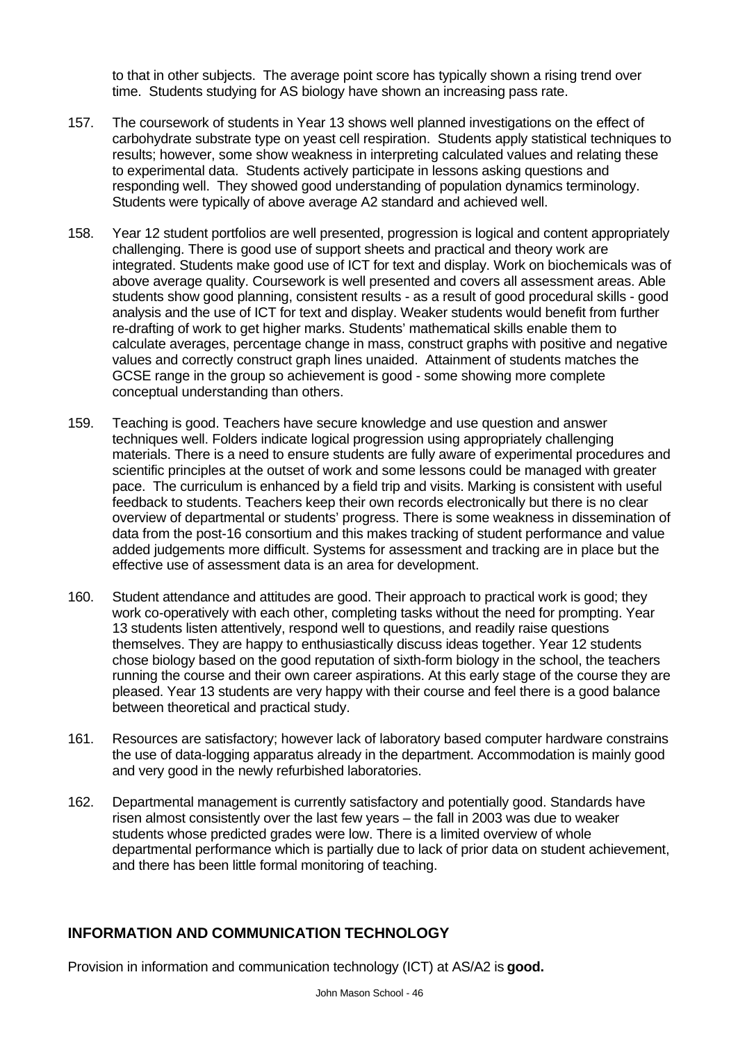to that in other subjects. The average point score has typically shown a rising trend over time. Students studying for AS biology have shown an increasing pass rate.

157. The coursework of students in Year 13 shows well planned investigations on the effect of carbohydrate substrate type on yeast cell respiration. Students apply statistical techniques to results; however, some show weakness in interpreting calculated values and relating these to experimental data. Students actively participate in lessons asking questions and responding well. They showed good understanding of population dynamics terminology. Students were typically of above average A2 standard and achieved well.

158. Year 12 student portfolios are well presented, progression is logical and content appropriately challenging. There is good use of support sheets and practical and theory work are integrated. Students make good use of ICT for text and display. Work on biochemicals was of above average quality. Coursework is well presented and covers all assessment areas. Able students show good planning, consistent results - as a result of good procedural skills - good analysis and the use of ICT for text and display. Weaker students would benefit from further re-drafting of work to get higher marks. Students' mathematical skills enable them to calculate averages, percentage change in mass, construct graphs with positive and negative values and correctly construct graph lines unaided. Attainment of students matches the GCSE range in the group so achievement is good - some showing more complete conceptual understanding than others.

159. Teaching is good. Teachers have secure knowledge and use question and answer techniques well. Folders indicate logical progression using appropriately challenging materials. There is a need to ensure students are fully aware of experimental procedures and scientific principles at the outset of work and some lessons could be managed with greater pace. The curriculum is enhanced by a field trip and visits. Marking is consistent with useful feedback to students. Teachers keep their own records electronically but there is no clear overview of departmental or students' progress. There is some weakness in dissemination of data from the post-16 consortium and this makes tracking of student performance and value added judgements more difficult. Systems for assessment and tracking are in place but the effective use of assessment data is an area for development.

160. Student attendance and attitudes are good. Their approach to practical work is good; they work co-operatively with each other, completing tasks without the need for prompting. Year 13 students listen attentively, respond well to questions, and readily raise questions themselves. They are happy to enthusiastically discuss ideas together. Year 12 students chose biology based on the good reputation of sixth-form biology in the school, the teachers running the course and their own career aspirations. At this early stage of the course they are pleased. Year 13 students are very happy with their course and feel there is a good balance between theoretical and practical study.

161. Resources are satisfactory; however lack of laboratory based computer hardware constrains the use of data-logging apparatus already in the department. Accommodation is mainly good and very good in the newly refurbished laboratories.

162. Departmental management is currently satisfactory and potentially good. Standards have risen almost consistently over the last few years – the fall in 2003 was due to weaker students whose predicted grades were low. There is a limited overview of whole departmental performance which is partially due to lack of prior data on student achievement, and there has been little formal monitoring of teaching.

## INFORMATION AND COMMUNICATION TECHNOLOGY

Provision in information and communication technology (ICT) at AS/A2 is **good.**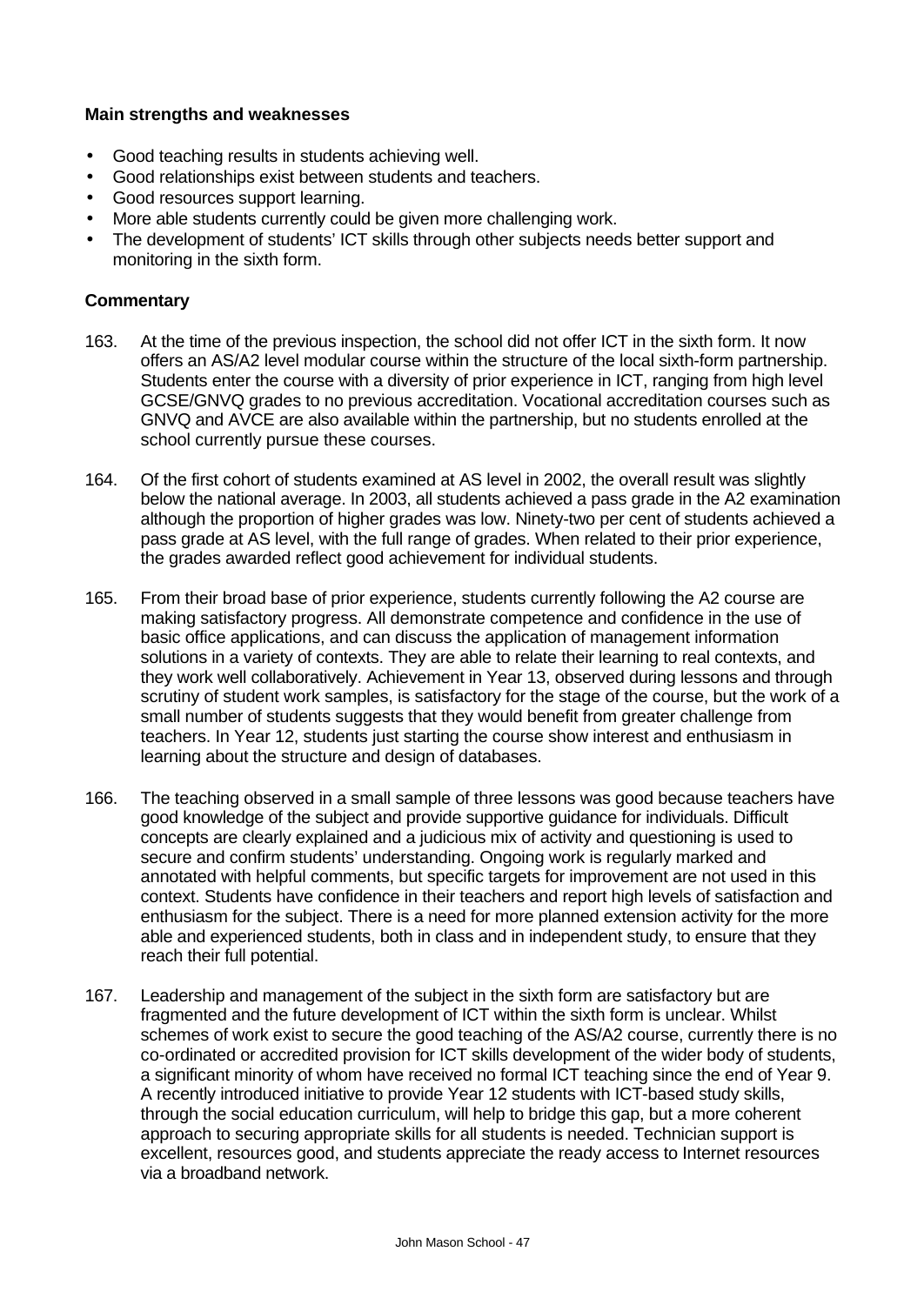**Main strengths and weaknesses**

- Good teaching results in students achieving well.
- Good relationships exist between students and teachers.
- Good resources support learning.
- More able students currently could be given more challenging work.
- The development of students' ICT skills through other subjects needs better support and monitoring in the sixth form.

**Commentary**

163. At the time of the previous inspection, the school did not offer ICT in the sixth form. It now offers an AS/A2 level modular course within the structure of the local sixth-form partnership. Students enter the course with a diversity of prior experience in ICT, ranging from high level GCSE/GNVQ grades to no previous accreditation. Vocational accreditation courses such as GNVQ and AVCE are also available within the partnership, but no students enrolled at the school currently pursue these courses.

164. Of the first cohort of students examined at AS level in 2002, the overall result was slightly below the national average. In 2003, all students achieved a pass grade in the A2 examination although the proportion of higher grades was low. Ninety-two per cent of students achieved a pass grade at AS level, with the full range of grades. When related to their prior experience, the grades awarded reflect good achievement for individual students.

165. From their broad base of prior experience, students currently following the A2 course are making satisfactory progress. All demonstrate competence and confidence in the use of basic office applications, and can discuss the application of management information solutions in a variety of contexts. They are able to relate their learning to real contexts, and they work well collaboratively. Achievement in Year 13, observed during lessons and through scrutiny of student work samples, is satisfactory for the stage of the course, but the work of a small number of students suggests that they would benefit from greater challenge from teachers. In Year 12, students just starting the course show interest and enthusiasm in learning about the structure and design of databases.

166. The teaching observed in a small sample of three lessons was good because teachers have good knowledge of the subject and provide supportive guidance for individuals. Difficult concepts are clearly explained and a judicious mix of activity and questioning is used to secure and confirm students' understanding. Ongoing work is regularly marked and annotated with helpful comments, but specific targets for improvement are not used in this context. Students have confidence in their teachers and report high levels of satisfaction and enthusiasm for the subject. There is a need for more planned extension activity for the more able and experienced students, both in class and in independent study, to ensure that they reach their full potential.

167. Leadership and management of the subject in the sixth form are satisfactory but are fragmented and the future development of ICT within the sixth form is unclear. Whilst schemes of work exist to secure the good teaching of the AS/A2 course, currently there is no co-ordinated or accredited provision for ICT skills development of the wider body of students, a significant minority of whom have received no formal ICT teaching since the end of Year 9. A recently introduced initiative to provide Year 12 students with ICT-based study skills, through the social education curriculum, will help to bridge this gap, but a more coherent approach to securing appropriate skills for all students is needed. Technician support is excellent, resources good, and students appreciate the ready access to Internet resources via a broadband network.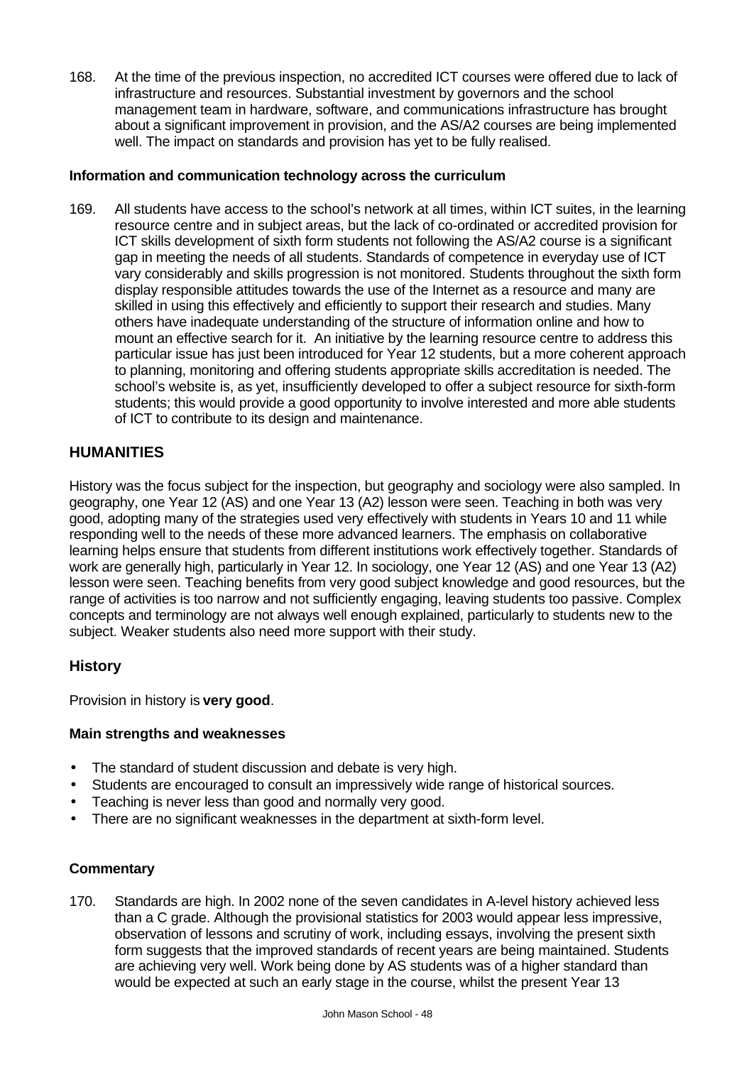168. At the time of the previous inspection, no accredited ICT courses were offered due to lack of infrastructure and resources. Substantial investment by governors and the school management team in hardware, software, and communications infrastructure has brought about a significant improvement in provision, and the AS/A2 courses are being implemented well. The impact on standards and provision has yet to be fully realised.

**Information and communication technology across the curriculum**

169. All students have access to the school's network at all times, within ICT suites, in the learning resource centre and in subject areas, but the lack of co-ordinated or accredited provision for ICT skills development of sixth form students not following the AS/A2 course is a significant gap in meeting the needs of all students. Standards of competence in everyday use of ICT vary considerably and skills progression is not monitored. Students throughout the sixth form display responsible attitudes towards the use of the Internet as a resource and many are skilled in using this effectively and efficiently to support their research and studies. Many others have inadequate understanding of the structure of information online and how to mount an effective search for it. An initiative by the learning resource centre to address this particular issue has just been introduced for Year 12 students, but a more coherent approach to planning, monitoring and offering students appropriate skills accreditation is needed. The school's website is, as yet, insufficiently developed to offer a subject resource for sixth-form students; this would provide a good opportunity to involve interested and more able students of ICT to contribute to its design and maintenance.

## HUMANITIES

History was the focus subject for the inspection, but geography and sociology were also sampled. In geography, one Year 12 (AS) and one Year 13 (A2) lesson were seen. Teaching in both was very good, adopting many of the strategies used very effectively with students in Years 10 and 11 while responding well to the needs of these more advanced learners. The emphasis on collaborative learning helps ensure that students from different institutions work effectively together. Standards of work are generally high, particularly in Year 12. In sociology, one Year 12 (AS) and one Year 13 (A2) lesson were seen. Teaching benefits from very good subject knowledge and good resources, but the range of activities is too narrow and not sufficiently engaging, leaving students too passive. Complex concepts and terminology are not always well enough explained, particularly to students new to the subject. Weaker students also need more support with their study.

### History

Provision in history is **very good**.

**Main strengths and weaknesses**

- The standard of student discussion and debate is very high.
- Students are encouraged to consult an impressively wide range of historical sources.
- Teaching is never less than good and normally very good.
- There are no significant weaknesses in the department at sixth-form level.

**Commentary**

170. Standards are high. In 2002 none of the seven candidates in A-level history achieved less than a C grade. Although the provisional statistics for 2003 would appear less impressive, observation of lessons and scrutiny of work, including essays, involving the present sixth form suggests that the improved standards of recent years are being maintained. Students are achieving very well. Work being done by AS students was of a higher standard than would be expected at such an early stage in the course, whilst the present Year 13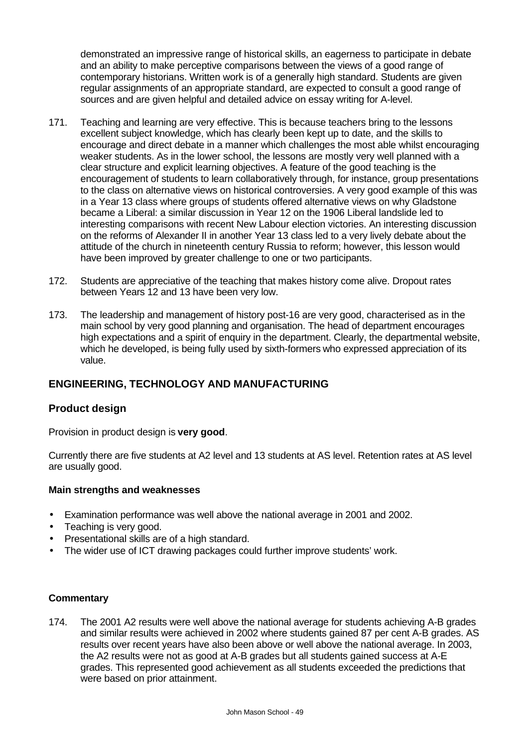demonstrated an impressive range of historical skills, an eagerness to participate in debate and an ability to make perceptive comparisons between the views of a good range of contemporary historians. Written work is of a generally high standard. Students are given regular assignments of an appropriate standard, are expected to consult a good range of sources and are given helpful and detailed advice on essay writing for A-level.

171. Teaching and learning are very effective. This is because teachers bring to the lessons excellent subject knowledge, which has clearly been kept up to date, and the skills to encourage and direct debate in a manner which challenges the most able whilst encouraging weaker students. As in the lower school, the lessons are mostly very well planned with a clear structure and explicit learning objectives. A feature of the good teaching is the encouragement of students to learn collaboratively through, for instance, group presentations to the class on alternative views on historical controversies. A very good example of this was in a Year 13 class where groups of students offered alternative views on why Gladstone became a Liberal: a similar discussion in Year 12 on the 1906 Liberal landslide led to interesting comparisons with recent New Labour election victories. An interesting discussion on the reforms of Alexander II in another Year 13 class led to a very lively debate about the attitude of the church in nineteenth century Russia to reform; however, this lesson would have been improved by greater challenge to one or two participants.

172. Students are appreciative of the teaching that makes history come alive. Dropout rates between Years 12 and 13 have been very low.

173. The leadership and management of history post-16 are very good, characterised as in the main school by very good planning and organisation. The head of department encourages high expectations and a spirit of enquiry in the department. Clearly, the departmental website, which he developed, is being fully used by sixth-formers who expressed appreciation of its value.

## ENGINEERING, TECHNOLOGY AND MANUFACTURING

### Product design

Provision in product design is **very good**.

Currently there are five students at A2 level and 13 students at AS level. Retention rates at AS level are usually good.

**Main strengths and weaknesses**

- Examination performance was well above the national average in 2001 and 2002.
- Teaching is very good.
- Presentational skills are of a high standard.
- The wider use of ICT drawing packages could further improve students' work.

**Commentary**

174. The 2001 A2 results were well above the national average for students achieving A-B grades and similar results were achieved in 2002 where students gained 87 per cent A-B grades. AS results over recent years have also been above or well above the national average. In 2003, the A2 results were not as good at A-B grades but all students gained success at A-E grades. This represented good achievement as all students exceeded the predictions that were based on prior attainment.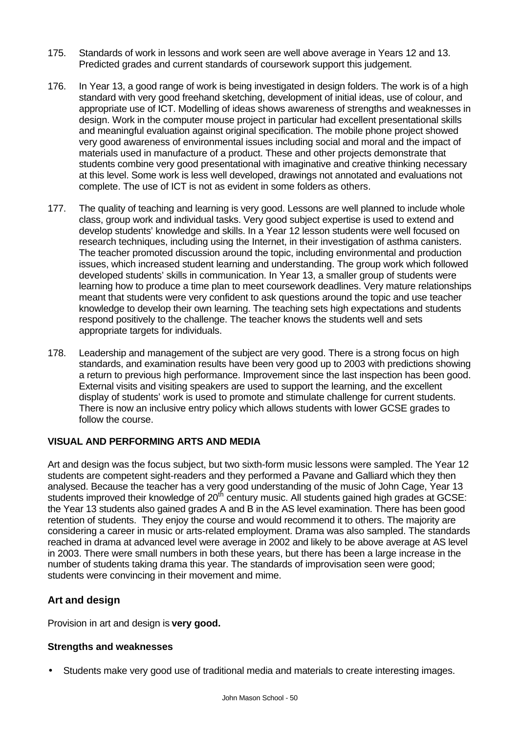175. Standards of work in lessons and work seen are well above average in Years 12 and 13. Predicted grades and current standards of coursework support this judgement.

176. In Year 13, a good range of work is being investigated in design folders. The work is of a high standard with very good freehand sketching, development of initial ideas, use of colour, and appropriate use of ICT. Modelling of ideas shows awareness of strengths and weaknesses in design. Work in the computer mouse project in particular had excellent presentational skills and meaningful evaluation against original specification. The mobile phone project showed very good awareness of environmental issues including social and moral and the impact of materials used in manufacture of a product. These and other projects demonstrate that students combine very good presentational with imaginative and creative thinking necessary at this level. Some work is less well developed, drawings not annotated and evaluations not complete. The use of ICT is not as evident in some folders as others.

177. The quality of teaching and learning is very good. Lessons are well planned to include whole class, group work and individual tasks. Very good subject expertise is used to extend and develop students' knowledge and skills. In a Year 12 lesson students were well focused on research techniques, including using the Internet, in their investigation of asthma canisters. The teacher promoted discussion around the topic, including environmental and production issues, which increased student learning and understanding. The group work which followed developed students' skills in communication. In Year 13, a smaller group of students were learning how to produce a time plan to meet coursework deadlines. Very mature relationships meant that students were very confident to ask questions around the topic and use teacher knowledge to develop their own learning. The teaching sets high expectations and students respond positively to the challenge. The teacher knows the students well and sets appropriate targets for individuals.

178. Leadership and management of the subject are very good. There is a strong focus on high standards, and examination results have been very good up to 2003 with predictions showing a return to previous high performance. Improvement since the last inspection has been good. External visits and visiting speakers are used to support the learning, and the excellent display of students' work is used to promote and stimulate challenge for current students. There is now an inclusive entry policy which allows students with lower GCSE grades to follow the course.

### VISUAL AND PERFORMING ARTS AND MEDIA

Art and design was the focus subject, but two sixth-form music lessons were sampled. The Year 12 students are competent sight-readers and they performed a Pavane and Galliard which they then analysed. Because the teacher has a very good understanding of the music of John Cage, Year 13 students improved their knowledge of 20th century music. All students gained high grades at GCSE: the Year 13 students also gained grades A and B in the AS level examination. There has been good retention of students. They enjoy the course and would recommend it to others. The majority are considering a career in music or arts-related employment. Drama was also sampled. The standards reached in drama at advanced level were average in 2002 and likely to be above average at AS level in 2003. There were small numbers in both these years, but there has been a large increase in the number of students taking drama this year. The standards of improvisation seen were good; students were convincing in their movement and mime.

## Art and design

Provision in art and design is **very good.**

### Strengths and weaknesses

- Students make very good use of traditional media and materials to create interesting images.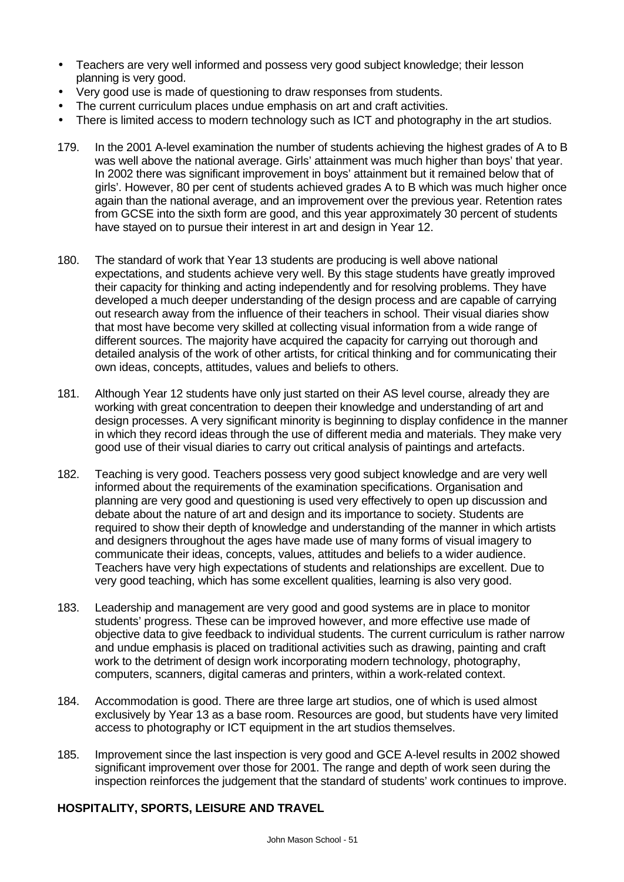- Teachers are very well informed and possess very good subject knowledge; their lesson planning is very good.
- Very good use is made of questioning to draw responses from students.
- The current curriculum places undue emphasis on art and craft activities.
- There is limited access to modern technology such as ICT and photography in the art studios.

179. In the 2001 A-level examination the number of students achieving the highest grades of A to B was well above the national average. Girls' attainment was much higher than boys' that year. In 2002 there was significant improvement in boys' attainment but it remained below that of girls'. However, 80 per cent of students achieved grades A to B which was much higher once again than the national average, and an improvement over the previous year. Retention rates from GCSE into the sixth form are good, and this year approximately 30 percent of students have stayed on to pursue their interest in art and design in Year 12.

180. The standard of work that Year 13 students are producing is well above national expectations, and students achieve very well. By this stage students have greatly improved their capacity for thinking and acting independently and for resolving problems. They have developed a much deeper understanding of the design process and are capable of carrying out research away from the influence of their teachers in school. Their visual diaries show that most have become very skilled at collecting visual information from a wide range of different sources. The majority have acquired the capacity for carrying out thorough and detailed analysis of the work of other artists, for critical thinking and for communicating their own ideas, concepts, attitudes, values and beliefs to others.

181. Although Year 12 students have only just started on their AS level course, already they are working with great concentration to deepen their knowledge and understanding of art and design processes. A very significant minority is beginning to display confidence in the manner in which they record ideas through the use of different media and materials. They make very good use of their visual diaries to carry out critical analysis of paintings and artefacts.

182. Teaching is very good. Teachers possess very good subject knowledge and are very well informed about the requirements of the examination specifications. Organisation and planning are very good and questioning is used very effectively to open up discussion and debate about the nature of art and design and its importance to society. Students are required to show their depth of knowledge and understanding of the manner in which artists and designers throughout the ages have made use of many forms of visual imagery to communicate their ideas, concepts, values, attitudes and beliefs to a wider audience. Teachers have very high expectations of students and relationships are excellent. Due to very good teaching, which has some excellent qualities, learning is also very good.

183. Leadership and management are very good and good systems are in place to monitor students' progress. These can be improved however, and more effective use made of objective data to give feedback to individual students. The current curriculum is rather narrow and undue emphasis is placed on traditional activities such as drawing, painting and craft work to the detriment of design work incorporating modern technology, photography, computers, scanners, digital cameras and printers, within a work-related context.

184. Accommodation is good. There are three large art studios, one of which is used almost exclusively by Year 13 as a base room. Resources are good, but students have very limited access to photography or ICT equipment in the art studios themselves.

185. Improvement since the last inspection is very good and GCE A-level results in 2002 showed significant improvement over those for 2001. The range and depth of work seen during the inspection reinforces the judgement that the standard of students' work continues to improve.

**HOSPITALITY, SPORTS, LEISURE AND TRAVEL**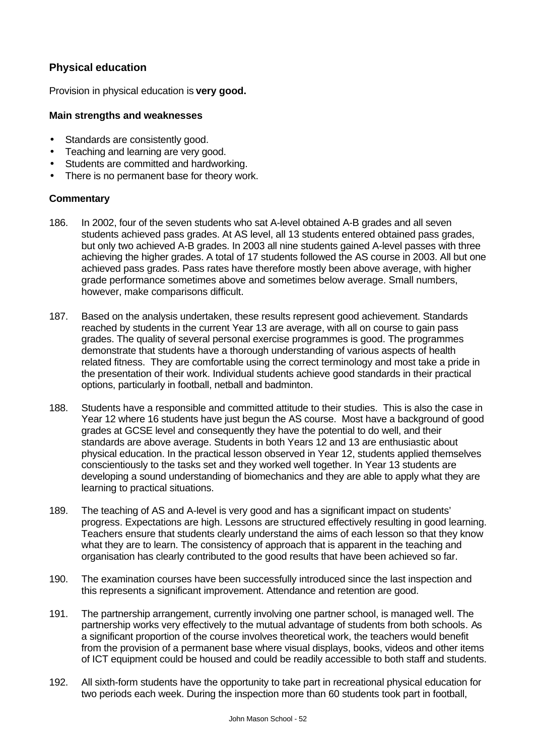### Physical education

Provision in physical education is **very good.**

#### Main strengths and weaknesses

- Standards are consistently good.
- Teaching and learning are very good.
- Students are committed and hardworking.
- There is no permanent base for theory work.

#### Commentary

186. In 2002, four of the seven students who sat A-level obtained A-B grades and all seven students achieved pass grades. At AS level, all 13 students entered obtained pass grades, but only two achieved A-B grades. In 2003 all nine students gained A-level passes with three achieving the higher grades. A total of 17 students followed the AS course in 2003. All but one achieved pass grades. Pass rates have therefore mostly been above average, with higher grade performance sometimes above and sometimes below average. Small numbers, however, make comparisons difficult.

187. Based on the analysis undertaken, these results represent good achievement. Standards reached by students in the current Year 13 are average, with all on course to gain pass grades. The quality of several personal exercise programmes is good. The programmes demonstrate that students have a thorough understanding of various aspects of health related fitness. They are comfortable using the correct terminology and most take a pride in the presentation of their work. Individual students achieve good standards in their practical options, particularly in football, netball and badminton.

188. Students have a responsible and committed attitude to their studies. This is also the case in Year 12 where 16 students have just begun the AS course. Most have a background of good grades at GCSE level and consequently they have the potential to do well, and their standards are above average. Students in both Years 12 and 13 are enthusiastic about physical education. In the practical lesson observed in Year 12, students applied themselves conscientiously to the tasks set and they worked well together. In Year 13 students are developing a sound understanding of biomechanics and they are able to apply what they are learning to practical situations.

189. The teaching of AS and A-level is very good and has a significant impact on students' progress. Expectations are high. Lessons are structured effectively resulting in good learning. Teachers ensure that students clearly understand the aims of each lesson so that they know what they are to learn. The consistency of approach that is apparent in the teaching and organisation has clearly contributed to the good results that have been achieved so far.

190. The examination courses have been successfully introduced since the last inspection and this represents a significant improvement. Attendance and retention are good.

191. The partnership arrangement, currently involving one partner school, is managed well. The partnership works very effectively to the mutual advantage of students from both schools. As a significant proportion of the course involves theoretical work, the teachers would benefit from the provision of a permanent base where visual displays, books, videos and other items of ICT equipment could be housed and could be readily accessible to both staff and students.

192. All sixth-form students have the opportunity to take part in recreational physical education for two periods each week. During the inspection more than 60 students took part in football,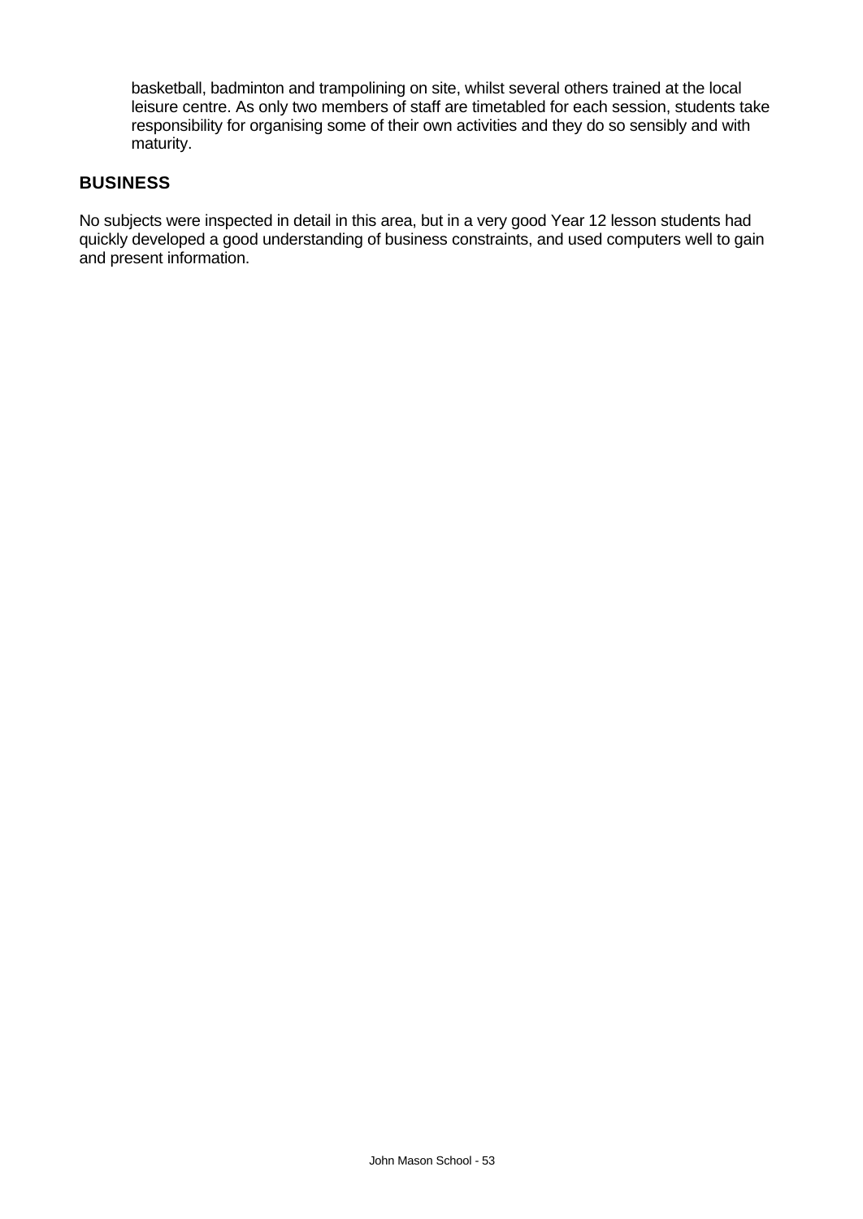basketball, badminton and trampolining on site, whilst several others trained at the local leisure centre. As only two members of staff are timetabled for each session, students take responsibility for organising some of their own activities and they do so sensibly and with maturity.

## BUSINESS

No subjects were inspected in detail in this area, but in a very good Year 12 lesson students had quickly developed a good understanding of business constraints, and used computers well to gain and present information.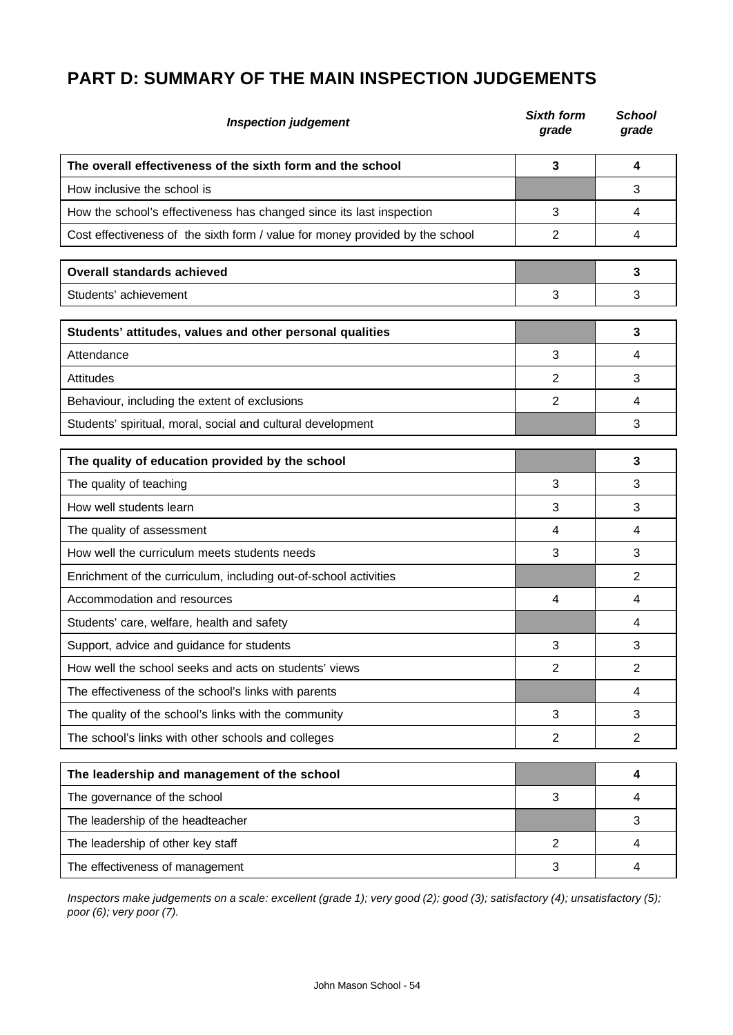# PART D: SUMMARY OF THE MAIN INSPECTION JUDGEMENTS

| *Inspection judgement* | *Sixth form grade* | *School grade* |
|---|---|---|
| **The overall effectiveness of the sixth form and the school** | **3** | **4** |
| How inclusive the school is | | 3 |
| How the school's effectiveness has changed since its last inspection | 3 | 4 |
| Cost effectiveness of the sixth form / value for money provided by the school | 2 | 4 |
| **Overall standards achieved** | | **3** |
| Students' achievement | 3 | 3 |
| **Students' attitudes, values and other personal qualities** | | **3** |
| Attendance | 3 | 4 |
| Attitudes | 2 | 3 |
| Behaviour, including the extent of exclusions | 2 | 4 |
| Students' spiritual, moral, social and cultural development | | 3 |
| **The quality of education provided by the school** | | **3** |
| The quality of teaching | 3 | 3 |
| How well students learn | 3 | 3 |
| The quality of assessment | 4 | 4 |
| How well the curriculum meets students needs | 3 | 3 |
| Enrichment of the curriculum, including out-of-school activities | | 2 |
| Accommodation and resources | 4 | 4 |
| Students' care, welfare, health and safety | | 4 |
| Support, advice and guidance for students | 3 | 3 |
| How well the school seeks and acts on students' views | 2 | 2 |
| The effectiveness of the school's links with parents | | 4 |
| The quality of the school's links with the community | 3 | 3 |
| The school's links with other schools and colleges | 2 | 2 |
| **The leadership and management of the school** | | **4** |
| The governance of the school | 3 | 4 |
| The leadership of the headteacher | | 3 |
| The leadership of other key staff | 2 | 4 |
| The effectiveness of management | 3 | 4 |

*Inspectors make judgements on a scale: excellent (grade 1); very good (2); good (3); satisfactory (4); unsatisfactory (5); poor (6); very poor (7).*